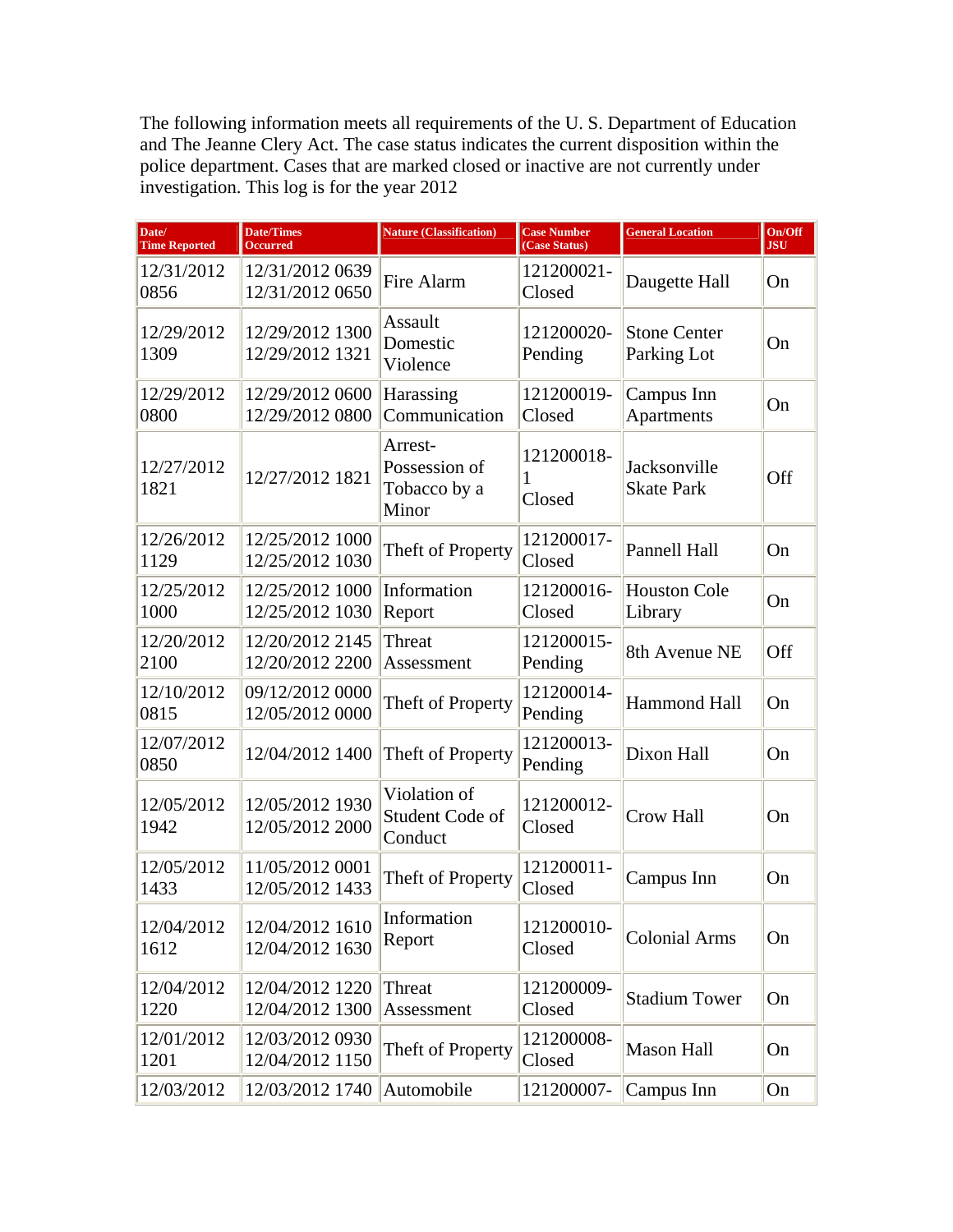The following information meets all requirements of the U. S. Department of Education and The Jeanne Clery Act. The case status indicates the current disposition within the police department. Cases that are marked closed or inactive are not currently under investigation. This log is for the year 2012

| Date/ Time Reported | Date/Times Occurred | Nature (Classification) | Case Number (Case Status) | General Location | On/Off JSU |
|---|---|---|---|---|---|
| 12/31/2012 0856 | 12/31/2012 0639 12/31/2012 0650 | Fire Alarm | 121200021- Closed | Daugette Hall | On |
| 12/29/2012 1309 | 12/29/2012 1300 12/29/2012 1321 | Assault Domestic Violence | 121200020- Pending | Stone Center Parking Lot | On |
| 12/29/2012 0800 | 12/29/2012 0600 12/29/2012 0800 | Harassing Communication | 121200019- Closed | Campus Inn Apartments | On |
| 12/27/2012 1821 | 12/27/2012 1821 | Arrest- Possession of Tobacco by a Minor | 121200018- 1 Closed | Jacksonville Skate Park | Off |
| 12/26/2012 1129 | 12/25/2012 1000 12/25/2012 1030 | Theft of Property | 121200017- Closed | Pannell Hall | On |
| 12/25/2012 1000 | 12/25/2012 1000 12/25/2012 1030 | Information Report | 121200016- Closed | Houston Cole Library | On |
| 12/20/2012 2100 | 12/20/2012 2145 12/20/2012 2200 | Threat Assessment | 121200015- Pending | 8th Avenue NE | Off |
| 12/10/2012 0815 | 09/12/2012 0000 12/05/2012 0000 | Theft of Property | 121200014- Pending | Hammond Hall | On |
| 12/07/2012 0850 | 12/04/2012 1400 | Theft of Property | 121200013- Pending | Dixon Hall | On |
| 12/05/2012 1942 | 12/05/2012 1930 12/05/2012 2000 | Violation of Student Code of Conduct | 121200012- Closed | Crow Hall | On |
| 12/05/2012 1433 | 11/05/2012 0001 12/05/2012 1433 | Theft of Property | 121200011- Closed | Campus Inn | On |
| 12/04/2012 1612 | 12/04/2012 1610 12/04/2012 1630 | Information Report | 121200010- Closed | Colonial Arms | On |
| 12/04/2012 1220 | 12/04/2012 1220 12/04/2012 1300 | Threat Assessment | 121200009- Closed | Stadium Tower | On |
| 12/01/2012 1201 | 12/03/2012 0930 12/04/2012 1150 | Theft of Property | 121200008- Closed | Mason Hall | On |
| 12/03/2012 | 12/03/2012 1740 | Automobile | 121200007- | Campus Inn | On |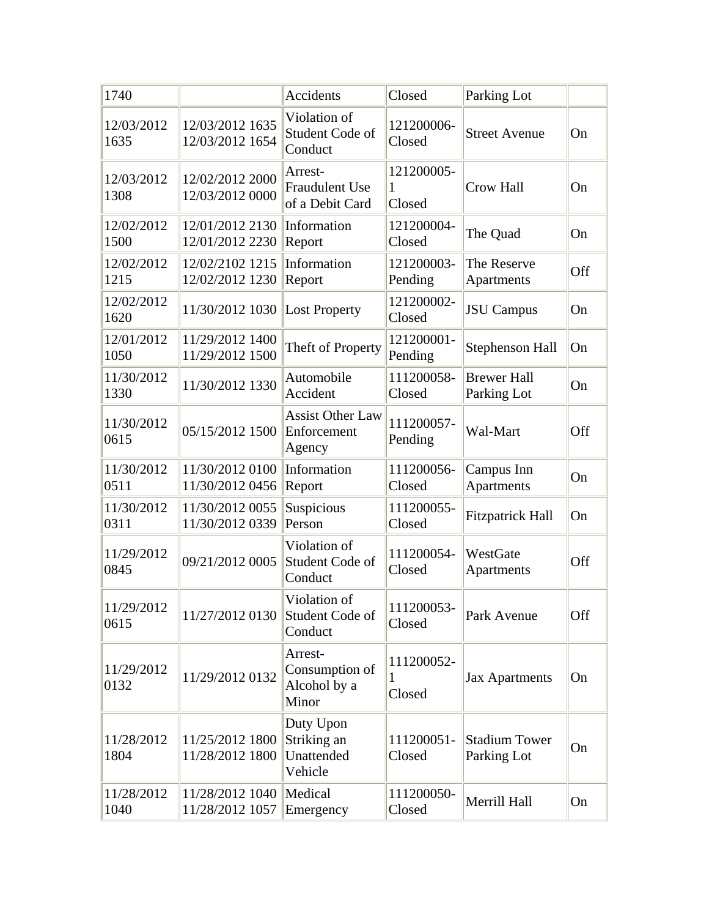| 1740 | | Accidents | Closed | Parking Lot | |
|---|---|---|---|---|---|
| 12/03/2012 1635 | 12/03/2012 1635 12/03/2012 1654 | Violation of Student Code of Conduct | 121200006-Closed | Street Avenue | On |
| 12/03/2012 1308 | 12/02/2012 2000 12/03/2012 0000 | Arrest-Fraudulent Use of a Debit Card | 121200005-1 Closed | Crow Hall | On |
| 12/02/2012 1500 | 12/01/2012 2130 12/01/2012 2230 | Information Report | 121200004-Closed | The Quad | On |
| 12/02/2012 1215 | 12/02/2102 1215 12/02/2012 1230 | Information Report | 121200003-Pending | The Reserve Apartments | Off |
| 12/02/2012 1620 | 11/30/2012 1030 | Lost Property | 121200002-Closed | JSU Campus | On |
| 12/01/2012 1050 | 11/29/2012 1400 11/29/2012 1500 | Theft of Property | 121200001-Pending | Stephenson Hall | On |
| 11/30/2012 1330 | 11/30/2012 1330 | Automobile Accident | 111200058-Closed | Brewer Hall Parking Lot | On |
| 11/30/2012 0615 | 05/15/2012 1500 | Assist Other Law Enforcement Agency | 111200057-Pending | Wal-Mart | Off |
| 11/30/2012 0511 | 11/30/2012 0100 11/30/2012 0456 | Information Report | 111200056-Closed | Campus Inn Apartments | On |
| 11/30/2012 0311 | 11/30/2012 0055 11/30/2012 0339 | Suspicious Person | 111200055-Closed | Fitzpatrick Hall | On |
| 11/29/2012 0845 | 09/21/2012 0005 | Violation of Student Code of Conduct | 111200054-Closed | WestGate Apartments | Off |
| 11/29/2012 0615 | 11/27/2012 0130 | Violation of Student Code of Conduct | 111200053-Closed | Park Avenue | Off |
| 11/29/2012 0132 | 11/29/2012 0132 | Arrest-Consumption of Alcohol by a Minor | 111200052-1 Closed | Jax Apartments | On |
| 11/28/2012 1804 | 11/25/2012 1800 11/28/2012 1800 | Duty Upon Striking an Unattended Vehicle | 111200051-Closed | Stadium Tower Parking Lot | On |
| 11/28/2012 1040 | 11/28/2012 1040 11/28/2012 1057 | Medical Emergency | 111200050-Closed | Merrill Hall | On |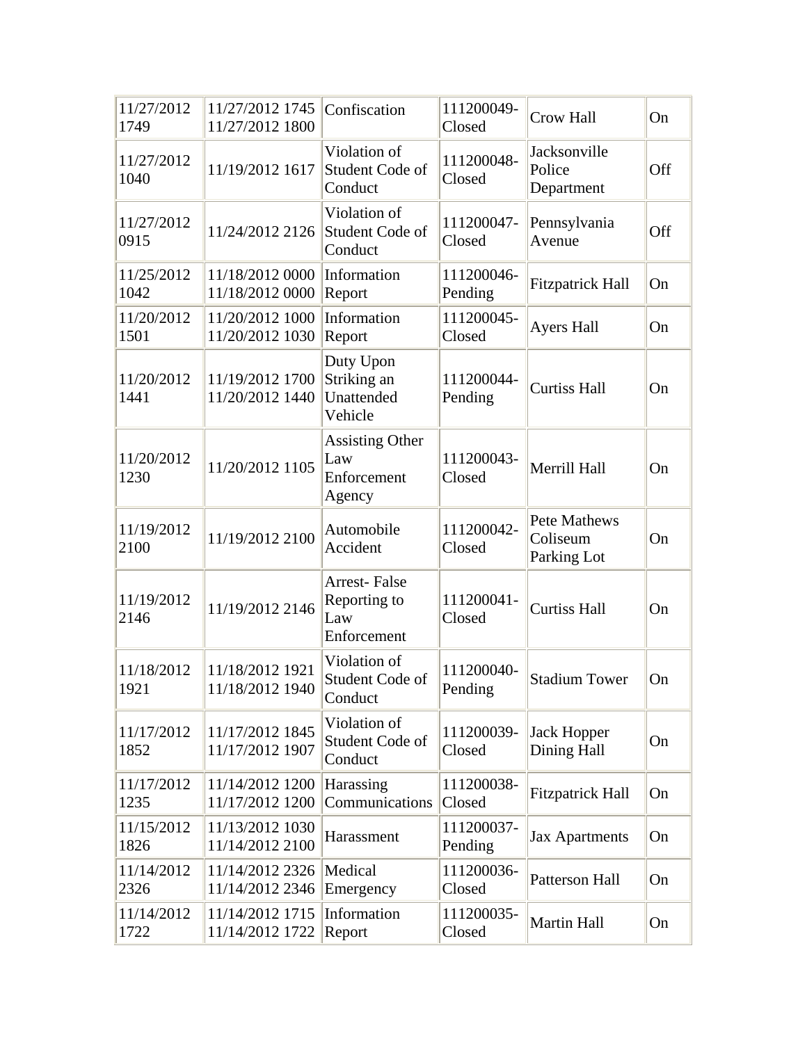| | | | | | |
|---|---|---|---|---|---|
| 11/27/2012 1749 | 11/27/2012 1745 11/27/2012 1800 | Confiscation | 111200049-Closed | Crow Hall | On |
| 11/27/2012 1040 | 11/19/2012 1617 | Violation of Student Code of Conduct | 111200048-Closed | Jacksonville Police Department | Off |
| 11/27/2012 0915 | 11/24/2012 2126 | Violation of Student Code of Conduct | 111200047-Closed | Pennsylvania Avenue | Off |
| 11/25/2012 1042 | 11/18/2012 0000 11/18/2012 0000 | Information Report | 111200046-Pending | Fitzpatrick Hall | On |
| 11/20/2012 1501 | 11/20/2012 1000 11/20/2012 1030 | Information Report | 111200045-Closed | Ayers Hall | On |
| 11/20/2012 1441 | 11/19/2012 1700 11/20/2012 1440 | Duty Upon Striking an Unattended Vehicle | 111200044-Pending | Curtiss Hall | On |
| 11/20/2012 1230 | 11/20/2012 1105 | Assisting Other Law Enforcement Agency | 111200043-Closed | Merrill Hall | On |
| 11/19/2012 2100 | 11/19/2012 2100 | Automobile Accident | 111200042-Closed | Pete Mathews Coliseum Parking Lot | On |
| 11/19/2012 2146 | 11/19/2012 2146 | Arrest- False Reporting to Law Enforcement | 111200041-Closed | Curtiss Hall | On |
| 11/18/2012 1921 | 11/18/2012 1921 11/18/2012 1940 | Violation of Student Code of Conduct | 111200040-Pending | Stadium Tower | On |
| 11/17/2012 1852 | 11/17/2012 1845 11/17/2012 1907 | Violation of Student Code of Conduct | 111200039-Closed | Jack Hopper Dining Hall | On |
| 11/17/2012 1235 | 11/14/2012 1200 11/17/2012 1200 | Harassing Communications | 111200038-Closed | Fitzpatrick Hall | On |
| 11/15/2012 1826 | 11/13/2012 1030 11/14/2012 2100 | Harassment | 111200037-Pending | Jax Apartments | On |
| 11/14/2012 2326 | 11/14/2012 2326 11/14/2012 2346 | Medical Emergency | 111200036-Closed | Patterson Hall | On |
| 11/14/2012 1722 | 11/14/2012 1715 11/14/2012 1722 | Information Report | 111200035-Closed | Martin Hall | On |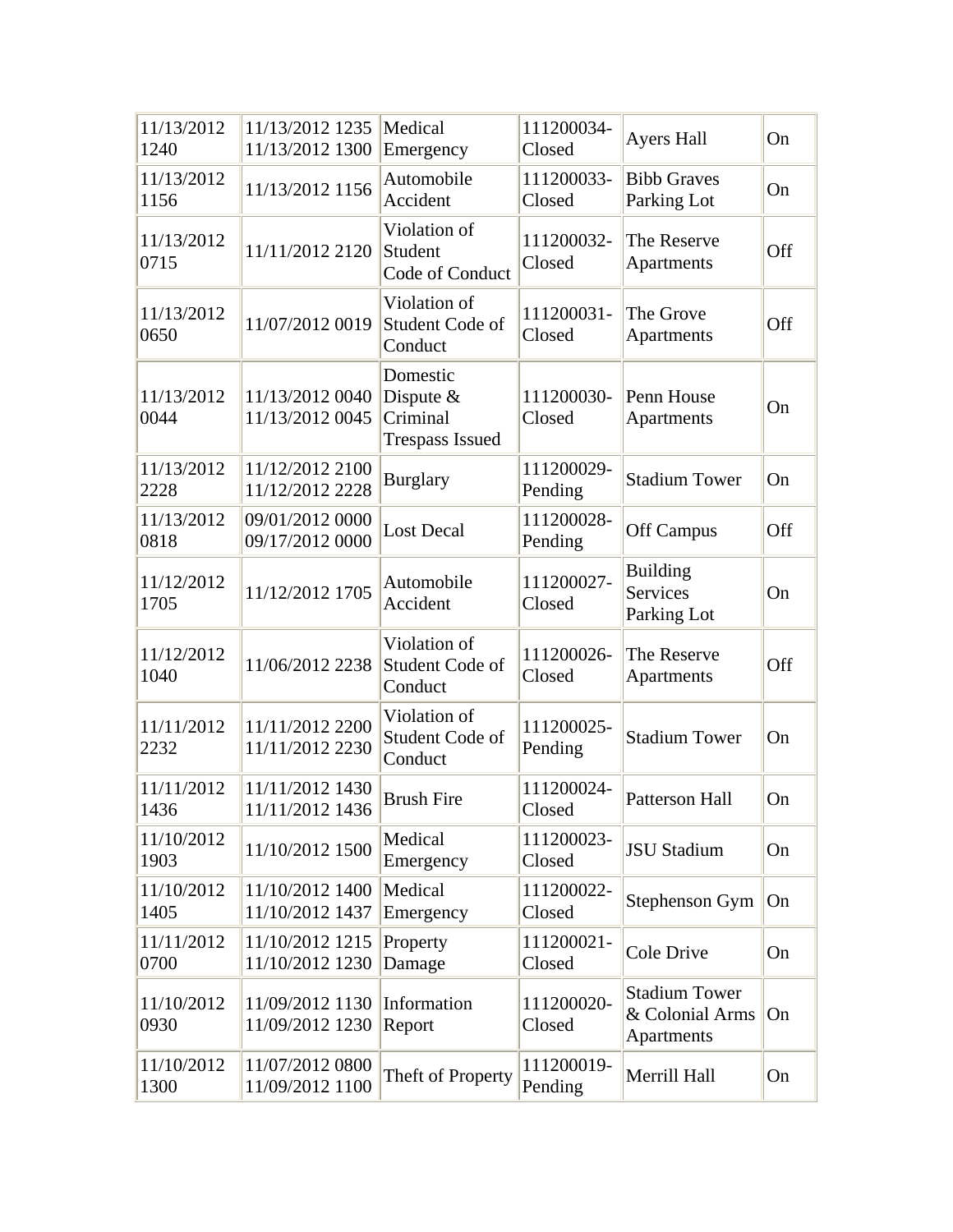| | | | | | |
|---|---|---|---|---|---|
| 11/13/2012 1240 | 11/13/2012 1235 11/13/2012 1300 | Medical Emergency | 111200034-Closed | Ayers Hall | On |
| 11/13/2012 1156 | 11/13/2012 1156 | Automobile Accident | 111200033-Closed | Bibb Graves Parking Lot | On |
| 11/13/2012 0715 | 11/11/2012 2120 | Violation of Student Code of Conduct | 111200032-Closed | The Reserve Apartments | Off |
| 11/13/2012 0650 | 11/07/2012 0019 | Violation of Student Code of Conduct | 111200031-Closed | The Grove Apartments | Off |
| 11/13/2012 0044 | 11/13/2012 0040 11/13/2012 0045 | Domestic Dispute & Criminal Trespass Issued | 111200030-Closed | Penn House Apartments | On |
| 11/13/2012 2228 | 11/12/2012 2100 11/12/2012 2228 | Burglary | 111200029-Pending | Stadium Tower | On |
| 11/13/2012 0818 | 09/01/2012 0000 09/17/2012 0000 | Lost Decal | 111200028-Pending | Off Campus | Off |
| 11/12/2012 1705 | 11/12/2012 1705 | Automobile Accident | 111200027-Closed | Building Services Parking Lot | On |
| 11/12/2012 1040 | 11/06/2012 2238 | Violation of Student Code of Conduct | 111200026-Closed | The Reserve Apartments | Off |
| 11/11/2012 2232 | 11/11/2012 2200 11/11/2012 2230 | Violation of Student Code of Conduct | 111200025-Pending | Stadium Tower | On |
| 11/11/2012 1436 | 11/11/2012 1430 11/11/2012 1436 | Brush Fire | 111200024-Closed | Patterson Hall | On |
| 11/10/2012 1903 | 11/10/2012 1500 | Medical Emergency | 111200023-Closed | JSU Stadium | On |
| 11/10/2012 1405 | 11/10/2012 1400 11/10/2012 1437 | Medical Emergency | 111200022-Closed | Stephenson Gym | On |
| 11/11/2012 0700 | 11/10/2012 1215 11/10/2012 1230 | Property Damage | 111200021-Closed | Cole Drive | On |
| 11/10/2012 0930 | 11/09/2012 1130 11/09/2012 1230 | Information Report | 111200020-Closed | Stadium Tower & Colonial Arms Apartments | On |
| 11/10/2012 1300 | 11/07/2012 0800 11/09/2012 1100 | Theft of Property | 111200019-Pending | Merrill Hall | On |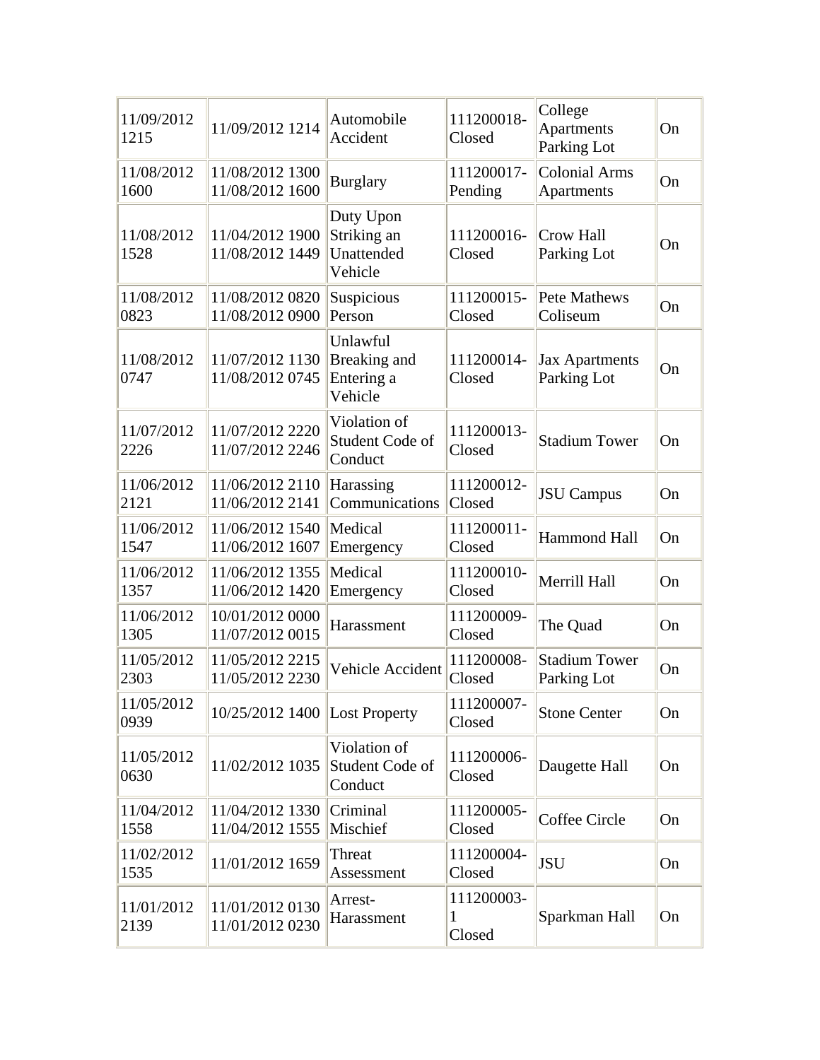| | | | | | |
|---|---|---|---|---|---|
| 11/09/2012 1215 | 11/09/2012 1214 | Automobile Accident | 111200018-Closed | College Apartments Parking Lot | On |
| 11/08/2012 1600 | 11/08/2012 1300 11/08/2012 1600 | Burglary | 111200017-Pending | Colonial Arms Apartments | On |
| 11/08/2012 1528 | 11/04/2012 1900 11/08/2012 1449 | Duty Upon Striking an Unattended Vehicle | 111200016-Closed | Crow Hall Parking Lot | On |
| 11/08/2012 0823 | 11/08/2012 0820 11/08/2012 0900 | Suspicious Person | 111200015-Closed | Pete Mathews Coliseum | On |
| 11/08/2012 0747 | 11/07/2012 1130 11/08/2012 0745 | Unlawful Breaking and Entering a Vehicle | 111200014-Closed | Jax Apartments Parking Lot | On |
| 11/07/2012 2226 | 11/07/2012 2220 11/07/2012 2246 | Violation of Student Code of Conduct | 111200013-Closed | Stadium Tower | On |
| 11/06/2012 2121 | 11/06/2012 2110 11/06/2012 2141 | Harassing Communications | 111200012-Closed | JSU Campus | On |
| 11/06/2012 1547 | 11/06/2012 1540 11/06/2012 1607 | Medical Emergency | 111200011-Closed | Hammond Hall | On |
| 11/06/2012 1357 | 11/06/2012 1355 11/06/2012 1420 | Medical Emergency | 111200010-Closed | Merrill Hall | On |
| 11/06/2012 1305 | 10/01/2012 0000 11/07/2012 0015 | Harassment | 111200009-Closed | The Quad | On |
| 11/05/2012 2303 | 11/05/2012 2215 11/05/2012 2230 | Vehicle Accident | 111200008-Closed | Stadium Tower Parking Lot | On |
| 11/05/2012 0939 | 10/25/2012 1400 | Lost Property | 111200007-Closed | Stone Center | On |
| 11/05/2012 0630 | 11/02/2012 1035 | Violation of Student Code of Conduct | 111200006-Closed | Daugette Hall | On |
| 11/04/2012 1558 | 11/04/2012 1330 11/04/2012 1555 | Criminal Mischief | 111200005-Closed | Coffee Circle | On |
| 11/02/2012 1535 | 11/01/2012 1659 | Threat Assessment | 111200004-Closed | JSU | On |
| 11/01/2012 2139 | 11/01/2012 0130 11/01/2012 0230 | Arrest-Harassment | 111200003-1 Closed | Sparkman Hall | On |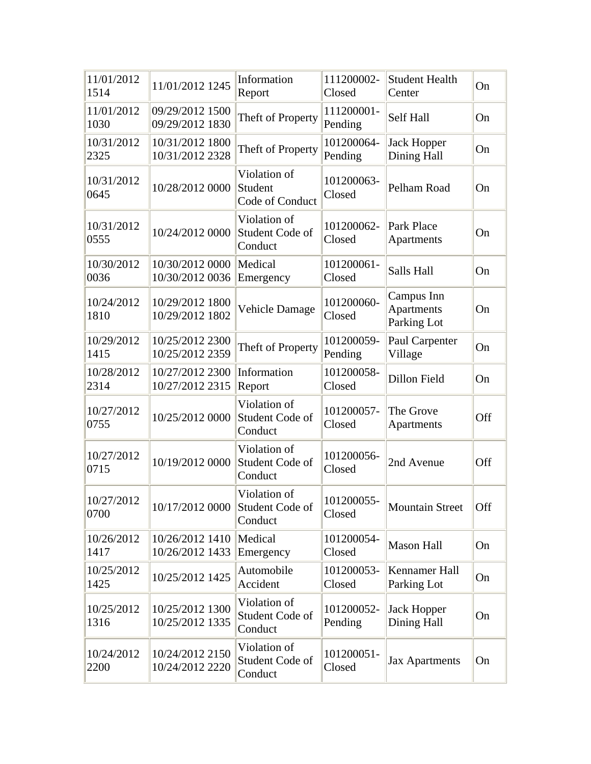| | | | | | |
|---|---|---|---|---|---|
| 11/01/2012 1514 | 11/01/2012 1245 | Information Report | 111200002-Closed | Student Health Center | On |
| 11/01/2012 1030 | 09/29/2012 1500 09/29/2012 1830 | Theft of Property | 111200001-Pending | Self Hall | On |
| 10/31/2012 2325 | 10/31/2012 1800 10/31/2012 2328 | Theft of Property | 101200064-Pending | Jack Hopper Dining Hall | On |
| 10/31/2012 0645 | 10/28/2012 0000 | Violation of Student Code of Conduct | 101200063-Closed | Pelham Road | On |
| 10/31/2012 0555 | 10/24/2012 0000 | Violation of Student Code of Conduct | 101200062-Closed | Park Place Apartments | On |
| 10/30/2012 0036 | 10/30/2012 0000 10/30/2012 0036 | Medical Emergency | 101200061-Closed | Salls Hall | On |
| 10/24/2012 1810 | 10/29/2012 1800 10/29/2012 1802 | Vehicle Damage | 101200060-Closed | Campus Inn Apartments Parking Lot | On |
| 10/29/2012 1415 | 10/25/2012 2300 10/25/2012 2359 | Theft of Property | 101200059-Pending | Paul Carpenter Village | On |
| 10/28/2012 2314 | 10/27/2012 2300 10/27/2012 2315 | Information Report | 101200058-Closed | Dillon Field | On |
| 10/27/2012 0755 | 10/25/2012 0000 | Violation of Student Code of Conduct | 101200057-Closed | The Grove Apartments | Off |
| 10/27/2012 0715 | 10/19/2012 0000 | Violation of Student Code of Conduct | 101200056-Closed | 2nd Avenue | Off |
| 10/27/2012 0700 | 10/17/2012 0000 | Violation of Student Code of Conduct | 101200055-Closed | Mountain Street | Off |
| 10/26/2012 1417 | 10/26/2012 1410 10/26/2012 1433 | Medical Emergency | 101200054-Closed | Mason Hall | On |
| 10/25/2012 1425 | 10/25/2012 1425 | Automobile Accident | 101200053-Closed | Kennamer Hall Parking Lot | On |
| 10/25/2012 1316 | 10/25/2012 1300 10/25/2012 1335 | Violation of Student Code of Conduct | 101200052-Pending | Jack Hopper Dining Hall | On |
| 10/24/2012 2200 | 10/24/2012 2150 10/24/2012 2220 | Violation of Student Code of Conduct | 101200051-Closed | Jax Apartments | On |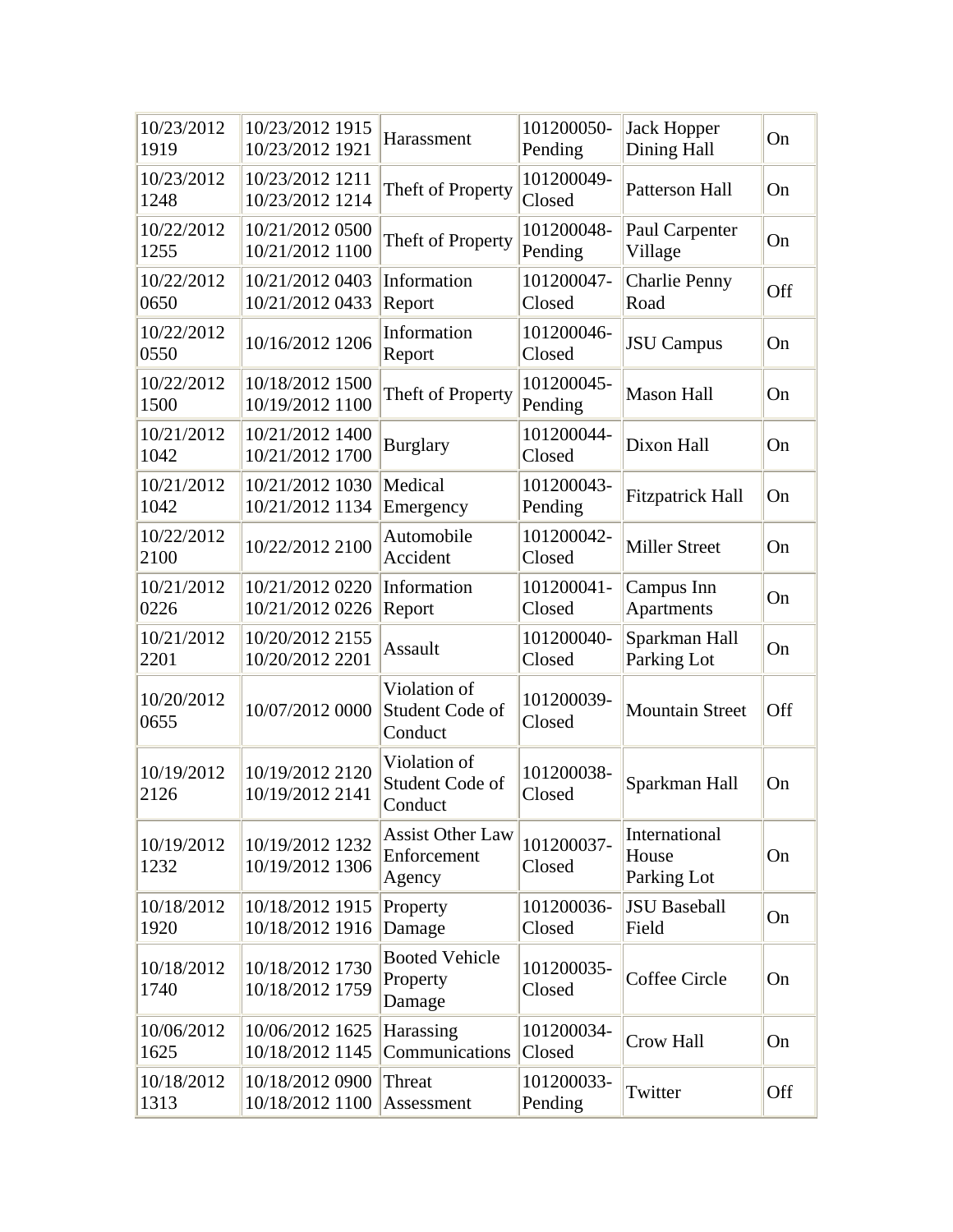| | | | | | |
|---|---|---|---|---|---|
| 10/23/2012 1919 | 10/23/2012 1915 10/23/2012 1921 | Harassment | 101200050-Pending | Jack Hopper Dining Hall | On |
| 10/23/2012 1248 | 10/23/2012 1211 10/23/2012 1214 | Theft of Property | 101200049-Closed | Patterson Hall | On |
| 10/22/2012 1255 | 10/21/2012 0500 10/21/2012 1100 | Theft of Property | 101200048-Pending | Paul Carpenter Village | On |
| 10/22/2012 0650 | 10/21/2012 0403 10/21/2012 0433 | Information Report | 101200047-Closed | Charlie Penny Road | Off |
| 10/22/2012 0550 | 10/16/2012 1206 | Information Report | 101200046-Closed | JSU Campus | On |
| 10/22/2012 1500 | 10/18/2012 1500 10/19/2012 1100 | Theft of Property | 101200045-Pending | Mason Hall | On |
| 10/21/2012 1042 | 10/21/2012 1400 10/21/2012 1700 | Burglary | 101200044-Closed | Dixon Hall | On |
| 10/21/2012 1042 | 10/21/2012 1030 10/21/2012 1134 | Medical Emergency | 101200043-Pending | Fitzpatrick Hall | On |
| 10/22/2012 2100 | 10/22/2012 2100 | Automobile Accident | 101200042-Closed | Miller Street | On |
| 10/21/2012 0226 | 10/21/2012 0220 10/21/2012 0226 | Information Report | 101200041-Closed | Campus Inn Apartments | On |
| 10/21/2012 2201 | 10/20/2012 2155 10/20/2012 2201 | Assault | 101200040-Closed | Sparkman Hall Parking Lot | On |
| 10/20/2012 0655 | 10/07/2012 0000 | Violation of Student Code of Conduct | 101200039-Closed | Mountain Street | Off |
| 10/19/2012 2126 | 10/19/2012 2120 10/19/2012 2141 | Violation of Student Code of Conduct | 101200038-Closed | Sparkman Hall | On |
| 10/19/2012 1232 | 10/19/2012 1232 10/19/2012 1306 | Assist Other Law Enforcement Agency | 101200037-Closed | International House Parking Lot | On |
| 10/18/2012 1920 | 10/18/2012 1915 10/18/2012 1916 | Property Damage | 101200036-Closed | JSU Baseball Field | On |
| 10/18/2012 1740 | 10/18/2012 1730 10/18/2012 1759 | Booted Vehicle Property Damage | 101200035-Closed | Coffee Circle | On |
| 10/06/2012 1625 | 10/06/2012 1625 10/18/2012 1145 | Harassing Communications | 101200034-Closed | Crow Hall | On |
| 10/18/2012 1313 | 10/18/2012 0900 10/18/2012 1100 | Threat Assessment | 101200033-Pending | Twitter | Off |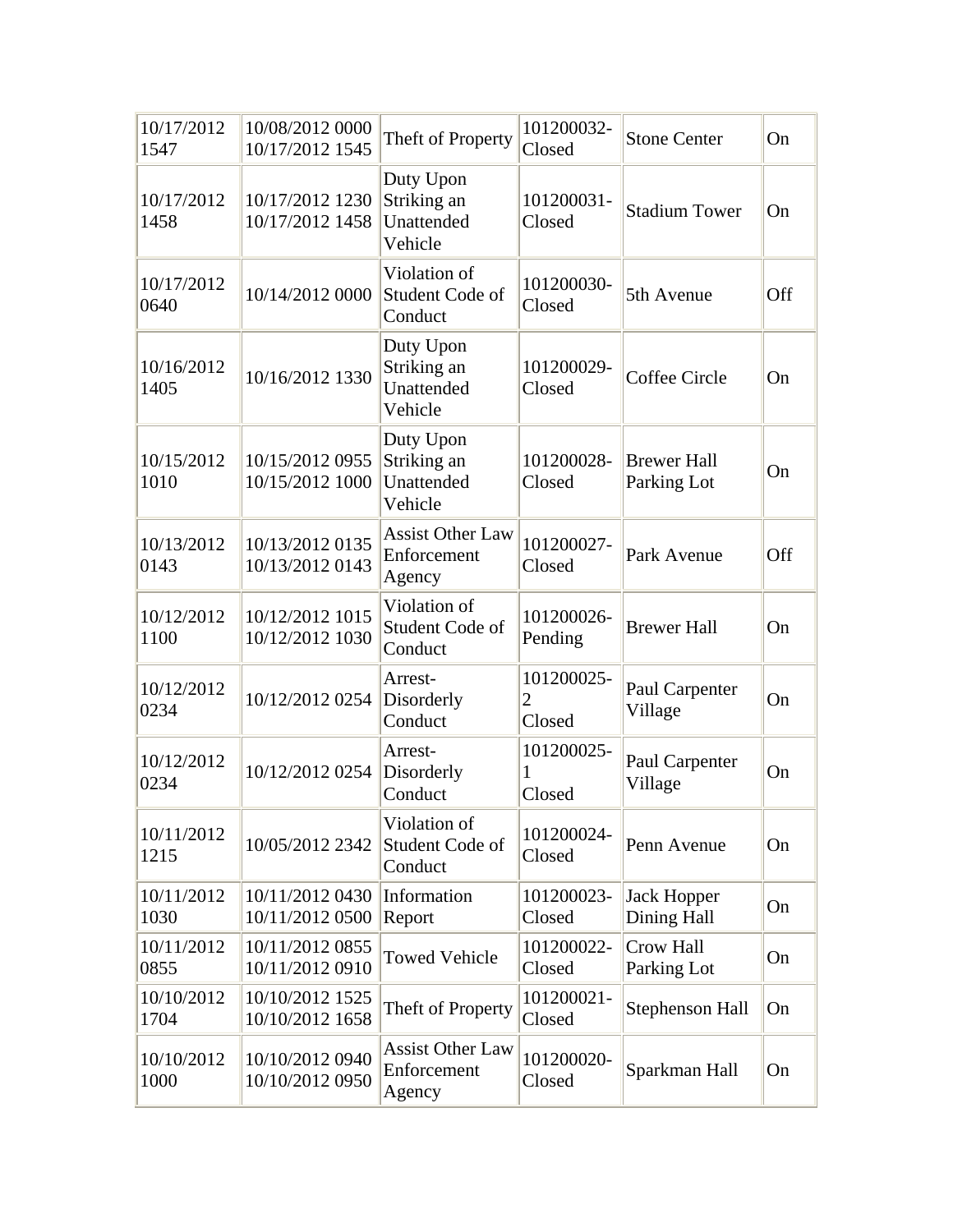| 10/17/2012 1547 | 10/08/2012 0000 10/17/2012 1545 | Theft of Property | 101200032- Closed | Stone Center | On |
|---|---|---|---|---|---|
| 10/17/2012 1458 | 10/17/2012 1230 10/17/2012 1458 | Duty Upon Striking an Unattended Vehicle | 101200031- Closed | Stadium Tower | On |
| 10/17/2012 0640 | 10/14/2012 0000 | Violation of Student Code of Conduct | 101200030- Closed | 5th Avenue | Off |
| 10/16/2012 1405 | 10/16/2012 1330 | Duty Upon Striking an Unattended Vehicle | 101200029- Closed | Coffee Circle | On |
| 10/15/2012 1010 | 10/15/2012 0955 10/15/2012 1000 | Duty Upon Striking an Unattended Vehicle | 101200028- Closed | Brewer Hall Parking Lot | On |
| 10/13/2012 0143 | 10/13/2012 0135 10/13/2012 0143 | Assist Other Law Enforcement Agency | 101200027- Closed | Park Avenue | Off |
| 10/12/2012 1100 | 10/12/2012 1015 10/12/2012 1030 | Violation of Student Code of Conduct | 101200026- Pending | Brewer Hall | On |
| 10/12/2012 0234 | 10/12/2012 0254 | Arrest- Disorderly Conduct | 101200025- 2 Closed | Paul Carpenter Village | On |
| 10/12/2012 0234 | 10/12/2012 0254 | Arrest- Disorderly Conduct | 101200025- 1 Closed | Paul Carpenter Village | On |
| 10/11/2012 1215 | 10/05/2012 2342 | Violation of Student Code of Conduct | 101200024- Closed | Penn Avenue | On |
| 10/11/2012 1030 | 10/11/2012 0430 10/11/2012 0500 | Information Report | 101200023- Closed | Jack Hopper Dining Hall | On |
| 10/11/2012 0855 | 10/11/2012 0855 10/11/2012 0910 | Towed Vehicle | 101200022- Closed | Crow Hall Parking Lot | On |
| 10/10/2012 1704 | 10/10/2012 1525 10/10/2012 1658 | Theft of Property | 101200021- Closed | Stephenson Hall | On |
| 10/10/2012 1000 | 10/10/2012 0940 10/10/2012 0950 | Assist Other Law Enforcement Agency | 101200020- Closed | Sparkman Hall | On |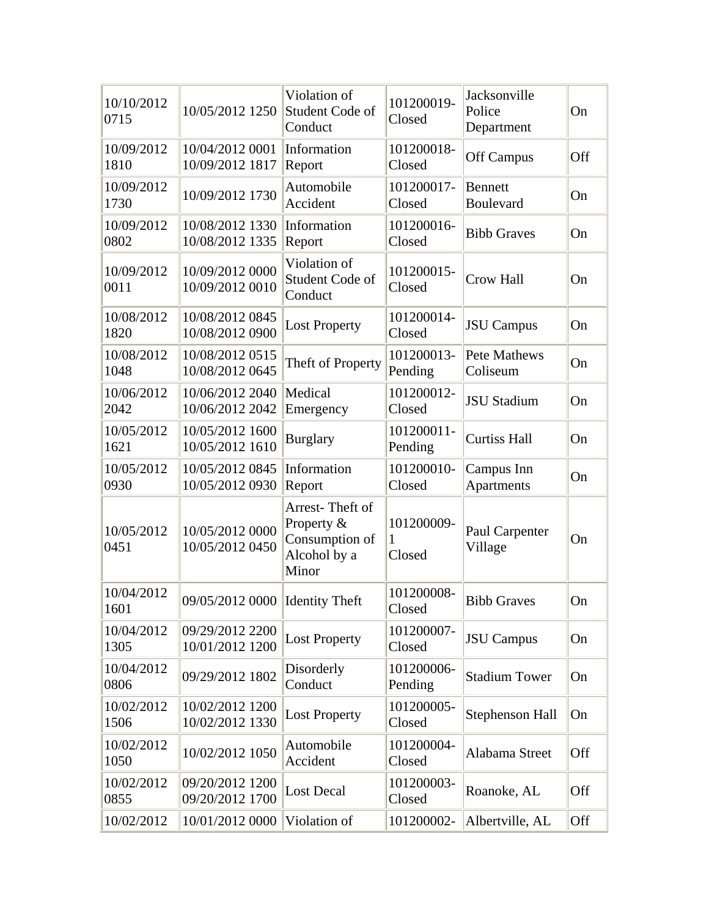| | | | | | |
|---|---|---|---|---|---|
| 10/10/2012 0715 | 10/05/2012 1250 | Violation of Student Code of Conduct | 101200019-Closed | Jacksonville Police Department | On |
| 10/09/2012 1810 | 10/04/2012 0001 10/09/2012 1817 | Information Report | 101200018-Closed | Off Campus | Off |
| 10/09/2012 1730 | 10/09/2012 1730 | Automobile Accident | 101200017-Closed | Bennett Boulevard | On |
| 10/09/2012 0802 | 10/08/2012 1330 10/08/2012 1335 | Information Report | 101200016-Closed | Bibb Graves | On |
| 10/09/2012 0011 | 10/09/2012 0000 10/09/2012 0010 | Violation of Student Code of Conduct | 101200015-Closed | Crow Hall | On |
| 10/08/2012 1820 | 10/08/2012 0845 10/08/2012 0900 | Lost Property | 101200014-Closed | JSU Campus | On |
| 10/08/2012 1048 | 10/08/2012 0515 10/08/2012 0645 | Theft of Property | 101200013-Pending | Pete Mathews Coliseum | On |
| 10/06/2012 2042 | 10/06/2012 2040 10/06/2012 2042 | Medical Emergency | 101200012-Closed | JSU Stadium | On |
| 10/05/2012 1621 | 10/05/2012 1600 10/05/2012 1610 | Burglary | 101200011-Pending | Curtiss Hall | On |
| 10/05/2012 0930 | 10/05/2012 0845 10/05/2012 0930 | Information Report | 101200010-Closed | Campus Inn Apartments | On |
| 10/05/2012 0451 | 10/05/2012 0000 10/05/2012 0450 | Arrest- Theft of Property & Consumption of Alcohol by a Minor | 101200009-1 Closed | Paul Carpenter Village | On |
| 10/04/2012 1601 | 09/05/2012 0000 | Identity Theft | 101200008-Closed | Bibb Graves | On |
| 10/04/2012 1305 | 09/29/2012 2200 10/01/2012 1200 | Lost Property | 101200007-Closed | JSU Campus | On |
| 10/04/2012 0806 | 09/29/2012 1802 | Disorderly Conduct | 101200006-Pending | Stadium Tower | On |
| 10/02/2012 1506 | 10/02/2012 1200 10/02/2012 1330 | Lost Property | 101200005-Closed | Stephenson Hall | On |
| 10/02/2012 1050 | 10/02/2012 1050 | Automobile Accident | 101200004-Closed | Alabama Street | Off |
| 10/02/2012 0855 | 09/20/2012 1200 09/20/2012 1700 | Lost Decal | 101200003-Closed | Roanoke, AL | Off |
| 10/02/2012 | 10/01/2012 0000 | Violation of | 101200002- | Albertville, AL | Off |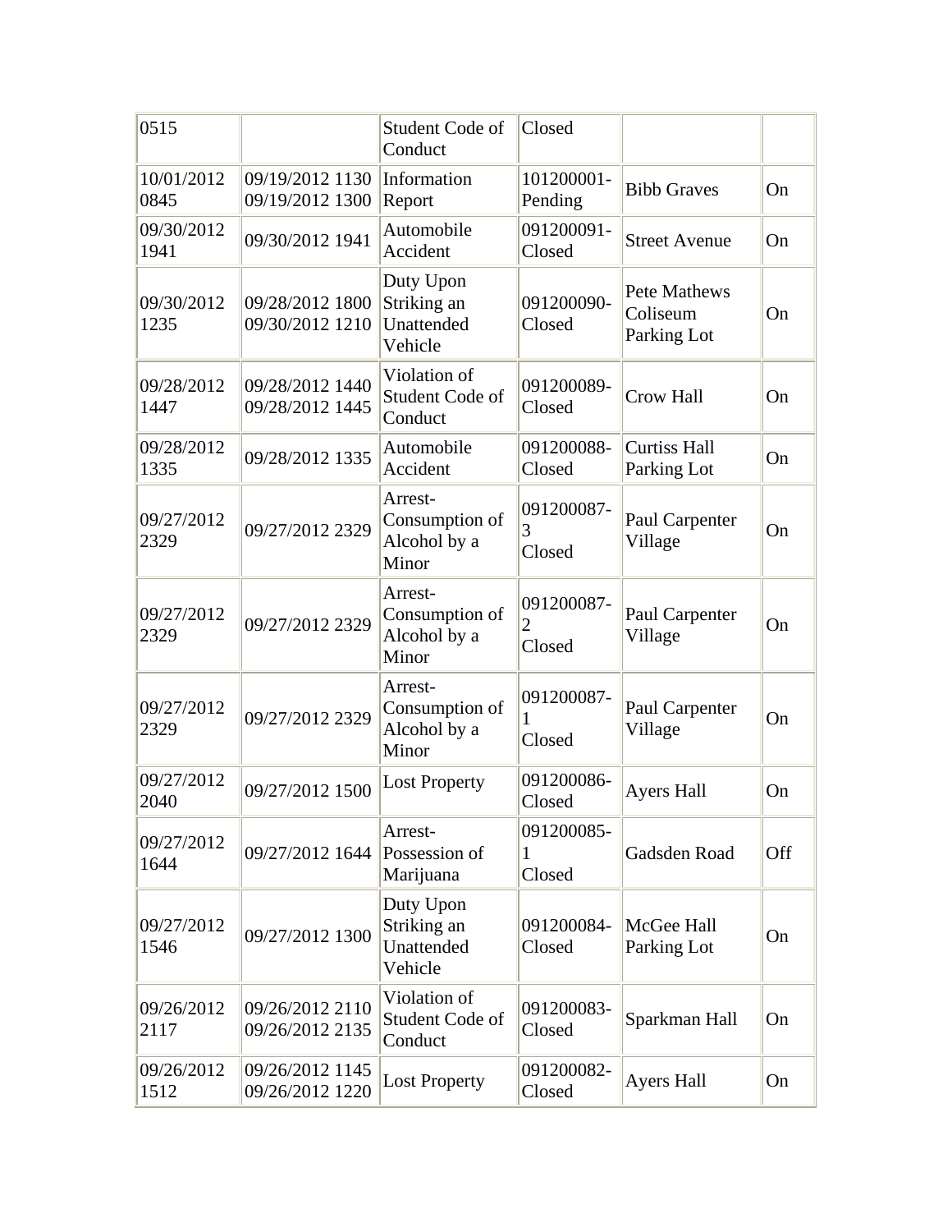| 0515 | | Student Code of Conduct | Closed | | |
|---|---|---|---|---|---|
| 10/01/2012 0845 | 09/19/2012 1130 09/19/2012 1300 | Information Report | 101200001-Pending | Bibb Graves | On |
| 09/30/2012 1941 | 09/30/2012 1941 | Automobile Accident | 091200091-Closed | Street Avenue | On |
| 09/30/2012 1235 | 09/28/2012 1800 09/30/2012 1210 | Duty Upon Striking an Unattended Vehicle | 091200090-Closed | Pete Mathews Coliseum Parking Lot | On |
| 09/28/2012 1447 | 09/28/2012 1440 09/28/2012 1445 | Violation of Student Code of Conduct | 091200089-Closed | Crow Hall | On |
| 09/28/2012 1335 | 09/28/2012 1335 | Automobile Accident | 091200088-Closed | Curtiss Hall Parking Lot | On |
| 09/27/2012 2329 | 09/27/2012 2329 | Arrest-Consumption of Alcohol by a Minor | 091200087-3 Closed | Paul Carpenter Village | On |
| 09/27/2012 2329 | 09/27/2012 2329 | Arrest-Consumption of Alcohol by a Minor | 091200087-2 Closed | Paul Carpenter Village | On |
| 09/27/2012 2329 | 09/27/2012 2329 | Arrest-Consumption of Alcohol by a Minor | 091200087-1 Closed | Paul Carpenter Village | On |
| 09/27/2012 2040 | 09/27/2012 1500 | Lost Property | 091200086-Closed | Ayers Hall | On |
| 09/27/2012 1644 | 09/27/2012 1644 | Arrest-Possession of Marijuana | 091200085-1 Closed | Gadsden Road | Off |
| 09/27/2012 1546 | 09/27/2012 1300 | Duty Upon Striking an Unattended Vehicle | 091200084-Closed | McGee Hall Parking Lot | On |
| 09/26/2012 2117 | 09/26/2012 2110 09/26/2012 2135 | Violation of Student Code of Conduct | 091200083-Closed | Sparkman Hall | On |
| 09/26/2012 1512 | 09/26/2012 1145 09/26/2012 1220 | Lost Property | 091200082-Closed | Ayers Hall | On |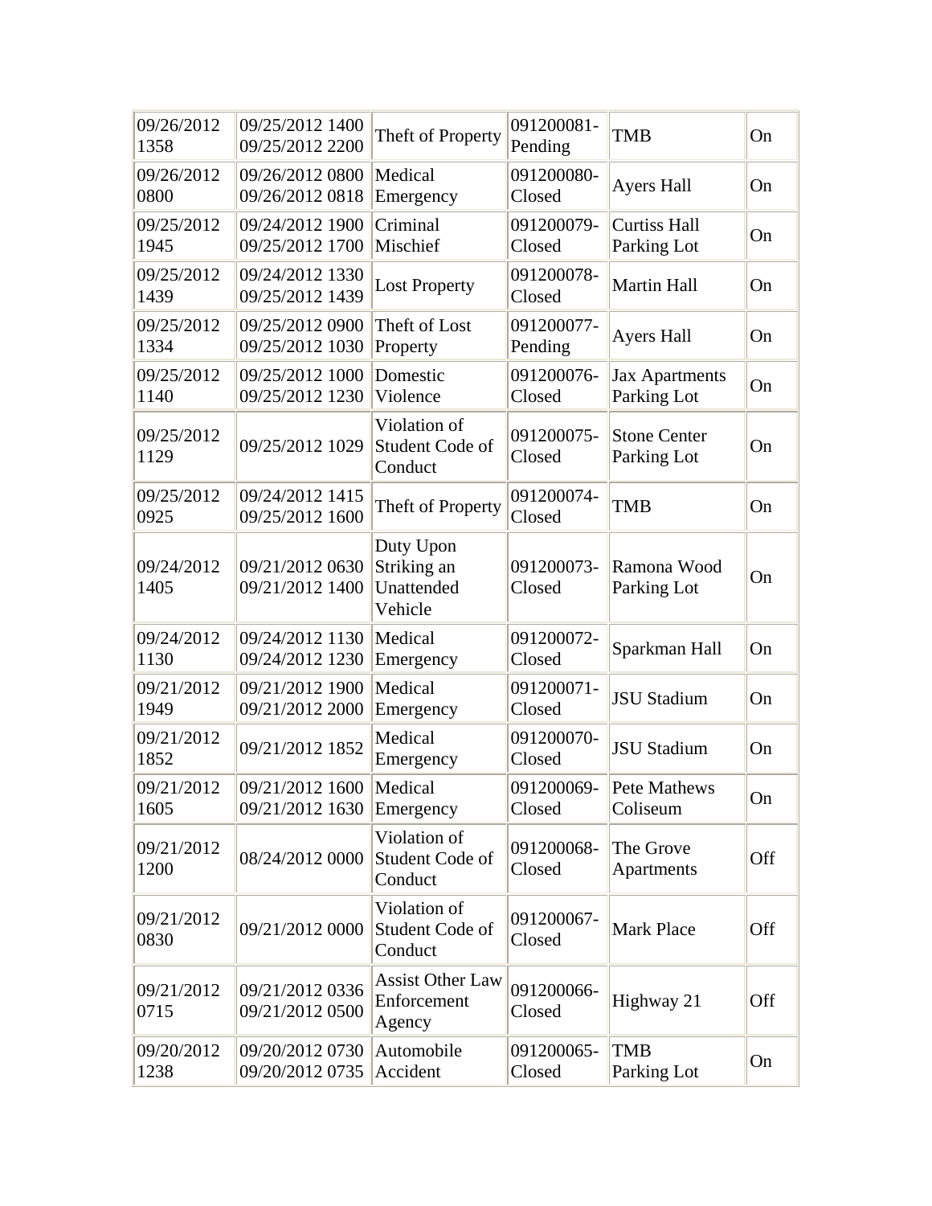| 09/26/2012 1358 | 09/25/2012 1400 09/25/2012 2200 | Theft of Property | 091200081- Pending | TMB | On |
|---|---|---|---|---|---|
| 09/26/2012 0800 | 09/26/2012 0800 09/26/2012 0818 | Medical Emergency | 091200080- Closed | Ayers Hall | On |
| 09/25/2012 1945 | 09/24/2012 1900 09/25/2012 1700 | Criminal Mischief | 091200079- Closed | Curtiss Hall Parking Lot | On |
| 09/25/2012 1439 | 09/24/2012 1330 09/25/2012 1439 | Lost Property | 091200078- Closed | Martin Hall | On |
| 09/25/2012 1334 | 09/25/2012 0900 09/25/2012 1030 | Theft of Lost Property | 091200077- Pending | Ayers Hall | On |
| 09/25/2012 1140 | 09/25/2012 1000 09/25/2012 1230 | Domestic Violence | 091200076- Closed | Jax Apartments Parking Lot | On |
| 09/25/2012 1129 | 09/25/2012 1029 | Violation of Student Code of Conduct | 091200075- Closed | Stone Center Parking Lot | On |
| 09/25/2012 0925 | 09/24/2012 1415 09/25/2012 1600 | Theft of Property | 091200074- Closed | TMB | On |
| 09/24/2012 1405 | 09/21/2012 0630 09/21/2012 1400 | Duty Upon Striking an Unattended Vehicle | 091200073- Closed | Ramona Wood Parking Lot | On |
| 09/24/2012 1130 | 09/24/2012 1130 09/24/2012 1230 | Medical Emergency | 091200072- Closed | Sparkman Hall | On |
| 09/21/2012 1949 | 09/21/2012 1900 09/21/2012 2000 | Medical Emergency | 091200071- Closed | JSU Stadium | On |
| 09/21/2012 1852 | 09/21/2012 1852 | Medical Emergency | 091200070- Closed | JSU Stadium | On |
| 09/21/2012 1605 | 09/21/2012 1600 09/21/2012 1630 | Medical Emergency | 091200069- Closed | Pete Mathews Coliseum | On |
| 09/21/2012 1200 | 08/24/2012 0000 | Violation of Student Code of Conduct | 091200068- Closed | The Grove Apartments | Off |
| 09/21/2012 0830 | 09/21/2012 0000 | Violation of Student Code of Conduct | 091200067- Closed | Mark Place | Off |
| 09/21/2012 0715 | 09/21/2012 0336 09/21/2012 0500 | Assist Other Law Enforcement Agency | 091200066- Closed | Highway 21 | Off |
| 09/20/2012 1238 | 09/20/2012 0730 09/20/2012 0735 | Automobile Accident | 091200065- Closed | TMB Parking Lot | On |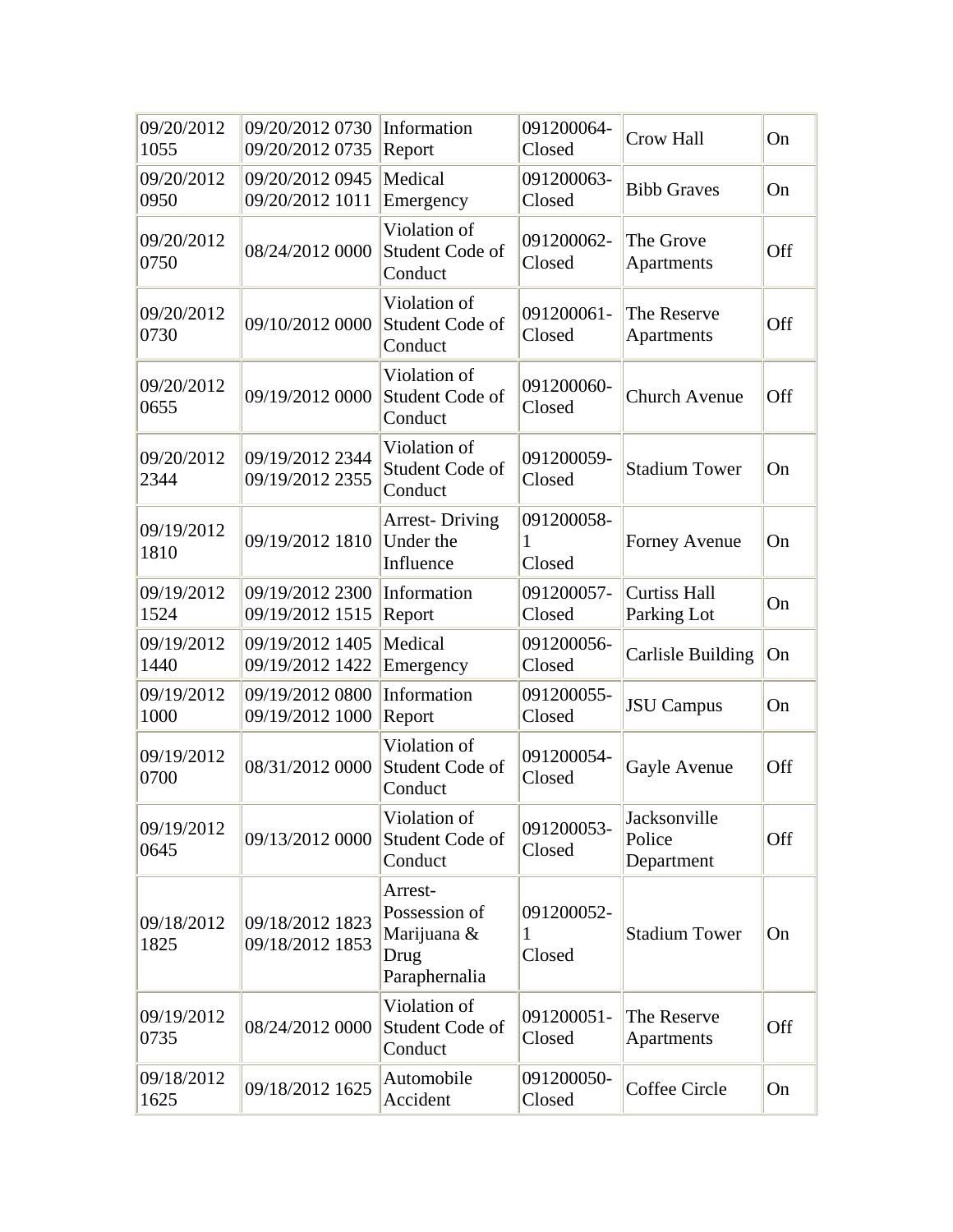| 09/20/2012 1055 | 09/20/2012 0730 09/20/2012 0735 | Information Report | 091200064-Closed | Crow Hall | On |
|---|---|---|---|---|---|
| 09/20/2012 0950 | 09/20/2012 0945 09/20/2012 1011 | Medical Emergency | 091200063-Closed | Bibb Graves | On |
| 09/20/2012 0750 | 08/24/2012 0000 | Violation of Student Code of Conduct | 091200062-Closed | The Grove Apartments | Off |
| 09/20/2012 0730 | 09/10/2012 0000 | Violation of Student Code of Conduct | 091200061-Closed | The Reserve Apartments | Off |
| 09/20/2012 0655 | 09/19/2012 0000 | Violation of Student Code of Conduct | 091200060-Closed | Church Avenue | Off |
| 09/20/2012 2344 | 09/19/2012 2344 09/19/2012 2355 | Violation of Student Code of Conduct | 091200059-Closed | Stadium Tower | On |
| 09/19/2012 1810 | 09/19/2012 1810 | Arrest- Driving Under the Influence | 091200058-1 Closed | Forney Avenue | On |
| 09/19/2012 1524 | 09/19/2012 2300 09/19/2012 1515 | Information Report | 091200057-Closed | Curtiss Hall Parking Lot | On |
| 09/19/2012 1440 | 09/19/2012 1405 09/19/2012 1422 | Medical Emergency | 091200056-Closed | Carlisle Building | On |
| 09/19/2012 1000 | 09/19/2012 0800 09/19/2012 1000 | Information Report | 091200055-Closed | JSU Campus | On |
| 09/19/2012 0700 | 08/31/2012 0000 | Violation of Student Code of Conduct | 091200054-Closed | Gayle Avenue | Off |
| 09/19/2012 0645 | 09/13/2012 0000 | Violation of Student Code of Conduct | 091200053-Closed | Jacksonville Police Department | Off |
| 09/18/2012 1825 | 09/18/2012 1823 09/18/2012 1853 | Arrest- Possession of Marijuana & Drug Paraphernalia | 091200052-1 Closed | Stadium Tower | On |
| 09/19/2012 0735 | 08/24/2012 0000 | Violation of Student Code of Conduct | 091200051-Closed | The Reserve Apartments | Off |
| 09/18/2012 1625 | 09/18/2012 1625 | Automobile Accident | 091200050-Closed | Coffee Circle | On |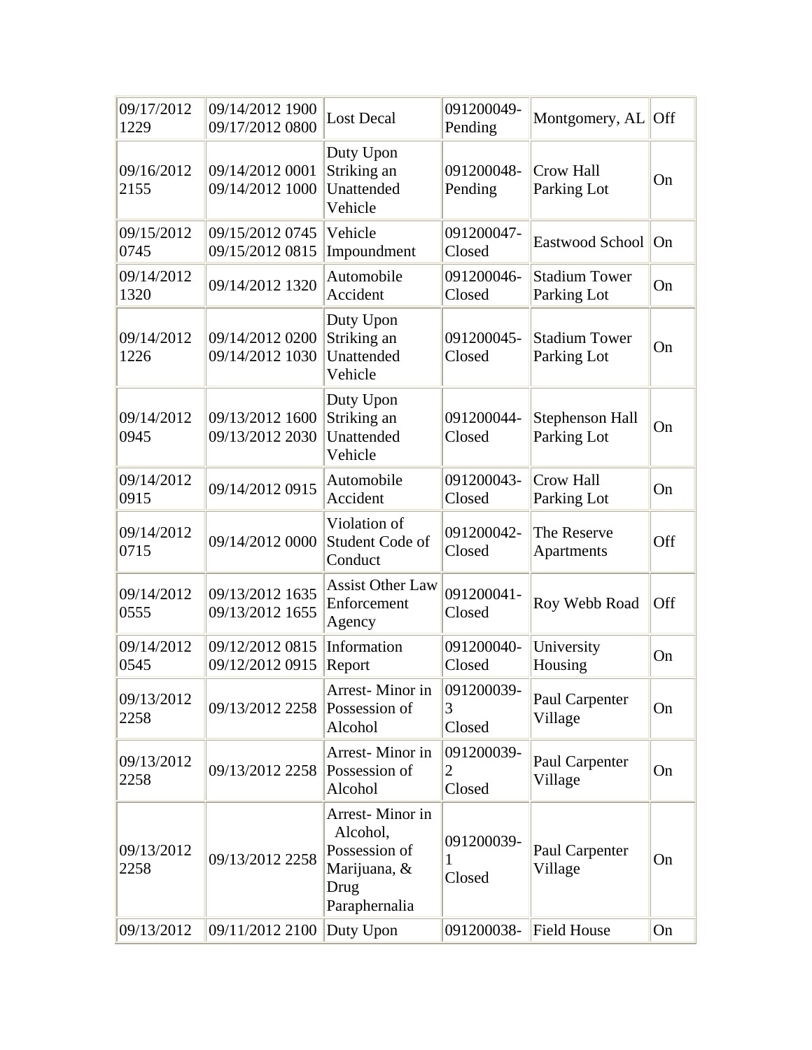| | | | | | |
|---|---|---|---|---|---|
| 09/17/2012 1229 | 09/14/2012 1900 09/17/2012 0800 | Lost Decal | 091200049- Pending | Montgomery, AL | Off |
| 09/16/2012 2155 | 09/14/2012 0001 09/14/2012 1000 | Duty Upon Striking an Unattended Vehicle | 091200048- Pending | Crow Hall Parking Lot | On |
| 09/15/2012 0745 | 09/15/2012 0745 09/15/2012 0815 | Vehicle Impoundment | 091200047- Closed | Eastwood School | On |
| 09/14/2012 1320 | 09/14/2012 1320 | Automobile Accident | 091200046- Closed | Stadium Tower Parking Lot | On |
| 09/14/2012 1226 | 09/14/2012 0200 09/14/2012 1030 | Duty Upon Striking an Unattended Vehicle | 091200045- Closed | Stadium Tower Parking Lot | On |
| 09/14/2012 0945 | 09/13/2012 1600 09/13/2012 2030 | Duty Upon Striking an Unattended Vehicle | 091200044- Closed | Stephenson Hall Parking Lot | On |
| 09/14/2012 0915 | 09/14/2012 0915 | Automobile Accident | 091200043- Closed | Crow Hall Parking Lot | On |
| 09/14/2012 0715 | 09/14/2012 0000 | Violation of Student Code of Conduct | 091200042- Closed | The Reserve Apartments | Off |
| 09/14/2012 0555 | 09/13/2012 1635 09/13/2012 1655 | Assist Other Law Enforcement Agency | 091200041- Closed | Roy Webb Road | Off |
| 09/14/2012 0545 | 09/12/2012 0815 09/12/2012 0915 | Information Report | 091200040- Closed | University Housing | On |
| 09/13/2012 2258 | 09/13/2012 2258 | Arrest- Minor in Possession of Alcohol | 091200039- 3 Closed | Paul Carpenter Village | On |
| 09/13/2012 2258 | 09/13/2012 2258 | Arrest- Minor in Possession of Alcohol | 091200039- 2 Closed | Paul Carpenter Village | On |
| 09/13/2012 2258 | 09/13/2012 2258 | Arrest- Minor in Alcohol, Possession of Marijuana, & Drug Paraphernalia | 091200039- 1 Closed | Paul Carpenter Village | On |
| 09/13/2012 | 09/11/2012 2100 | Duty Upon | 091200038- | Field House | On |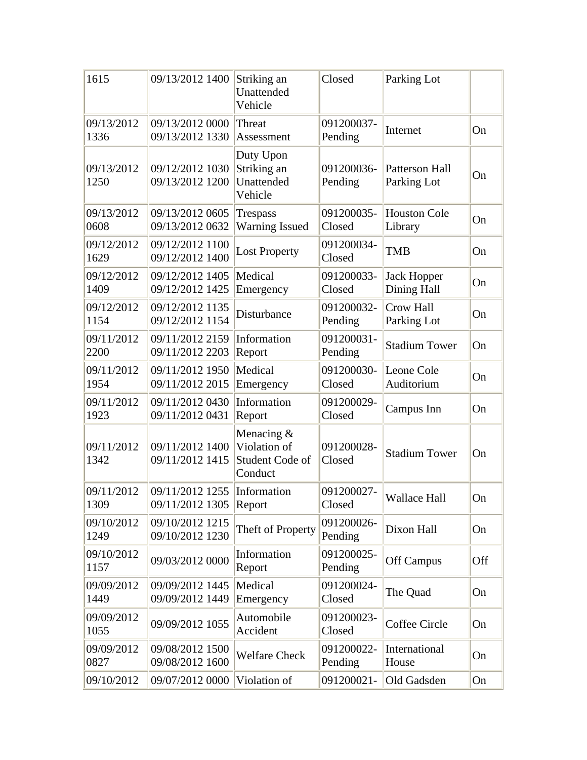| | | | | | |
|---|---|---|---|---|---|
| 1615 | 09/13/2012 1400 | Striking an Unattended Vehicle | Closed | Parking Lot | |
| 09/13/2012 1336 | 09/13/2012 0000 09/13/2012 1330 | Threat Assessment | 091200037-Pending | Internet | On |
| 09/13/2012 1250 | 09/12/2012 1030 09/13/2012 1200 | Duty Upon Striking an Unattended Vehicle | 091200036-Pending | Patterson Hall Parking Lot | On |
| 09/13/2012 0608 | 09/13/2012 0605 09/13/2012 0632 | Trespass Warning Issued | 091200035-Closed | Houston Cole Library | On |
| 09/12/2012 1629 | 09/12/2012 1100 09/12/2012 1400 | Lost Property | 091200034-Closed | TMB | On |
| 09/12/2012 1409 | 09/12/2012 1405 09/12/2012 1425 | Medical Emergency | 091200033-Closed | Jack Hopper Dining Hall | On |
| 09/12/2012 1154 | 09/12/2012 1135 09/12/2012 1154 | Disturbance | 091200032-Pending | Crow Hall Parking Lot | On |
| 09/11/2012 2200 | 09/11/2012 2159 09/11/2012 2203 | Information Report | 091200031-Pending | Stadium Tower | On |
| 09/11/2012 1954 | 09/11/2012 1950 09/11/2012 2015 | Medical Emergency | 091200030-Closed | Leone Cole Auditorium | On |
| 09/11/2012 1923 | 09/11/2012 0430 09/11/2012 0431 | Information Report | 091200029-Closed | Campus Inn | On |
| 09/11/2012 1342 | 09/11/2012 1400 09/11/2012 1415 | Menacing & Violation of Student Code of Conduct | 091200028-Closed | Stadium Tower | On |
| 09/11/2012 1309 | 09/11/2012 1255 09/11/2012 1305 | Information Report | 091200027-Closed | Wallace Hall | On |
| 09/10/2012 1249 | 09/10/2012 1215 09/10/2012 1230 | Theft of Property | 091200026-Pending | Dixon Hall | On |
| 09/10/2012 1157 | 09/03/2012 0000 | Information Report | 091200025-Pending | Off Campus | Off |
| 09/09/2012 1449 | 09/09/2012 1445 09/09/2012 1449 | Medical Emergency | 091200024-Closed | The Quad | On |
| 09/09/2012 1055 | 09/09/2012 1055 | Automobile Accident | 091200023-Closed | Coffee Circle | On |
| 09/09/2012 0827 | 09/08/2012 1500 09/08/2012 1600 | Welfare Check | 091200022-Pending | International House | On |
| 09/10/2012 | 09/07/2012 0000 | Violation of | 091200021- | Old Gadsden | On |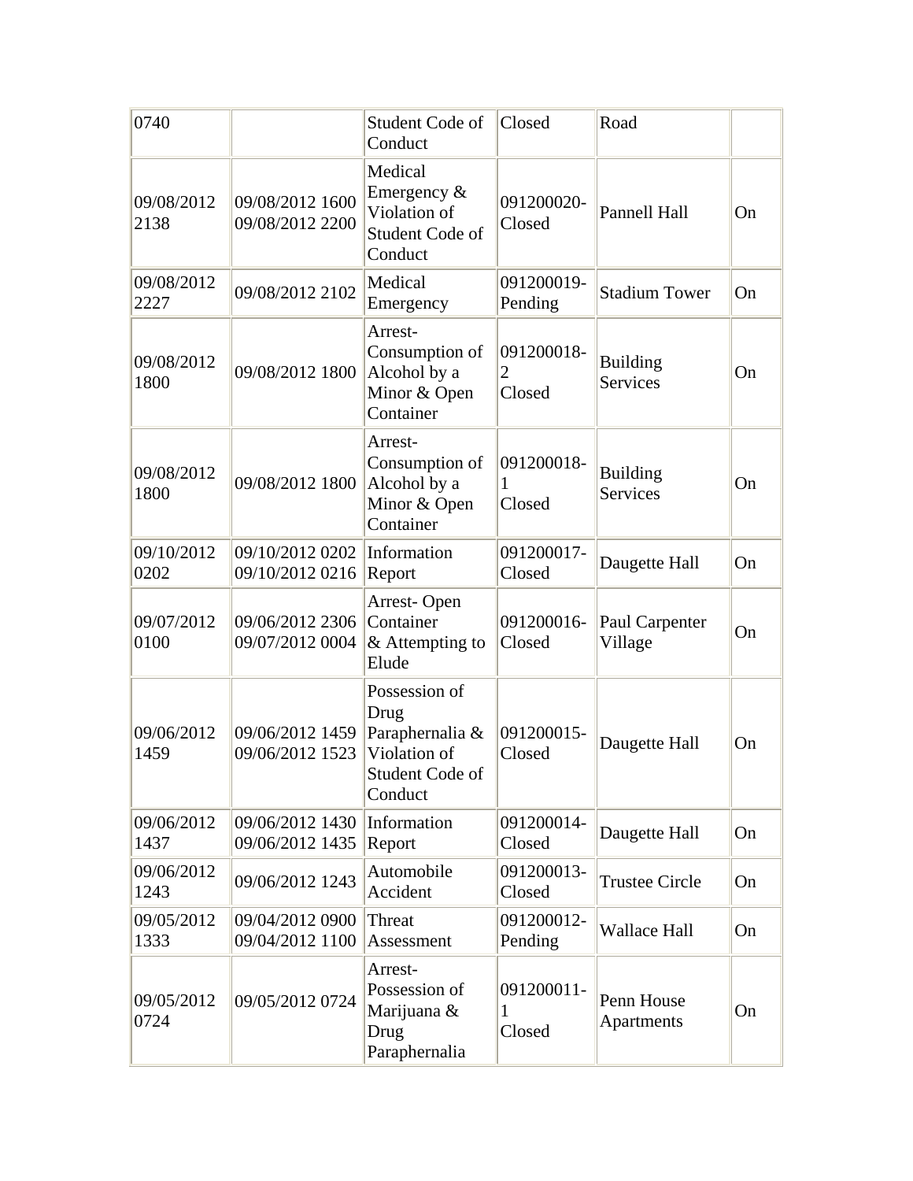| | | | | | |
|---|---|---|---|---|---|
| 0740 | | Student Code of Conduct | Closed | Road | |
| 09/08/2012 2138 | 09/08/2012 1600 09/08/2012 2200 | Medical Emergency & Violation of Student Code of Conduct | 091200020-Closed | Pannell Hall | On |
| 09/08/2012 2227 | 09/08/2012 2102 | Medical Emergency | 091200019-Pending | Stadium Tower | On |
| 09/08/2012 1800 | 09/08/2012 1800 | Arrest- Consumption of Alcohol by a Minor & Open Container | 091200018-2 Closed | Building Services | On |
| 09/08/2012 1800 | 09/08/2012 1800 | Arrest- Consumption of Alcohol by a Minor & Open Container | 091200018-1 Closed | Building Services | On |
| 09/10/2012 0202 | 09/10/2012 0202 09/10/2012 0216 | Information Report | 091200017-Closed | Daugette Hall | On |
| 09/07/2012 0100 | 09/06/2012 2306 09/07/2012 0004 | Arrest- Open Container & Attempting to Elude | 091200016-Closed | Paul Carpenter Village | On |
| 09/06/2012 1459 | 09/06/2012 1459 09/06/2012 1523 | Possession of Drug Paraphernalia & Violation of Student Code of Conduct | 091200015-Closed | Daugette Hall | On |
| 09/06/2012 1437 | 09/06/2012 1430 09/06/2012 1435 | Information Report | 091200014-Closed | Daugette Hall | On |
| 09/06/2012 1243 | 09/06/2012 1243 | Automobile Accident | 091200013-Closed | Trustee Circle | On |
| 09/05/2012 1333 | 09/04/2012 0900 09/04/2012 1100 | Threat Assessment | 091200012-Pending | Wallace Hall | On |
| 09/05/2012 0724 | 09/05/2012 0724 | Arrest- Possession of Marijuana & Drug Paraphernalia | 091200011-1 Closed | Penn House Apartments | On |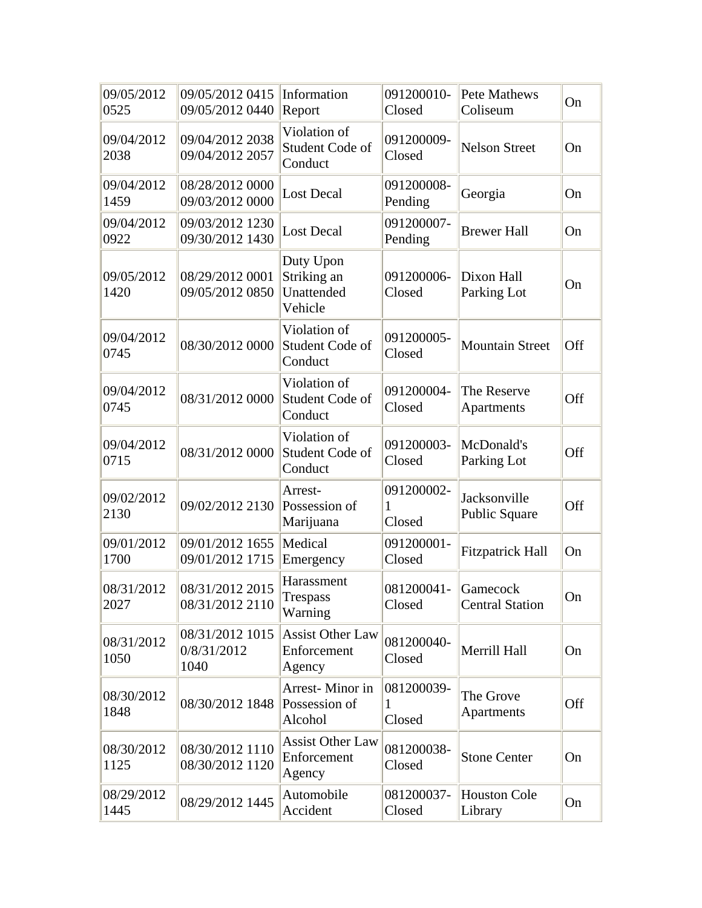| | | | | | |
|---|---|---|---|---|---|
| 09/05/2012 0525 | 09/05/2012 0415 09/05/2012 0440 | Information Report | 091200010-Closed | Pete Mathews Coliseum | On |
| 09/04/2012 2038 | 09/04/2012 2038 09/04/2012 2057 | Violation of Student Code of Conduct | 091200009-Closed | Nelson Street | On |
| 09/04/2012 1459 | 08/28/2012 0000 09/03/2012 0000 | Lost Decal | 091200008-Pending | Georgia | On |
| 09/04/2012 0922 | 09/03/2012 1230 09/30/2012 1430 | Lost Decal | 091200007-Pending | Brewer Hall | On |
| 09/05/2012 1420 | 08/29/2012 0001 09/05/2012 0850 | Duty Upon Striking an Unattended Vehicle | 091200006-Closed | Dixon Hall Parking Lot | On |
| 09/04/2012 0745 | 08/30/2012 0000 | Violation of Student Code of Conduct | 091200005-Closed | Mountain Street | Off |
| 09/04/2012 0745 | 08/31/2012 0000 | Violation of Student Code of Conduct | 091200004-Closed | The Reserve Apartments | Off |
| 09/04/2012 0715 | 08/31/2012 0000 | Violation of Student Code of Conduct | 091200003-Closed | McDonald's Parking Lot | Off |
| 09/02/2012 2130 | 09/02/2012 2130 | Arrest-Possession of Marijuana | 091200002-1 Closed | Jacksonville Public Square | Off |
| 09/01/2012 1700 | 09/01/2012 1655 09/01/2012 1715 | Medical Emergency | 091200001-Closed | Fitzpatrick Hall | On |
| 08/31/2012 2027 | 08/31/2012 2015 08/31/2012 2110 | Harassment Trespass Warning | 081200041-Closed | Gamecock Central Station | On |
| 08/31/2012 1050 | 08/31/2012 1015 0/8/31/2012 1040 | Assist Other Law Enforcement Agency | 081200040-Closed | Merrill Hall | On |
| 08/30/2012 1848 | 08/30/2012 1848 | Arrest- Minor in Possession of Alcohol | 081200039-1 Closed | The Grove Apartments | Off |
| 08/30/2012 1125 | 08/30/2012 1110 08/30/2012 1120 | Assist Other Law Enforcement Agency | 081200038-Closed | Stone Center | On |
| 08/29/2012 1445 | 08/29/2012 1445 | Automobile Accident | 081200037-Closed | Houston Cole Library | On |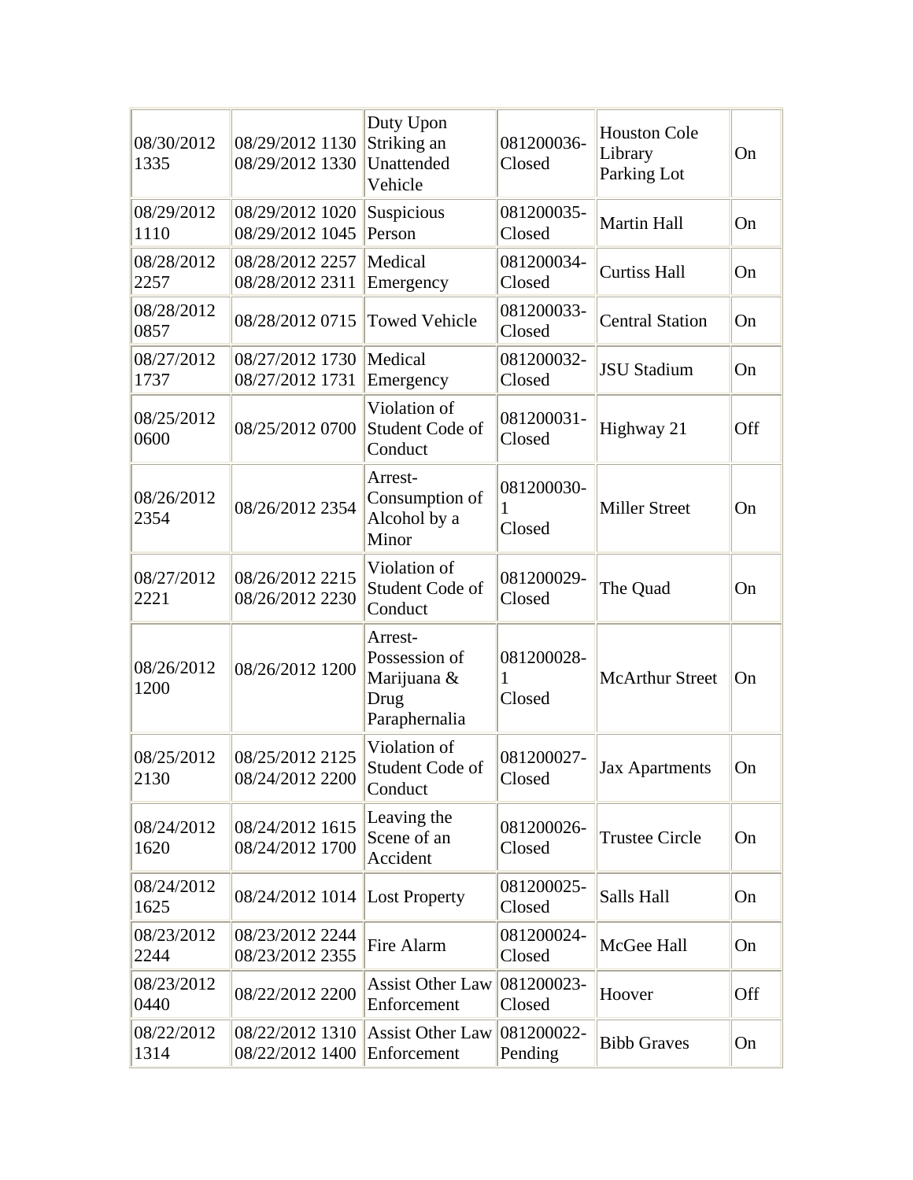| | | | | | |
|---|---|---|---|---|---|
| 08/30/2012 1335 | 08/29/2012 1130 08/29/2012 1330 | Duty Upon Striking an Unattended Vehicle | 081200036-Closed | Houston Cole Library Parking Lot | On |
| 08/29/2012 1110 | 08/29/2012 1020 08/29/2012 1045 | Suspicious Person | 081200035-Closed | Martin Hall | On |
| 08/28/2012 2257 | 08/28/2012 2257 08/28/2012 2311 | Medical Emergency | 081200034-Closed | Curtiss Hall | On |
| 08/28/2012 0857 | 08/28/2012 0715 | Towed Vehicle | 081200033-Closed | Central Station | On |
| 08/27/2012 1737 | 08/27/2012 1730 08/27/2012 1731 | Medical Emergency | 081200032-Closed | JSU Stadium | On |
| 08/25/2012 0600 | 08/25/2012 0700 | Violation of Student Code of Conduct | 081200031-Closed | Highway 21 | Off |
| 08/26/2012 2354 | 08/26/2012 2354 | Arrest-Consumption of Alcohol by a Minor | 081200030-1 Closed | Miller Street | On |
| 08/27/2012 2221 | 08/26/2012 2215 08/26/2012 2230 | Violation of Student Code of Conduct | 081200029-Closed | The Quad | On |
| 08/26/2012 1200 | 08/26/2012 1200 | Arrest-Possession of Marijuana & Drug Paraphernalia | 081200028-1 Closed | McArthur Street | On |
| 08/25/2012 2130 | 08/25/2012 2125 08/24/2012 2200 | Violation of Student Code of Conduct | 081200027-Closed | Jax Apartments | On |
| 08/24/2012 1620 | 08/24/2012 1615 08/24/2012 1700 | Leaving the Scene of an Accident | 081200026-Closed | Trustee Circle | On |
| 08/24/2012 1625 | 08/24/2012 1014 | Lost Property | 081200025-Closed | Salls Hall | On |
| 08/23/2012 2244 | 08/23/2012 2244 08/23/2012 2355 | Fire Alarm | 081200024-Closed | McGee Hall | On |
| 08/23/2012 0440 | 08/22/2012 2200 | Assist Other Law Enforcement | 081200023-Closed | Hoover | Off |
| 08/22/2012 1314 | 08/22/2012 1310 08/22/2012 1400 | Assist Other Law Enforcement | 081200022-Pending | Bibb Graves | On |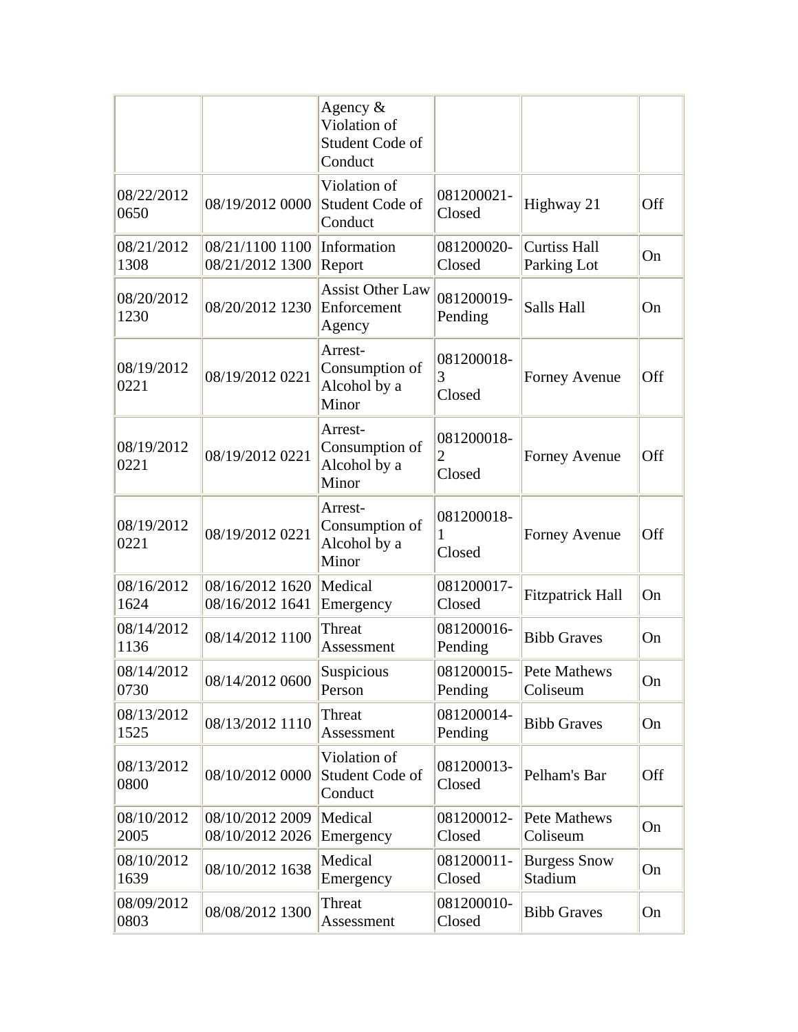| | | | | | |
|---|---|---|---|---|---|
| | | Agency & Violation of Student Code of Conduct | | | |
| 08/22/2012 0650 | 08/19/2012 0000 | Violation of Student Code of Conduct | 081200021-Closed | Highway 21 | Off |
| 08/21/2012 1308 | 08/21/1100 1100 08/21/2012 1300 | Information Report | 081200020-Closed | Curtiss Hall Parking Lot | On |
| 08/20/2012 1230 | 08/20/2012 1230 | Assist Other Law Enforcement Agency | 081200019-Pending | Salls Hall | On |
| 08/19/2012 0221 | 08/19/2012 0221 | Arrest-Consumption of Alcohol by a Minor | 081200018-3 Closed | Forney Avenue | Off |
| 08/19/2012 0221 | 08/19/2012 0221 | Arrest-Consumption of Alcohol by a Minor | 081200018-2 Closed | Forney Avenue | Off |
| 08/19/2012 0221 | 08/19/2012 0221 | Arrest-Consumption of Alcohol by a Minor | 081200018-1 Closed | Forney Avenue | Off |
| 08/16/2012 1624 | 08/16/2012 1620 08/16/2012 1641 | Medical Emergency | 081200017-Closed | Fitzpatrick Hall | On |
| 08/14/2012 1136 | 08/14/2012 1100 | Threat Assessment | 081200016-Pending | Bibb Graves | On |
| 08/14/2012 0730 | 08/14/2012 0600 | Suspicious Person | 081200015-Pending | Pete Mathews Coliseum | On |
| 08/13/2012 1525 | 08/13/2012 1110 | Threat Assessment | 081200014-Pending | Bibb Graves | On |
| 08/13/2012 0800 | 08/10/2012 0000 | Violation of Student Code of Conduct | 081200013-Closed | Pelham's Bar | Off |
| 08/10/2012 2005 | 08/10/2012 2009 08/10/2012 2026 | Medical Emergency | 081200012-Closed | Pete Mathews Coliseum | On |
| 08/10/2012 1639 | 08/10/2012 1638 | Medical Emergency | 081200011-Closed | Burgess Snow Stadium | On |
| 08/09/2012 0803 | 08/08/2012 1300 | Threat Assessment | 081200010-Closed | Bibb Graves | On |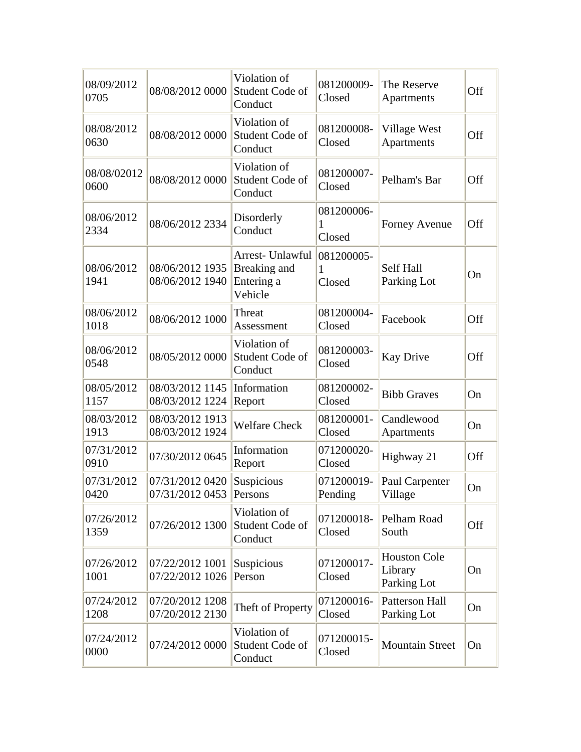| | | | | | |
|---|---|---|---|---|---|
| 08/09/2012 0705 | 08/08/2012 0000 | Violation of Student Code of Conduct | 081200009- Closed | The Reserve Apartments | Off |
| 08/08/2012 0630 | 08/08/2012 0000 | Violation of Student Code of Conduct | 081200008- Closed | Village West Apartments | Off |
| 08/08/02012 0600 | 08/08/2012 0000 | Violation of Student Code of Conduct | 081200007- Closed | Pelham's Bar | Off |
| 08/06/2012 2334 | 08/06/2012 2334 | Disorderly Conduct | 081200006- 1 Closed | Forney Avenue | Off |
| 08/06/2012 1941 | 08/06/2012 1935 08/06/2012 1940 | Arrest- Unlawful Breaking and Entering a Vehicle | 081200005- 1 Closed | Self Hall Parking Lot | On |
| 08/06/2012 1018 | 08/06/2012 1000 | Threat Assessment | 081200004- Closed | Facebook | Off |
| 08/06/2012 0548 | 08/05/2012 0000 | Violation of Student Code of Conduct | 081200003- Closed | Kay Drive | Off |
| 08/05/2012 1157 | 08/03/2012 1145 08/03/2012 1224 | Information Report | 081200002- Closed | Bibb Graves | On |
| 08/03/2012 1913 | 08/03/2012 1913 08/03/2012 1924 | Welfare Check | 081200001- Closed | Candlewood Apartments | On |
| 07/31/2012 0910 | 07/30/2012 0645 | Information Report | 071200020- Closed | Highway 21 | Off |
| 07/31/2012 0420 | 07/31/2012 0420 07/31/2012 0453 | Suspicious Persons | 071200019- Pending | Paul Carpenter Village | On |
| 07/26/2012 1359 | 07/26/2012 1300 | Violation of Student Code of Conduct | 071200018- Closed | Pelham Road South | Off |
| 07/26/2012 1001 | 07/22/2012 1001 07/22/2012 1026 | Suspicious Person | 071200017- Closed | Houston Cole Library Parking Lot | On |
| 07/24/2012 1208 | 07/20/2012 1208 07/20/2012 2130 | Theft of Property | 071200016- Closed | Patterson Hall Parking Lot | On |
| 07/24/2012 0000 | 07/24/2012 0000 | Violation of Student Code of Conduct | 071200015- Closed | Mountain Street | On |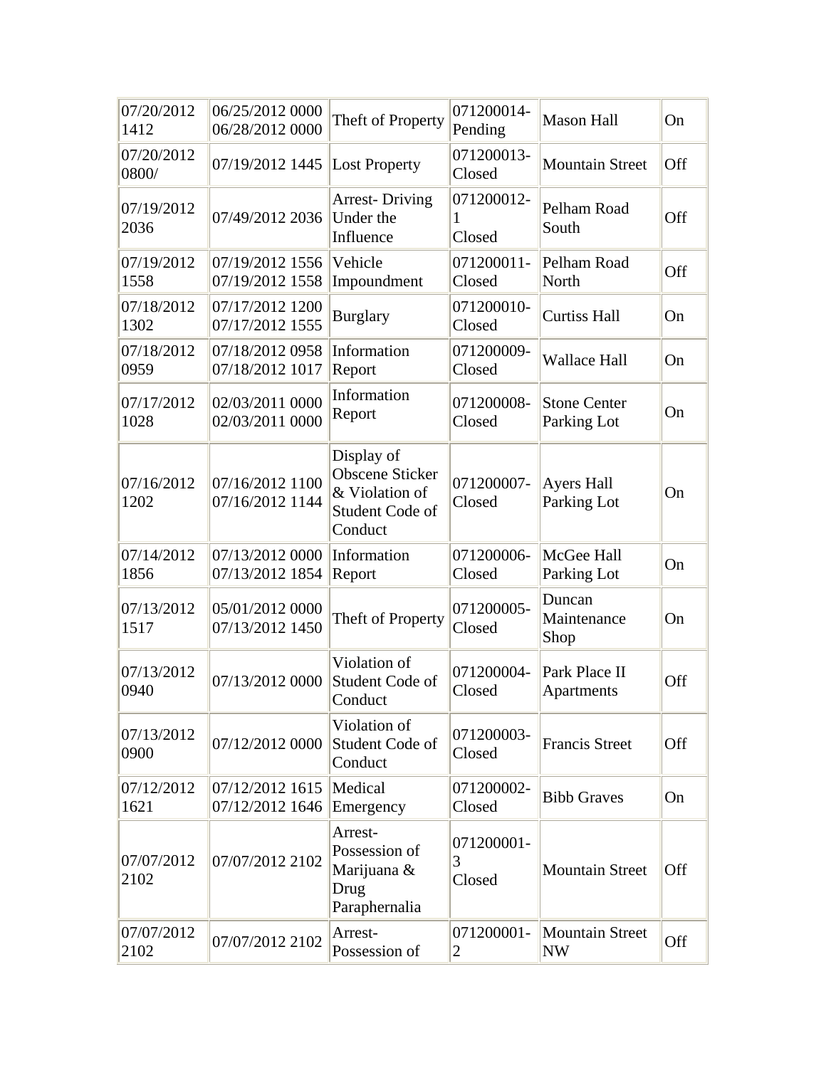| 07/20/2012 1412 | 06/25/2012 0000 06/28/2012 0000 | Theft of Property | 071200014-Pending | Mason Hall | On |
|---|---|---|---|---|---|
| 07/20/2012 0800/ | 07/19/2012 1445 | Lost Property | 071200013-Closed | Mountain Street | Off |
| 07/19/2012 2036 | 07/49/2012 2036 | Arrest- Driving Under the Influence | 071200012-1 Closed | Pelham Road South | Off |
| 07/19/2012 1558 | 07/19/2012 1556 07/19/2012 1558 | Vehicle Impoundment | 071200011-Closed | Pelham Road North | Off |
| 07/18/2012 1302 | 07/17/2012 1200 07/17/2012 1555 | Burglary | 071200010-Closed | Curtiss Hall | On |
| 07/18/2012 0959 | 07/18/2012 0958 07/18/2012 1017 | Information Report | 071200009-Closed | Wallace Hall | On |
| 07/17/2012 1028 | 02/03/2011 0000 02/03/2011 0000 | Information Report | 071200008-Closed | Stone Center Parking Lot | On |
| 07/16/2012 1202 | 07/16/2012 1100 07/16/2012 1144 | Display of Obscene Sticker & Violation of Student Code of Conduct | 071200007-Closed | Ayers Hall Parking Lot | On |
| 07/14/2012 1856 | 07/13/2012 0000 07/13/2012 1854 | Information Report | 071200006-Closed | McGee Hall Parking Lot | On |
| 07/13/2012 1517 | 05/01/2012 0000 07/13/2012 1450 | Theft of Property | 071200005-Closed | Duncan Maintenance Shop | On |
| 07/13/2012 0940 | 07/13/2012 0000 | Violation of Student Code of Conduct | 071200004-Closed | Park Place II Apartments | Off |
| 07/13/2012 0900 | 07/12/2012 0000 | Violation of Student Code of Conduct | 071200003-Closed | Francis Street | Off |
| 07/12/2012 1621 | 07/12/2012 1615 07/12/2012 1646 | Medical Emergency | 071200002-Closed | Bibb Graves | On |
| 07/07/2012 2102 | 07/07/2012 2102 | Arrest- Possession of Marijuana & Drug Paraphernalia | 071200001-3 Closed | Mountain Street | Off |
| 07/07/2012 2102 | 07/07/2012 2102 | Arrest- Possession of | 071200001-2 | Mountain Street NW | Off |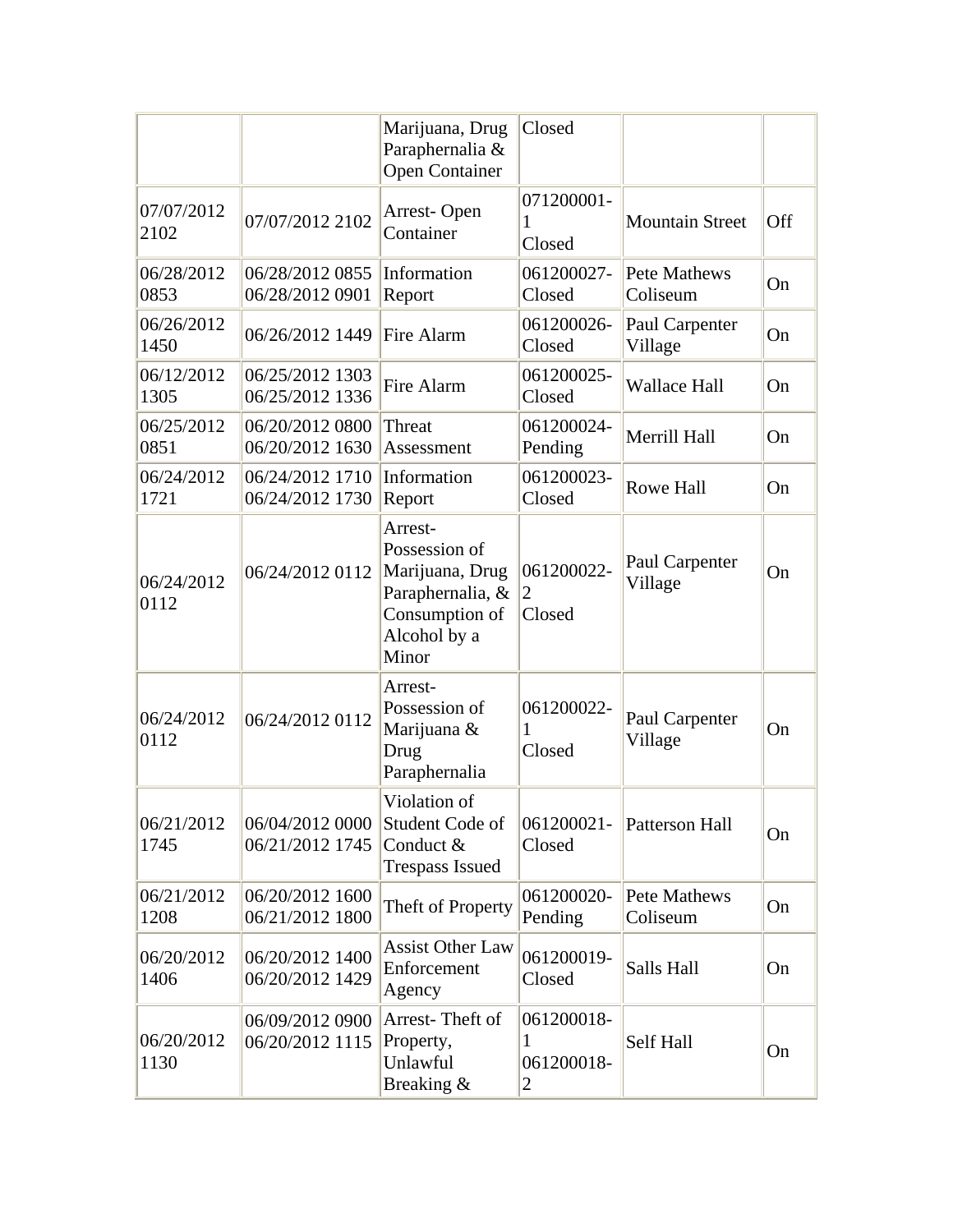| | | Marijuana, Drug Paraphernalia & Open Container | Closed | | |
|---|---|---|---|---|---|
| 07/07/2012 2102 | 07/07/2012 2102 | Arrest- Open Container | 071200001-1 Closed | Mountain Street | Off |
| 06/28/2012 0853 | 06/28/2012 0855 06/28/2012 0901 | Information Report | 061200027-Closed | Pete Mathews Coliseum | On |
| 06/26/2012 1450 | 06/26/2012 1449 | Fire Alarm | 061200026-Closed | Paul Carpenter Village | On |
| 06/12/2012 1305 | 06/25/2012 1303 06/25/2012 1336 | Fire Alarm | 061200025-Closed | Wallace Hall | On |
| 06/25/2012 0851 | 06/20/2012 0800 06/20/2012 1630 | Threat Assessment | 061200024-Pending | Merrill Hall | On |
| 06/24/2012 1721 | 06/24/2012 1710 06/24/2012 1730 | Information Report | 061200023-Closed | Rowe Hall | On |
| 06/24/2012 0112 | 06/24/2012 0112 | Arrest- Possession of Marijuana, Drug Paraphernalia, & Consumption of Alcohol by a Minor | 061200022-2 Closed | Paul Carpenter Village | On |
| 06/24/2012 0112 | 06/24/2012 0112 | Arrest- Possession of Marijuana & Drug Paraphernalia | 061200022-1 Closed | Paul Carpenter Village | On |
| 06/21/2012 1745 | 06/04/2012 0000 06/21/2012 1745 | Violation of Student Code of Conduct & Trespass Issued | 061200021-Closed | Patterson Hall | On |
| 06/21/2012 1208 | 06/20/2012 1600 06/21/2012 1800 | Theft of Property | 061200020-Pending | Pete Mathews Coliseum | On |
| 06/20/2012 1406 | 06/20/2012 1400 06/20/2012 1429 | Assist Other Law Enforcement Agency | 061200019-Closed | Salls Hall | On |
| 06/20/2012 1130 | 06/09/2012 0900 06/20/2012 1115 | Arrest- Theft of Property, Unlawful Breaking & | 061200018-1 061200018-2 | Self Hall | On |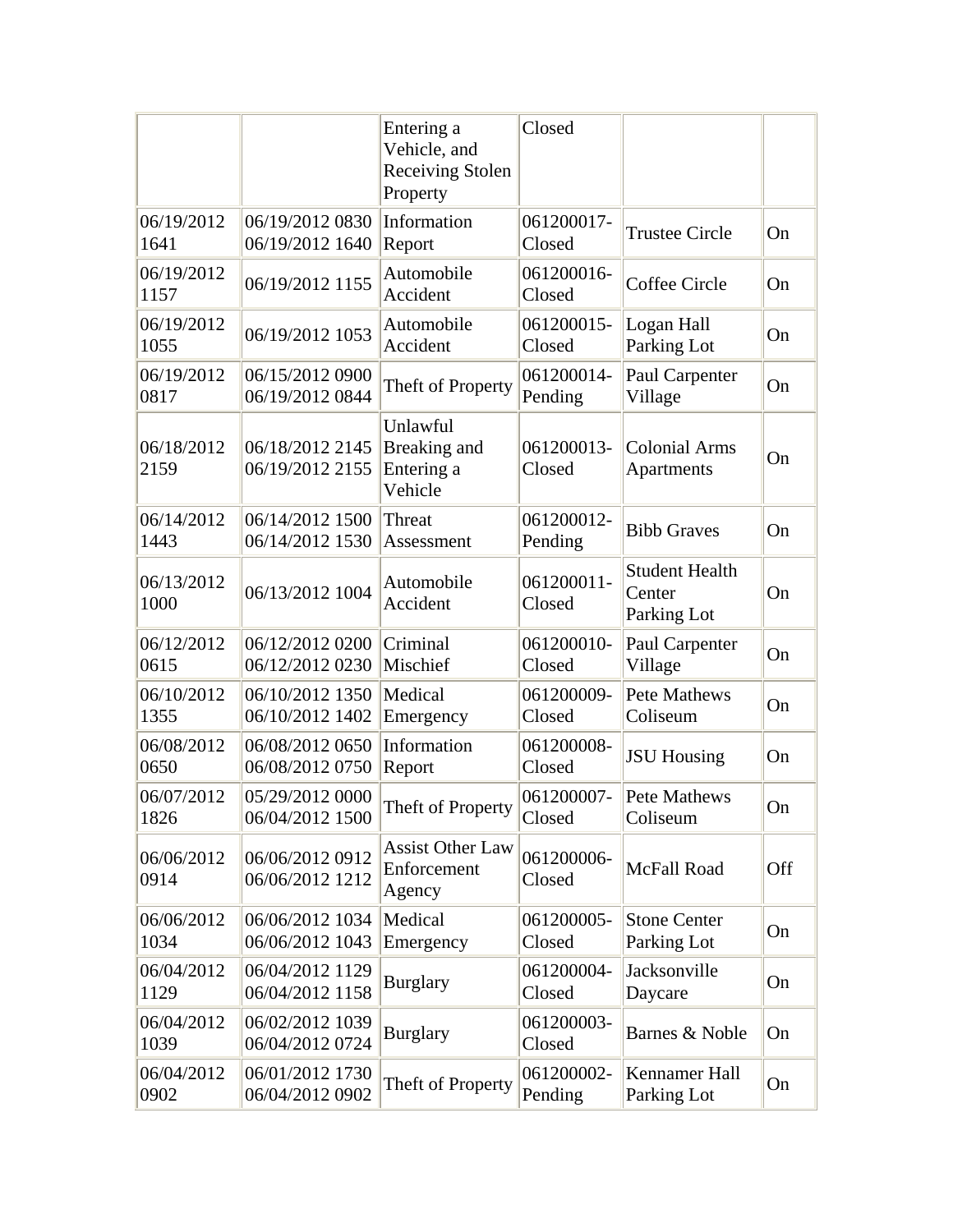|  |  | Entering a Vehicle, and Receiving Stolen Property | Closed |  |  |
| --- | --- | --- | --- | --- | --- |
| 06/19/2012 1641 | 06/19/2012 0830 06/19/2012 1640 | Information Report | 061200017-Closed | Trustee Circle | On |
| 06/19/2012 1157 | 06/19/2012 1155 | Automobile Accident | 061200016-Closed | Coffee Circle | On |
| 06/19/2012 1055 | 06/19/2012 1053 | Automobile Accident | 061200015-Closed | Logan Hall Parking Lot | On |
| 06/19/2012 0817 | 06/15/2012 0900 06/19/2012 0844 | Theft of Property | 061200014-Pending | Paul Carpenter Village | On |
| 06/18/2012 2159 | 06/18/2012 2145 06/19/2012 2155 | Unlawful Breaking and Entering a Vehicle | 061200013-Closed | Colonial Arms Apartments | On |
| 06/14/2012 1443 | 06/14/2012 1500 06/14/2012 1530 | Threat Assessment | 061200012-Pending | Bibb Graves | On |
| 06/13/2012 1000 | 06/13/2012 1004 | Automobile Accident | 061200011-Closed | Student Health Center Parking Lot | On |
| 06/12/2012 0615 | 06/12/2012 0200 06/12/2012 0230 | Criminal Mischief | 061200010-Closed | Paul Carpenter Village | On |
| 06/10/2012 1355 | 06/10/2012 1350 06/10/2012 1402 | Medical Emergency | 061200009-Closed | Pete Mathews Coliseum | On |
| 06/08/2012 0650 | 06/08/2012 0650 06/08/2012 0750 | Information Report | 061200008-Closed | JSU Housing | On |
| 06/07/2012 1826 | 05/29/2012 0000 06/04/2012 1500 | Theft of Property | 061200007-Closed | Pete Mathews Coliseum | On |
| 06/06/2012 0914 | 06/06/2012 0912 06/06/2012 1212 | Assist Other Law Enforcement Agency | 061200006-Closed | McFall Road | Off |
| 06/06/2012 1034 | 06/06/2012 1034 06/06/2012 1043 | Medical Emergency | 061200005-Closed | Stone Center Parking Lot | On |
| 06/04/2012 1129 | 06/04/2012 1129 06/04/2012 1158 | Burglary | 061200004-Closed | Jacksonville Daycare | On |
| 06/04/2012 1039 | 06/02/2012 1039 06/04/2012 0724 | Burglary | 061200003-Closed | Barnes & Noble | On |
| 06/04/2012 0902 | 06/01/2012 1730 06/04/2012 0902 | Theft of Property | 061200002-Pending | Kennamer Hall Parking Lot | On |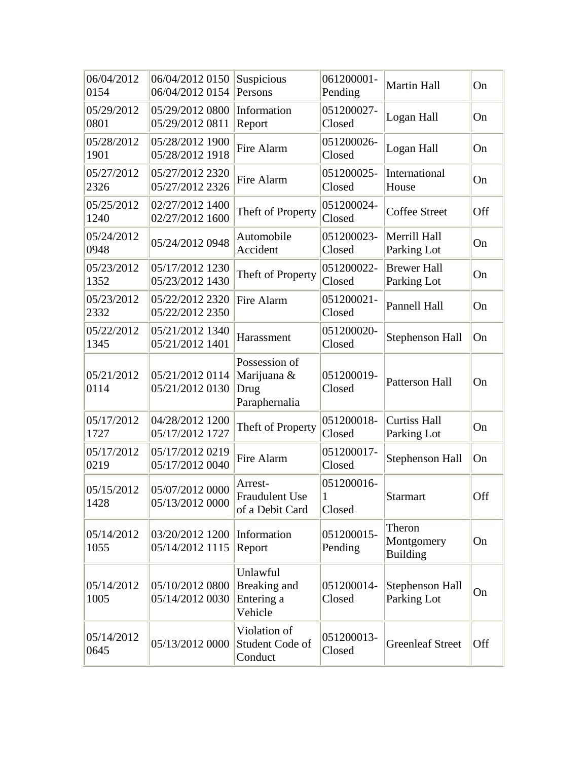| | | | | | |
|---|---|---|---|---|---|
| 06/04/2012 0154 | 06/04/2012 0150 06/04/2012 0154 | Suspicious Persons | 061200001-Pending | Martin Hall | On |
| 05/29/2012 0801 | 05/29/2012 0800 05/29/2012 0811 | Information Report | 051200027-Closed | Logan Hall | On |
| 05/28/2012 1901 | 05/28/2012 1900 05/28/2012 1918 | Fire Alarm | 051200026-Closed | Logan Hall | On |
| 05/27/2012 2326 | 05/27/2012 2320 05/27/2012 2326 | Fire Alarm | 051200025-Closed | International House | On |
| 05/25/2012 1240 | 02/27/2012 1400 02/27/2012 1600 | Theft of Property | 051200024-Closed | Coffee Street | Off |
| 05/24/2012 0948 | 05/24/2012 0948 | Automobile Accident | 051200023-Closed | Merrill Hall Parking Lot | On |
| 05/23/2012 1352 | 05/17/2012 1230 05/23/2012 1430 | Theft of Property | 051200022-Closed | Brewer Hall Parking Lot | On |
| 05/23/2012 2332 | 05/22/2012 2320 05/22/2012 2350 | Fire Alarm | 051200021-Closed | Pannell Hall | On |
| 05/22/2012 1345 | 05/21/2012 1340 05/21/2012 1401 | Harassment | 051200020-Closed | Stephenson Hall | On |
| 05/21/2012 0114 | 05/21/2012 0114 05/21/2012 0130 | Possession of Marijuana & Drug Paraphernalia | 051200019-Closed | Patterson Hall | On |
| 05/17/2012 1727 | 04/28/2012 1200 05/17/2012 1727 | Theft of Property | 051200018-Closed | Curtiss Hall Parking Lot | On |
| 05/17/2012 0219 | 05/17/2012 0219 05/17/2012 0040 | Fire Alarm | 051200017-Closed | Stephenson Hall | On |
| 05/15/2012 1428 | 05/07/2012 0000 05/13/2012 0000 | Arrest-Fraudulent Use of a Debit Card | 051200016-1 Closed | Starmart | Off |
| 05/14/2012 1055 | 03/20/2012 1200 05/14/2012 1115 | Information Report | 051200015-Pending | Theron Montgomery Building | On |
| 05/14/2012 1005 | 05/10/2012 0800 05/14/2012 0030 | Unlawful Breaking and Entering a Vehicle | 051200014-Closed | Stephenson Hall Parking Lot | On |
| 05/14/2012 0645 | 05/13/2012 0000 | Violation of Student Code of Conduct | 051200013-Closed | Greenleaf Street | Off |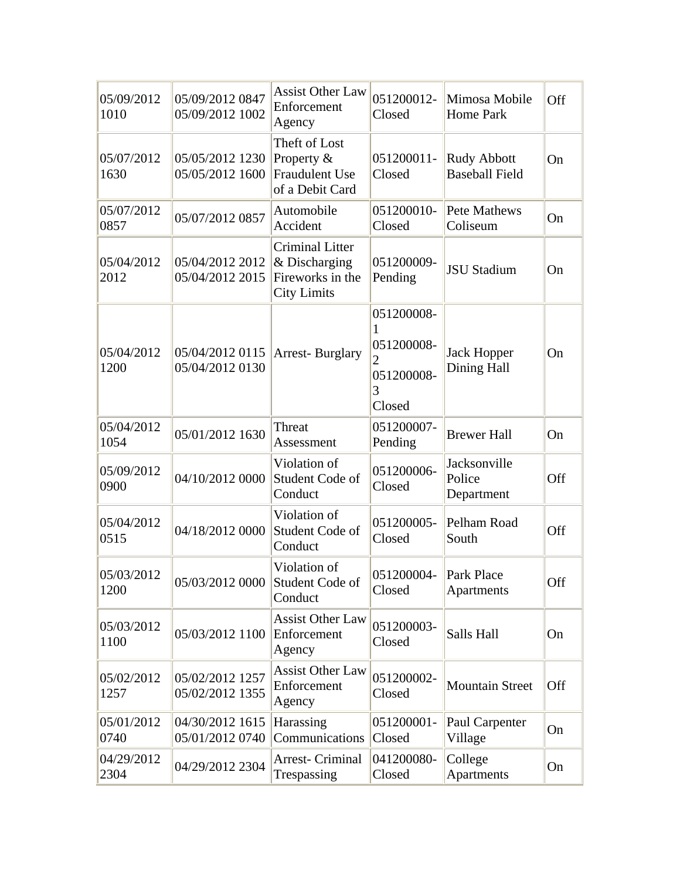| | | | | | |
|---|---|---|---|---|---|
| 05/09/2012 1010 | 05/09/2012 0847 05/09/2012 1002 | Assist Other Law Enforcement Agency | 051200012-Closed | Mimosa Mobile Home Park | Off |
| 05/07/2012 1630 | 05/05/2012 1230 05/05/2012 1600 | Theft of Lost Property & Fraudulent Use of a Debit Card | 051200011-Closed | Rudy Abbott Baseball Field | On |
| 05/07/2012 0857 | 05/07/2012 0857 | Automobile Accident | 051200010-Closed | Pete Mathews Coliseum | On |
| 05/04/2012 2012 | 05/04/2012 2012 05/04/2012 2015 | Criminal Litter & Discharging Fireworks in the City Limits | 051200009-Pending | JSU Stadium | On |
| 05/04/2012 1200 | 05/04/2012 0115 05/04/2012 0130 | Arrest- Burglary | 051200008-1 051200008-2 051200008-3 Closed | Jack Hopper Dining Hall | On |
| 05/04/2012 1054 | 05/01/2012 1630 | Threat Assessment | 051200007-Pending | Brewer Hall | On |
| 05/09/2012 0900 | 04/10/2012 0000 | Violation of Student Code of Conduct | 051200006-Closed | Jacksonville Police Department | Off |
| 05/04/2012 0515 | 04/18/2012 0000 | Violation of Student Code of Conduct | 051200005-Closed | Pelham Road South | Off |
| 05/03/2012 1200 | 05/03/2012 0000 | Violation of Student Code of Conduct | 051200004-Closed | Park Place Apartments | Off |
| 05/03/2012 1100 | 05/03/2012 1100 | Assist Other Law Enforcement Agency | 051200003-Closed | Salls Hall | On |
| 05/02/2012 1257 | 05/02/2012 1257 05/02/2012 1355 | Assist Other Law Enforcement Agency | 051200002-Closed | Mountain Street | Off |
| 05/01/2012 0740 | 04/30/2012 1615 05/01/2012 0740 | Harassing Communications | 051200001-Closed | Paul Carpenter Village | On |
| 04/29/2012 2304 | 04/29/2012 2304 | Arrest- Criminal Trespassing | 041200080-Closed | College Apartments | On |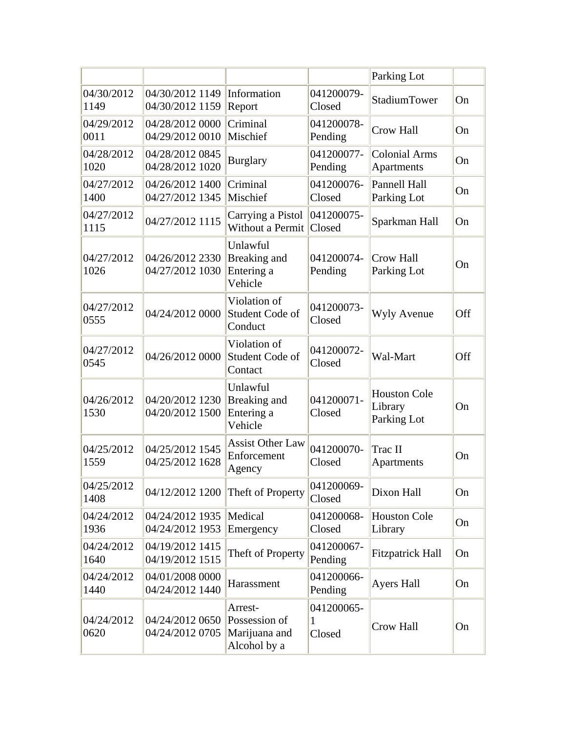| | | | | | |
|---|---|---|---|---|---|
| | | | | Parking Lot | |
| 04/30/2012 1149 | 04/30/2012 1149 04/30/2012 1159 | Information Report | 041200079-Closed | StadiumTower | On |
| 04/29/2012 0011 | 04/28/2012 0000 04/29/2012 0010 | Criminal Mischief | 041200078-Pending | Crow Hall | On |
| 04/28/2012 1020 | 04/28/2012 0845 04/28/2012 1020 | Burglary | 041200077-Pending | Colonial Arms Apartments | On |
| 04/27/2012 1400 | 04/26/2012 1400 04/27/2012 1345 | Criminal Mischief | 041200076-Closed | Pannell Hall Parking Lot | On |
| 04/27/2012 1115 | 04/27/2012 1115 | Carrying a Pistol Without a Permit | 041200075-Closed | Sparkman Hall | On |
| 04/27/2012 1026 | 04/26/2012 2330 04/27/2012 1030 | Unlawful Breaking and Entering a Vehicle | 041200074-Pending | Crow Hall Parking Lot | On |
| 04/27/2012 0555 | 04/24/2012 0000 | Violation of Student Code of Conduct | 041200073-Closed | Wyly Avenue | Off |
| 04/27/2012 0545 | 04/26/2012 0000 | Violation of Student Code of Contact | 041200072-Closed | Wal-Mart | Off |
| 04/26/2012 1530 | 04/20/2012 1230 04/20/2012 1500 | Unlawful Breaking and Entering a Vehicle | 041200071-Closed | Houston Cole Library Parking Lot | On |
| 04/25/2012 1559 | 04/25/2012 1545 04/25/2012 1628 | Assist Other Law Enforcement Agency | 041200070-Closed | Trac II Apartments | On |
| 04/25/2012 1408 | 04/12/2012 1200 | Theft of Property | 041200069-Closed | Dixon Hall | On |
| 04/24/2012 1936 | 04/24/2012 1935 04/24/2012 1953 | Medical Emergency | 041200068-Closed | Houston Cole Library | On |
| 04/24/2012 1640 | 04/19/2012 1415 04/19/2012 1515 | Theft of Property | 041200067-Pending | Fitzpatrick Hall | On |
| 04/24/2012 1440 | 04/01/2008 0000 04/24/2012 1440 | Harassment | 041200066-Pending | Ayers Hall | On |
| 04/24/2012 0620 | 04/24/2012 0650 04/24/2012 0705 | Arrest-Possesion of Marijuana and Alcohol by a | 041200065-1 Closed | Crow Hall | On |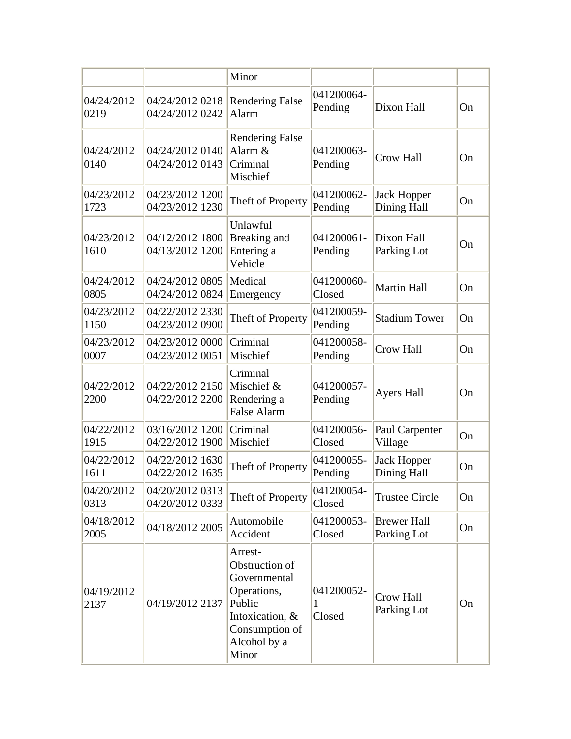| | | Minor | | | |
|---|---|---|---|---|---|
| 04/24/2012 0219 | 04/24/2012 0218 04/24/2012 0242 | Rendering False Alarm | 041200064-Pending | Dixon Hall | On |
| 04/24/2012 0140 | 04/24/2012 0140 04/24/2012 0143 | Rendering False Alarm & Criminal Mischief | 041200063-Pending | Crow Hall | On |
| 04/23/2012 1723 | 04/23/2012 1200 04/23/2012 1230 | Theft of Property | 041200062-Pending | Jack Hopper Dining Hall | On |
| 04/23/2012 1610 | 04/12/2012 1800 04/13/2012 1200 | Unlawful Breaking and Entering a Vehicle | 041200061-Pending | Dixon Hall Parking Lot | On |
| 04/24/2012 0805 | 04/24/2012 0805 04/24/2012 0824 | Medical Emergency | 041200060-Closed | Martin Hall | On |
| 04/23/2012 1150 | 04/22/2012 2330 04/23/2012 0900 | Theft of Property | 041200059-Pending | Stadium Tower | On |
| 04/23/2012 0007 | 04/23/2012 0000 04/23/2012 0051 | Criminal Mischief | 041200058-Pending | Crow Hall | On |
| 04/22/2012 2200 | 04/22/2012 2150 04/22/2012 2200 | Criminal Mischief & Rendering a False Alarm | 041200057-Pending | Ayers Hall | On |
| 04/22/2012 1915 | 03/16/2012 1200 04/22/2012 1900 | Criminal Mischief | 041200056-Closed | Paul Carpenter Village | On |
| 04/22/2012 1611 | 04/22/2012 1630 04/22/2012 1635 | Theft of Property | 041200055-Pending | Jack Hopper Dining Hall | On |
| 04/20/2012 0313 | 04/20/2012 0313 04/20/2012 0333 | Theft of Property | 041200054-Closed | Trustee Circle | On |
| 04/18/2012 2005 | 04/18/2012 2005 | Automobile Accident | 041200053-Closed | Brewer Hall Parking Lot | On |
| 04/19/2012 2137 | 04/19/2012 2137 | Arrest-Obstruction of Governmental Operations, Public Intoxication, & Consumption of Alcohol by a Minor | 041200052-1 Closed | Crow Hall Parking Lot | On |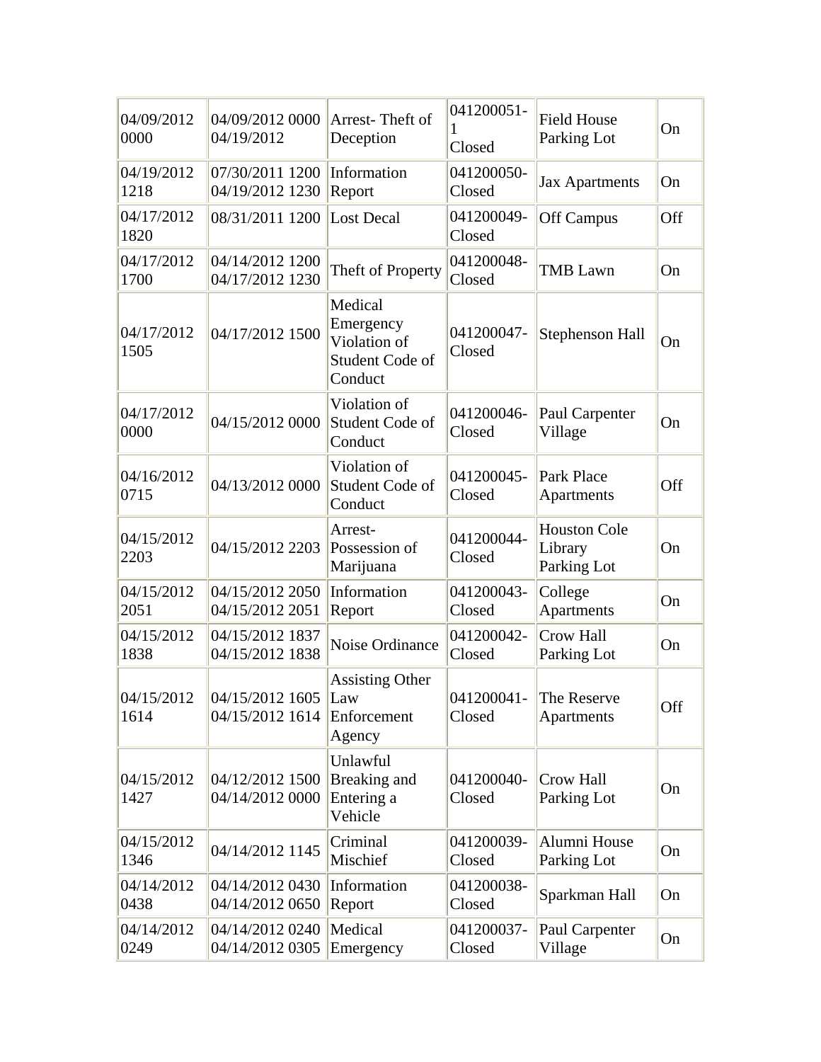| | | | | | |
|---|---|---|---|---|---|
| 04/09/2012 0000 | 04/09/2012 0000 04/19/2012 | Arrest- Theft of Deception | 041200051-1 Closed | Field House Parking Lot | On |
| 04/19/2012 1218 | 07/30/2011 1200 04/19/2012 1230 | Information Report | 041200050-Closed | Jax Apartments | On |
| 04/17/2012 1820 | 08/31/2011 1200 | Lost Decal | 041200049-Closed | Off Campus | Off |
| 04/17/2012 1700 | 04/14/2012 1200 04/17/2012 1230 | Theft of Property | 041200048-Closed | TMB Lawn | On |
| 04/17/2012 1505 | 04/17/2012 1500 | Medical Emergency Violation of Student Code of Conduct | 041200047-Closed | Stephenson Hall | On |
| 04/17/2012 0000 | 04/15/2012 0000 | Violation of Student Code of Conduct | 041200046-Closed | Paul Carpenter Village | On |
| 04/16/2012 0715 | 04/13/2012 0000 | Violation of Student Code of Conduct | 041200045-Closed | Park Place Apartments | Off |
| 04/15/2012 2203 | 04/15/2012 2203 | Arrest- Possession of Marijuana | 041200044-Closed | Houston Cole Library Parking Lot | On |
| 04/15/2012 2051 | 04/15/2012 2050 04/15/2012 2051 | Information Report | 041200043-Closed | College Apartments | On |
| 04/15/2012 1838 | 04/15/2012 1837 04/15/2012 1838 | Noise Ordinance | 041200042-Closed | Crow Hall Parking Lot | On |
| 04/15/2012 1614 | 04/15/2012 1605 04/15/2012 1614 | Assisting Other Law Enforcement Agency | 041200041-Closed | The Reserve Apartments | Off |
| 04/15/2012 1427 | 04/12/2012 1500 04/14/2012 0000 | Unlawful Breaking and Entering a Vehicle | 041200040-Closed | Crow Hall Parking Lot | On |
| 04/15/2012 1346 | 04/14/2012 1145 | Criminal Mischief | 041200039-Closed | Alumni House Parking Lot | On |
| 04/14/2012 0438 | 04/14/2012 0430 04/14/2012 0650 | Information Report | 041200038-Closed | Sparkman Hall | On |
| 04/14/2012 0249 | 04/14/2012 0240 04/14/2012 0305 | Medical Emergency | 041200037-Closed | Paul Carpenter Village | On |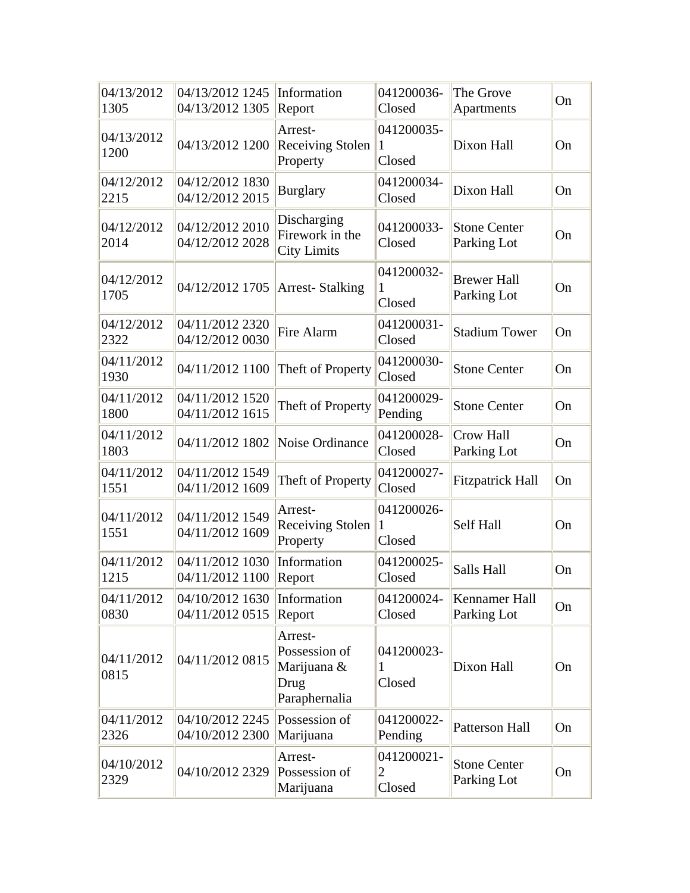| 04/13/2012 1305 | 04/13/2012 1245 04/13/2012 1305 | Information Report | 041200036- Closed | The Grove Apartments | On |
|---|---|---|---|---|---|
| 04/13/2012 1200 | 04/13/2012 1200 | Arrest- Receiving Stolen Property | 041200035- 1 Closed | Dixon Hall | On |
| 04/12/2012 2215 | 04/12/2012 1830 04/12/2012 2015 | Burglary | 041200034- Closed | Dixon Hall | On |
| 04/12/2012 2014 | 04/12/2012 2010 04/12/2012 2028 | Discharging Firework in the City Limits | 041200033- Closed | Stone Center Parking Lot | On |
| 04/12/2012 1705 | 04/12/2012 1705 | Arrest- Stalking | 041200032- 1 Closed | Brewer Hall Parking Lot | On |
| 04/12/2012 2322 | 04/11/2012 2320 04/12/2012 0030 | Fire Alarm | 041200031- Closed | Stadium Tower | On |
| 04/11/2012 1930 | 04/11/2012 1100 | Theft of Property | 041200030- Closed | Stone Center | On |
| 04/11/2012 1800 | 04/11/2012 1520 04/11/2012 1615 | Theft of Property | 041200029- Pending | Stone Center | On |
| 04/11/2012 1803 | 04/11/2012 1802 | Noise Ordinance | 041200028- Closed | Crow Hall Parking Lot | On |
| 04/11/2012 1551 | 04/11/2012 1549 04/11/2012 1609 | Theft of Property | 041200027- Closed | Fitzpatrick Hall | On |
| 04/11/2012 1551 | 04/11/2012 1549 04/11/2012 1609 | Arrest- Receiving Stolen Property | 041200026- 1 Closed | Self Hall | On |
| 04/11/2012 1215 | 04/11/2012 1030 04/11/2012 1100 | Information Report | 041200025- Closed | Salls Hall | On |
| 04/11/2012 0830 | 04/10/2012 1630 04/11/2012 0515 | Information Report | 041200024- Closed | Kennamer Hall Parking Lot | On |
| 04/11/2012 0815 | 04/11/2012 0815 | Arrest- Possession of Marijuana & Drug Paraphernalia | 041200023- 1 Closed | Dixon Hall | On |
| 04/11/2012 2326 | 04/10/2012 2245 04/10/2012 2300 | Possession of Marijuana | 041200022- Pending | Patterson Hall | On |
| 04/10/2012 2329 | 04/10/2012 2329 | Arrest- Possession of Marijuana | 041200021- 2 Closed | Stone Center Parking Lot | On |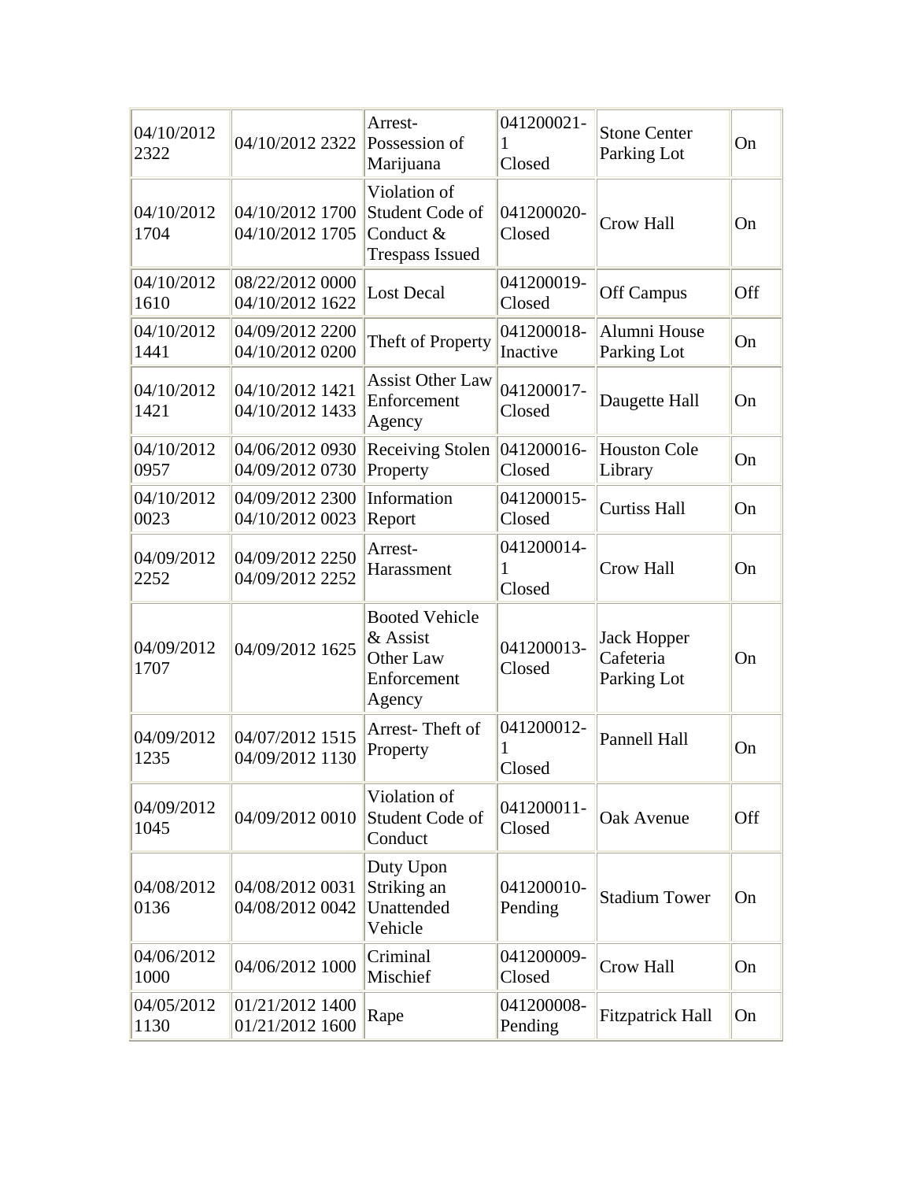| | | | | | |
|---|---|---|---|---|---|
| 04/10/2012 2322 | 04/10/2012 2322 | Arrest- Possession of Marijuana | 041200021-1 Closed | Stone Center Parking Lot | On |
| 04/10/2012 1704 | 04/10/2012 1700 04/10/2012 1705 | Violation of Student Code of Conduct & Trespass Issued | 041200020- Closed | Crow Hall | On |
| 04/10/2012 1610 | 08/22/2012 0000 04/10/2012 1622 | Lost Decal | 041200019- Closed | Off Campus | Off |
| 04/10/2012 1441 | 04/09/2012 2200 04/10/2012 0200 | Theft of Property | 041200018- Inactive | Alumni House Parking Lot | On |
| 04/10/2012 1421 | 04/10/2012 1421 04/10/2012 1433 | Assist Other Law Enforcement Agency | 041200017- Closed | Daugette Hall | On |
| 04/10/2012 0957 | 04/06/2012 0930 04/09/2012 0730 | Receiving Stolen Property | 041200016- Closed | Houston Cole Library | On |
| 04/10/2012 0023 | 04/09/2012 2300 04/10/2012 0023 | Information Report | 041200015- Closed | Curtiss Hall | On |
| 04/09/2012 2252 | 04/09/2012 2250 04/09/2012 2252 | Arrest- Harassment | 041200014-1 Closed | Crow Hall | On |
| 04/09/2012 1707 | 04/09/2012 1625 | Booted Vehicle & Assist Other Law Enforcement Agency | 041200013- Closed | Jack Hopper Cafeteria Parking Lot | On |
| 04/09/2012 1235 | 04/07/2012 1515 04/09/2012 1130 | Arrest- Theft of Property | 041200012-1 Closed | Pannell Hall | On |
| 04/09/2012 1045 | 04/09/2012 0010 | Violation of Student Code of Conduct | 041200011- Closed | Oak Avenue | Off |
| 04/08/2012 0136 | 04/08/2012 0031 04/08/2012 0042 | Duty Upon Striking an Unattended Vehicle | 041200010- Pending | Stadium Tower | On |
| 04/06/2012 1000 | 04/06/2012 1000 | Criminal Mischief | 041200009- Closed | Crow Hall | On |
| 04/05/2012 1130 | 01/21/2012 1400 01/21/2012 1600 | Rape | 041200008- Pending | Fitzpatrick Hall | On |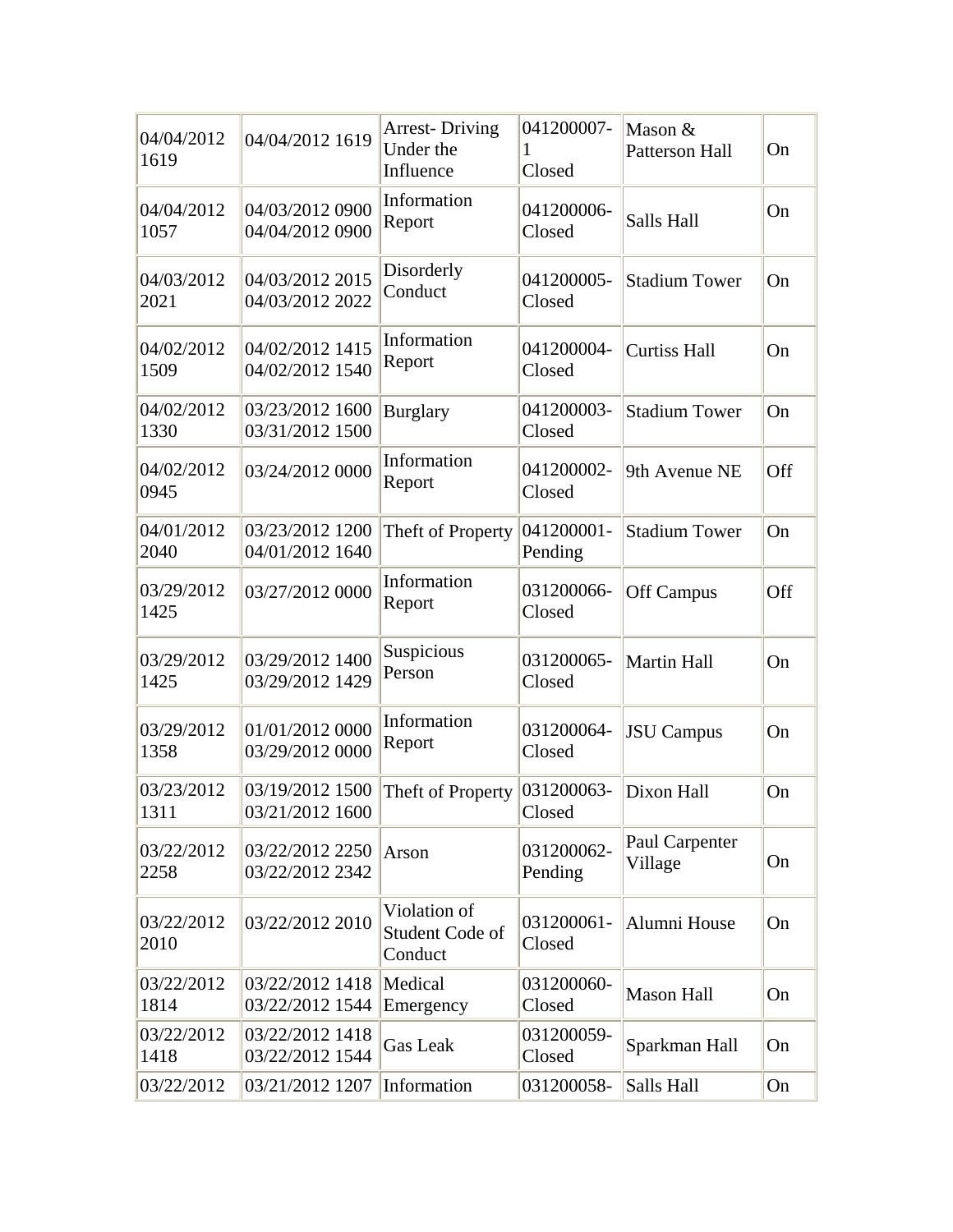| | | | | | |
|---|---|---|---|---|---|
| 04/04/2012 1619 | 04/04/2012 1619 | Arrest- Driving Under the Influence | 041200007-1 Closed | Mason & Patterson Hall | On |
| 04/04/2012 1057 | 04/03/2012 0900 04/04/2012 0900 | Information Report | 041200006-Closed | Salls Hall | On |
| 04/03/2012 2021 | 04/03/2012 2015 04/03/2012 2022 | Disorderly Conduct | 041200005-Closed | Stadium Tower | On |
| 04/02/2012 1509 | 04/02/2012 1415 04/02/2012 1540 | Information Report | 041200004-Closed | Curtiss Hall | On |
| 04/02/2012 1330 | 03/23/2012 1600 03/31/2012 1500 | Burglary | 041200003-Closed | Stadium Tower | On |
| 04/02/2012 0945 | 03/24/2012 0000 | Information Report | 041200002-Closed | 9th Avenue NE | Off |
| 04/01/2012 2040 | 03/23/2012 1200 04/01/2012 1640 | Theft of Property | 041200001-Pending | Stadium Tower | On |
| 03/29/2012 1425 | 03/27/2012 0000 | Information Report | 031200066-Closed | Off Campus | Off |
| 03/29/2012 1425 | 03/29/2012 1400 03/29/2012 1429 | Suspicious Person | 031200065-Closed | Martin Hall | On |
| 03/29/2012 1358 | 01/01/2012 0000 03/29/2012 0000 | Information Report | 031200064-Closed | JSU Campus | On |
| 03/23/2012 1311 | 03/19/2012 1500 03/21/2012 1600 | Theft of Property | 031200063-Closed | Dixon Hall | On |
| 03/22/2012 2258 | 03/22/2012 2250 03/22/2012 2342 | Arson | 031200062-Pending | Paul Carpenter Village | On |
| 03/22/2012 2010 | 03/22/2012 2010 | Violation of Student Code of Conduct | 031200061-Closed | Alumni House | On |
| 03/22/2012 1814 | 03/22/2012 1418 03/22/2012 1544 | Medical Emergency | 031200060-Closed | Mason Hall | On |
| 03/22/2012 1418 | 03/22/2012 1418 03/22/2012 1544 | Gas Leak | 031200059-Closed | Sparkman Hall | On |
| 03/22/2012 | 03/21/2012 1207 | Information | 031200058- | Salls Hall | On |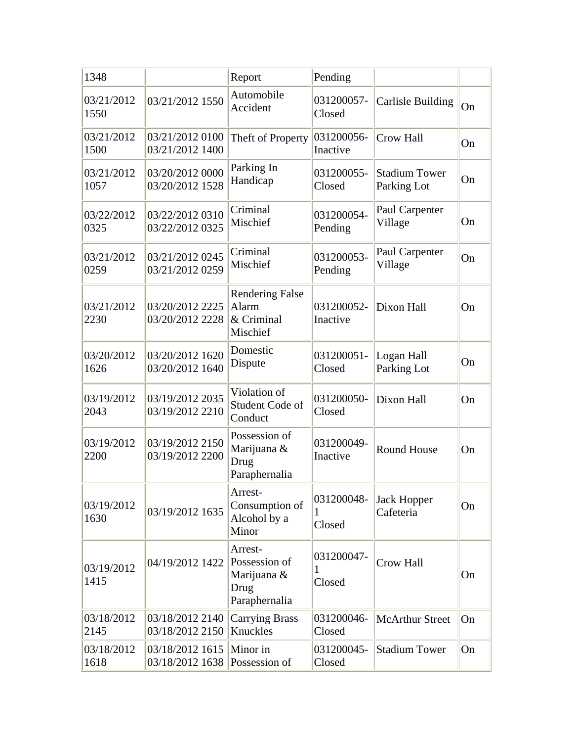| | | | | | |
|---|---|---|---|---|---|
| 1348 | | Report | Pending | | |
| 03/21/2012 1550 | 03/21/2012 1550 | Automobile Accident | 031200057-Closed | Carlisle Building | On |
| 03/21/2012 1500 | 03/21/2012 0100 03/21/2012 1400 | Theft of Property | 031200056-Inactive | Crow Hall | On |
| 03/21/2012 1057 | 03/20/2012 0000 03/20/2012 1528 | Parking In Handicap | 031200055-Closed | Stadium Tower Parking Lot | On |
| 03/22/2012 0325 | 03/22/2012 0310 03/22/2012 0325 | Criminal Mischief | 031200054-Pending | Paul Carpenter Village | On |
| 03/21/2012 0259 | 03/21/2012 0245 03/21/2012 0259 | Criminal Mischief | 031200053-Pending | Paul Carpenter Village | On |
| 03/21/2012 2230 | 03/20/2012 2225 03/20/2012 2228 | Rendering False Alarm & Criminal Mischief | 031200052-Inactive | Dixon Hall | On |
| 03/20/2012 1626 | 03/20/2012 1620 03/20/2012 1640 | Domestic Dispute | 031200051-Closed | Logan Hall Parking Lot | On |
| 03/19/2012 2043 | 03/19/2012 2035 03/19/2012 2210 | Violation of Student Code of Conduct | 031200050-Closed | Dixon Hall | On |
| 03/19/2012 2200 | 03/19/2012 2150 03/19/2012 2200 | Possession of Marijuana & Drug Paraphernalia | 031200049-Inactive | Round House | On |
| 03/19/2012 1630 | 03/19/2012 1635 | Arrest-Consumption of Alcohol by a Minor | 031200048-1 Closed | Jack Hopper Cafeteria | On |
| 03/19/2012 1415 | 04/19/2012 1422 | Arrest-Possession of Marijuana & Drug Paraphernalia | 031200047-1 Closed | Crow Hall | On |
| 03/18/2012 2145 | 03/18/2012 2140 03/18/2012 2150 | Carrying Brass Knuckles | 031200046-Closed | McArthur Street | On |
| 03/18/2012 1618 | 03/18/2012 1615 03/18/2012 1638 | Minor in Possession of | 031200045-Closed | Stadium Tower | On |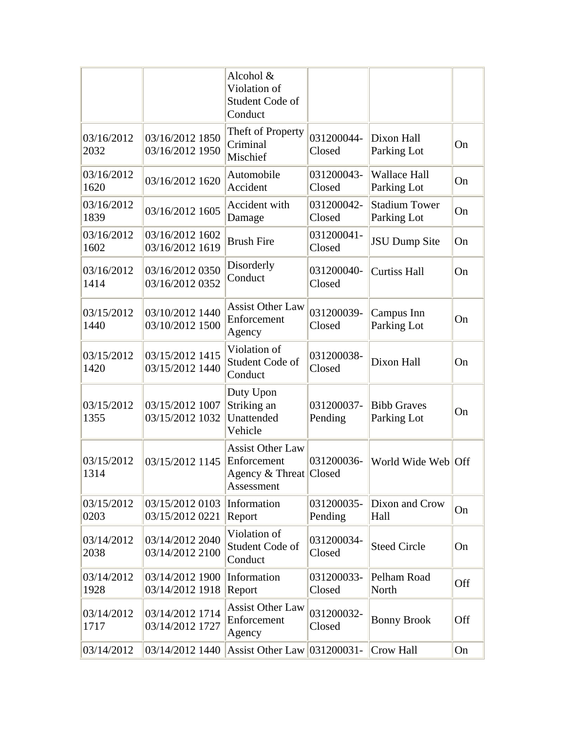| | | | | | |
|---|---|---|---|---|---|
| | | Alcohol & Violation of Student Code of Conduct | | | |
| 03/16/2012 2032 | 03/16/2012 1850 03/16/2012 1950 | Theft of Property Criminal Mischief | 031200044-Closed | Dixon Hall Parking Lot | On |
| 03/16/2012 1620 | 03/16/2012 1620 | Automobile Accident | 031200043-Closed | Wallace Hall Parking Lot | On |
| 03/16/2012 1839 | 03/16/2012 1605 | Accident with Damage | 031200042-Closed | Stadium Tower Parking Lot | On |
| 03/16/2012 1602 | 03/16/2012 1602 03/16/2012 1619 | Brush Fire | 031200041-Closed | JSU Dump Site | On |
| 03/16/2012 1414 | 03/16/2012 0350 03/16/2012 0352 | Disorderly Conduct | 031200040-Closed | Curtiss Hall | On |
| 03/15/2012 1440 | 03/10/2012 1440 03/10/2012 1500 | Assist Other Law Enforcement Agency | 031200039-Closed | Campus Inn Parking Lot | On |
| 03/15/2012 1420 | 03/15/2012 1415 03/15/2012 1440 | Violation of Student Code of Conduct | 031200038-Closed | Dixon Hall | On |
| 03/15/2012 1355 | 03/15/2012 1007 03/15/2012 1032 | Duty Upon Striking an Unattended Vehicle | 031200037-Pending | Bibb Graves Parking Lot | On |
| 03/15/2012 1314 | 03/15/2012 1145 | Assist Other Law Enforcement Agency & Threat Assessment | 031200036-Closed | World Wide Web | Off |
| 03/15/2012 0203 | 03/15/2012 0103 03/15/2012 0221 | Information Report | 031200035-Pending | Dixon and Crow Hall | On |
| 03/14/2012 2038 | 03/14/2012 2040 03/14/2012 2100 | Violation of Student Code of Conduct | 031200034-Closed | Steed Circle | On |
| 03/14/2012 1928 | 03/14/2012 1900 03/14/2012 1918 | Information Report | 031200033-Closed | Pelham Road North | Off |
| 03/14/2012 1717 | 03/14/2012 1714 03/14/2012 1727 | Assist Other Law Enforcement Agency | 031200032-Closed | Bonny Brook | Off |
| 03/14/2012 | 03/14/2012 1440 | Assist Other Law | 031200031- | Crow Hall | On |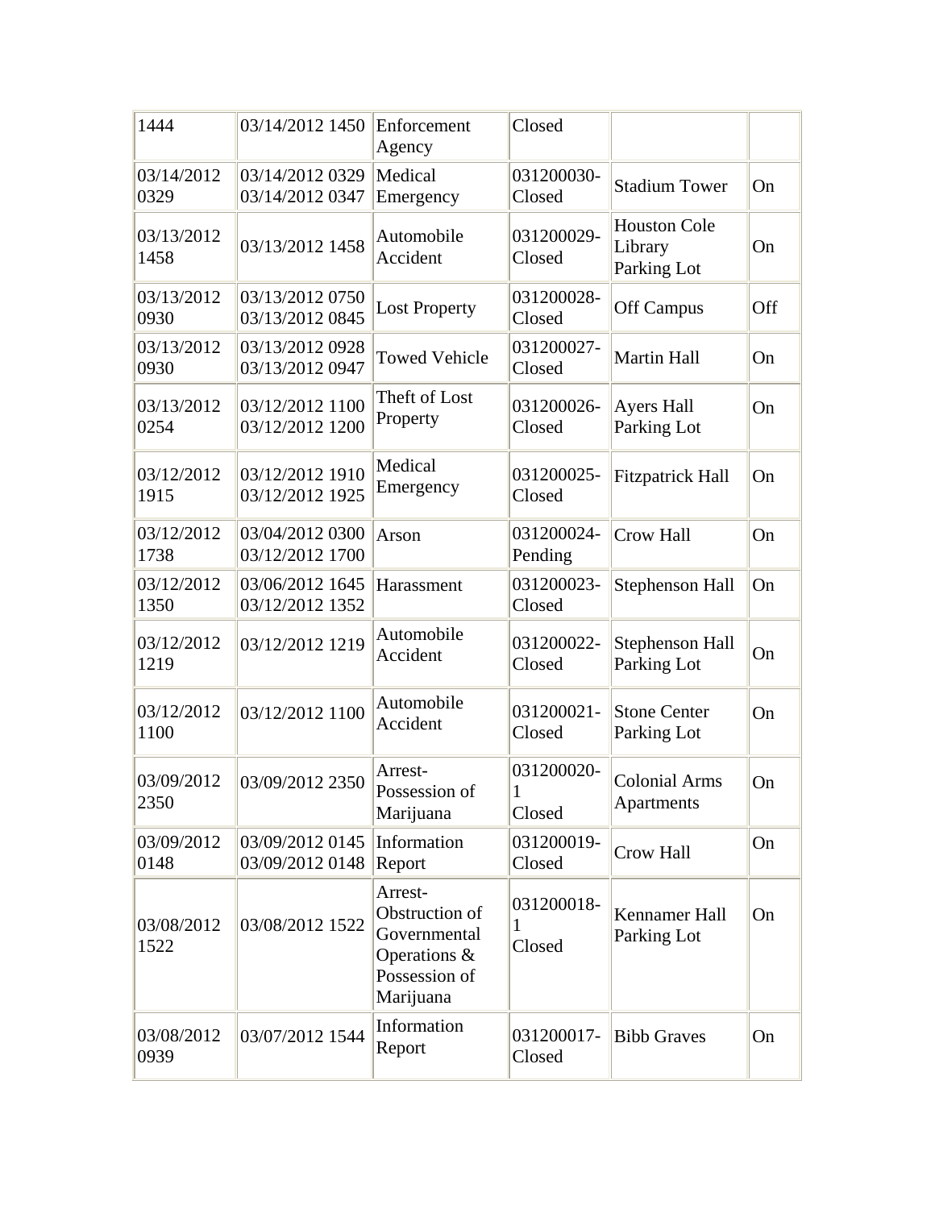| 1444 | 03/14/2012 1450 | Enforcement Agency | Closed | | |
|---|---|---|---|---|---|
| 03/14/2012 0329 | 03/14/2012 0329 03/14/2012 0347 | Medical Emergency | 031200030-Closed | Stadium Tower | On |
| 03/13/2012 1458 | 03/13/2012 1458 | Automobile Accident | 031200029-Closed | Houston Cole Library Parking Lot | On |
| 03/13/2012 0930 | 03/13/2012 0750 03/13/2012 0845 | Lost Property | 031200028-Closed | Off Campus | Off |
| 03/13/2012 0930 | 03/13/2012 0928 03/13/2012 0947 | Towed Vehicle | 031200027-Closed | Martin Hall | On |
| 03/13/2012 0254 | 03/12/2012 1100 03/12/2012 1200 | Theft of Lost Property | 031200026-Closed | Ayers Hall Parking Lot | On |
| 03/12/2012 1915 | 03/12/2012 1910 03/12/2012 1925 | Medical Emergency | 031200025-Closed | Fitzpatrick Hall | On |
| 03/12/2012 1738 | 03/04/2012 0300 03/12/2012 1700 | Arson | 031200024-Pending | Crow Hall | On |
| 03/12/2012 1350 | 03/06/2012 1645 03/12/2012 1352 | Harassment | 031200023-Closed | Stephenson Hall | On |
| 03/12/2012 1219 | 03/12/2012 1219 | Automobile Accident | 031200022-Closed | Stephenson Hall Parking Lot | On |
| 03/12/2012 1100 | 03/12/2012 1100 | Automobile Accident | 031200021-Closed | Stone Center Parking Lot | On |
| 03/09/2012 2350 | 03/09/2012 2350 | Arrest-Possession of Marijuana | 031200020-1 Closed | Colonial Arms Apartments | On |
| 03/09/2012 0148 | 03/09/2012 0145 03/09/2012 0148 | Information Report | 031200019-Closed | Crow Hall | On |
| 03/08/2012 1522 | 03/08/2012 1522 | Arrest-Obstruction of Governmental Operations & Possession of Marijuana | 031200018-1 Closed | Kennamer Hall Parking Lot | On |
| 03/08/2012 0939 | 03/07/2012 1544 | Information Report | 031200017-Closed | Bibb Graves | On |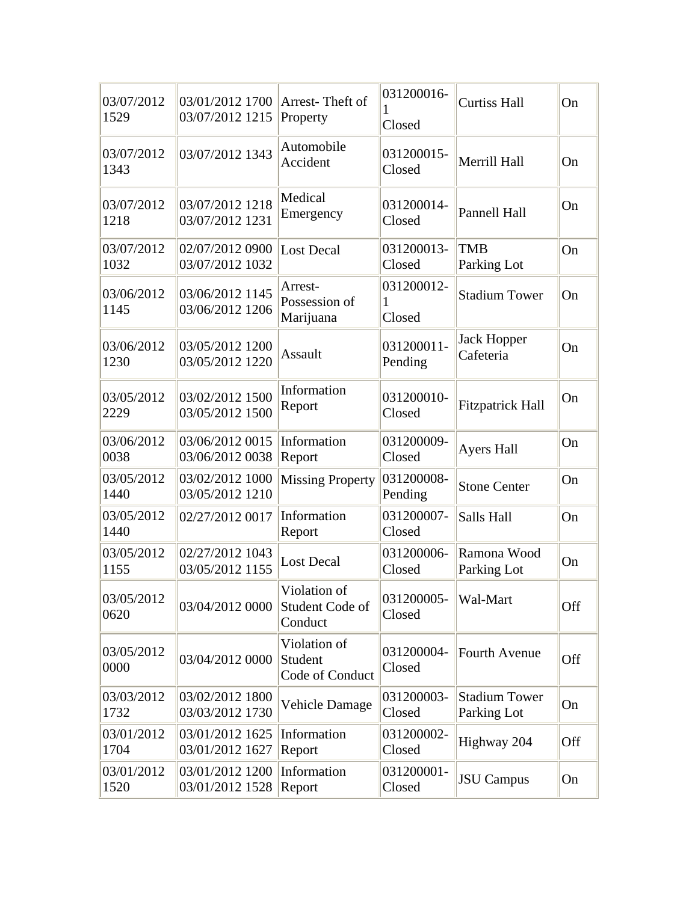| | | | | | |
|---|---|---|---|---|---|
| 03/07/2012 1529 | 03/01/2012 1700 03/07/2012 1215 | Arrest- Theft of Property | 031200016-1 Closed | Curtiss Hall | On |
| 03/07/2012 1343 | 03/07/2012 1343 | Automobile Accident | 031200015-Closed | Merrill Hall | On |
| 03/07/2012 1218 | 03/07/2012 1218 03/07/2012 1231 | Medical Emergency | 031200014-Closed | Pannell Hall | On |
| 03/07/2012 1032 | 02/07/2012 0900 03/07/2012 1032 | Lost Decal | 031200013-Closed | TMB Parking Lot | On |
| 03/06/2012 1145 | 03/06/2012 1145 03/06/2012 1206 | Arrest- Possession of Marijuana | 031200012-1 Closed | Stadium Tower | On |
| 03/06/2012 1230 | 03/05/2012 1200 03/05/2012 1220 | Assault | 031200011-Pending | Jack Hopper Cafeteria | On |
| 03/05/2012 2229 | 03/02/2012 1500 03/05/2012 1500 | Information Report | 031200010-Closed | Fitzpatrick Hall | On |
| 03/06/2012 0038 | 03/06/2012 0015 03/06/2012 0038 | Information Report | 031200009-Closed | Ayers Hall | On |
| 03/05/2012 1440 | 03/02/2012 1000 03/05/2012 1210 | Missing Property | 031200008-Pending | Stone Center | On |
| 03/05/2012 1440 | 02/27/2012 0017 | Information Report | 031200007-Closed | Salls Hall | On |
| 03/05/2012 1155 | 02/27/2012 1043 03/05/2012 1155 | Lost Decal | 031200006-Closed | Ramona Wood Parking Lot | On |
| 03/05/2012 0620 | 03/04/2012 0000 | Violation of Student Code of Conduct | 031200005-Closed | Wal-Mart | Off |
| 03/05/2012 0000 | 03/04/2012 0000 | Violation of Student Code of Conduct | 031200004-Closed | Fourth Avenue | Off |
| 03/03/2012 1732 | 03/02/2012 1800 03/03/2012 1730 | Vehicle Damage | 031200003-Closed | Stadium Tower Parking Lot | On |
| 03/01/2012 1704 | 03/01/2012 1625 03/01/2012 1627 | Information Report | 031200002-Closed | Highway 204 | Off |
| 03/01/2012 1520 | 03/01/2012 1200 03/01/2012 1528 | Information Report | 031200001-Closed | JSU Campus | On |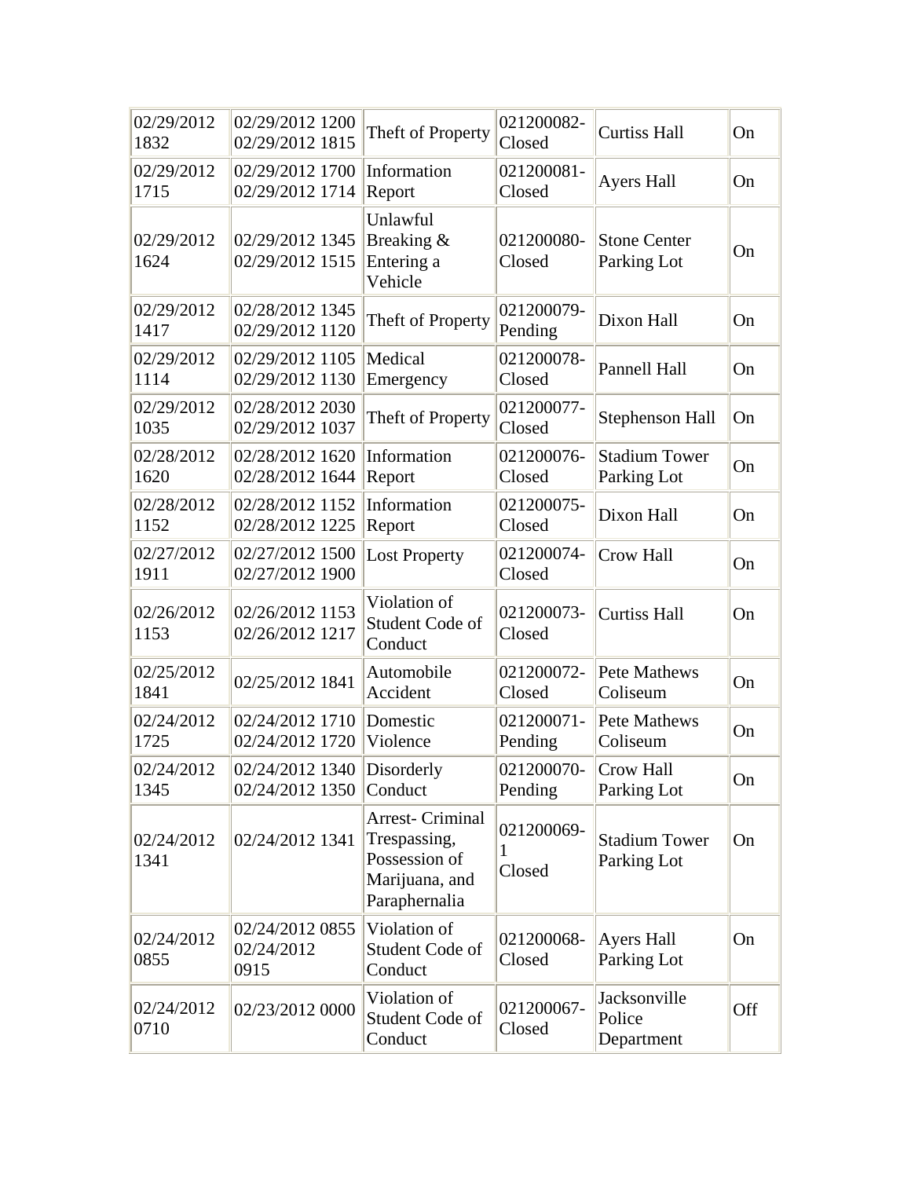| | | | | | |
|---|---|---|---|---|---|
| 02/29/2012 1832 | 02/29/2012 1200 02/29/2012 1815 | Theft of Property | 021200082-Closed | Curtiss Hall | On |
| 02/29/2012 1715 | 02/29/2012 1700 02/29/2012 1714 | Information Report | 021200081-Closed | Ayers Hall | On |
| 02/29/2012 1624 | 02/29/2012 1345 02/29/2012 1515 | Unlawful Breaking & Entering a Vehicle | 021200080-Closed | Stone Center Parking Lot | On |
| 02/29/2012 1417 | 02/28/2012 1345 02/29/2012 1120 | Theft of Property | 021200079-Pending | Dixon Hall | On |
| 02/29/2012 1114 | 02/29/2012 1105 02/29/2012 1130 | Medical Emergency | 021200078-Closed | Pannell Hall | On |
| 02/29/2012 1035 | 02/28/2012 2030 02/29/2012 1037 | Theft of Property | 021200077-Closed | Stephenson Hall | On |
| 02/28/2012 1620 | 02/28/2012 1620 02/28/2012 1644 | Information Report | 021200076-Closed | Stadium Tower Parking Lot | On |
| 02/28/2012 1152 | 02/28/2012 1152 02/28/2012 1225 | Information Report | 021200075-Closed | Dixon Hall | On |
| 02/27/2012 1911 | 02/27/2012 1500 02/27/2012 1900 | Lost Property | 021200074-Closed | Crow Hall | On |
| 02/26/2012 1153 | 02/26/2012 1153 02/26/2012 1217 | Violation of Student Code of Conduct | 021200073-Closed | Curtiss Hall | On |
| 02/25/2012 1841 | 02/25/2012 1841 | Automobile Accident | 021200072-Closed | Pete Mathews Coliseum | On |
| 02/24/2012 1725 | 02/24/2012 1710 02/24/2012 1720 | Domestic Violence | 021200071-Pending | Pete Mathews Coliseum | On |
| 02/24/2012 1345 | 02/24/2012 1340 02/24/2012 1350 | Disorderly Conduct | 021200070-Pending | Crow Hall Parking Lot | On |
| 02/24/2012 1341 | 02/24/2012 1341 | Arrest- Criminal Trespassing, Possession of Marijuana, and Paraphernalia | 021200069-1 Closed | Stadium Tower Parking Lot | On |
| 02/24/2012 0855 | 02/24/2012 0855 02/24/2012 0915 | Violation of Student Code of Conduct | 021200068-Closed | Ayers Hall Parking Lot | On |
| 02/24/2012 0710 | 02/23/2012 0000 | Violation of Student Code of Conduct | 021200067-Closed | Jacksonville Police Department | Off |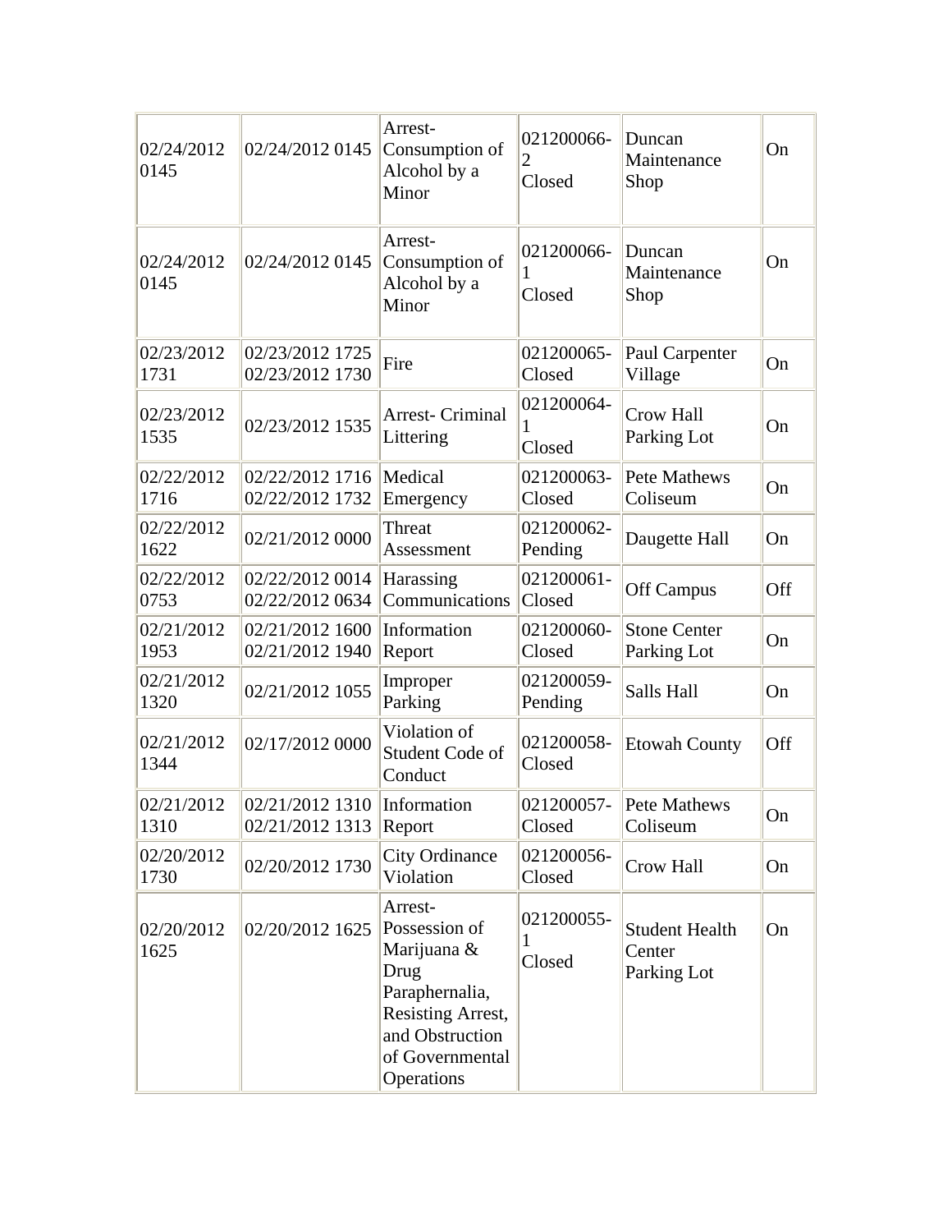| | | | | | |
|---|---|---|---|---|---|
| 02/24/2012 0145 | 02/24/2012 0145 | Arrest- Consumption of Alcohol by a Minor | 021200066-2 Closed | Duncan Maintenance Shop | On |
| 02/24/2012 0145 | 02/24/2012 0145 | Arrest- Consumption of Alcohol by a Minor | 021200066-1 Closed | Duncan Maintenance Shop | On |
| 02/23/2012 1731 | 02/23/2012 1725 02/23/2012 1730 | Fire | 021200065- Closed | Paul Carpenter Village | On |
| 02/23/2012 1535 | 02/23/2012 1535 | Arrest- Criminal Littering | 021200064-1 Closed | Crow Hall Parking Lot | On |
| 02/22/2012 1716 | 02/22/2012 1716 02/22/2012 1732 | Medical Emergency | 021200063- Closed | Pete Mathews Coliseum | On |
| 02/22/2012 1622 | 02/21/2012 0000 | Threat Assessment | 021200062- Pending | Daugette Hall | On |
| 02/22/2012 0753 | 02/22/2012 0014 02/22/2012 0634 | Harassing Communications | 021200061- Closed | Off Campus | Off |
| 02/21/2012 1953 | 02/21/2012 1600 02/21/2012 1940 | Information Report | 021200060- Closed | Stone Center Parking Lot | On |
| 02/21/2012 1320 | 02/21/2012 1055 | Improper Parking | 021200059- Pending | Salls Hall | On |
| 02/21/2012 1344 | 02/17/2012 0000 | Violation of Student Code of Conduct | 021200058- Closed | Etowah County | Off |
| 02/21/2012 1310 | 02/21/2012 1310 02/21/2012 1313 | Information Report | 021200057- Closed | Pete Mathews Coliseum | On |
| 02/20/2012 1730 | 02/20/2012 1730 | City Ordinance Violation | 021200056- Closed | Crow Hall | On |
| 02/20/2012 1625 | 02/20/2012 1625 | Arrest- Possession of Marijuana & Drug Paraphernalia, Resisting Arrest, and Obstruction of Governmental Operations | 021200055-1 Closed | Student Health Center Parking Lot | On |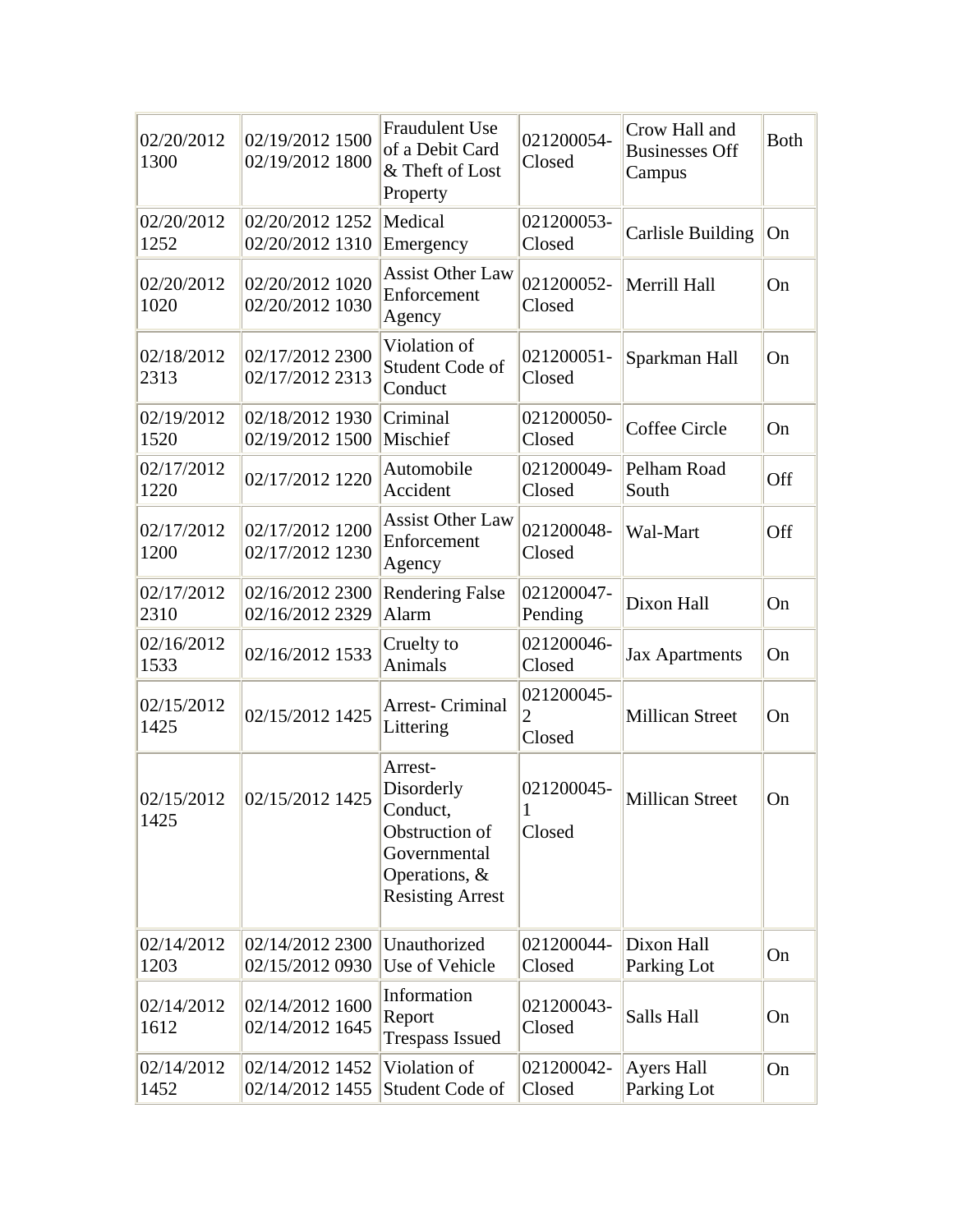| | | | | | |
|---|---|---|---|---|---|
| 02/20/2012 1300 | 02/19/2012 1500 02/19/2012 1800 | Fraudulent Use of a Debit Card & Theft of Lost Property | 021200054- Closed | Crow Hall and Businesses Off Campus | Both |
| 02/20/2012 1252 | 02/20/2012 1252 02/20/2012 1310 | Medical Emergency | 021200053- Closed | Carlisle Building | On |
| 02/20/2012 1020 | 02/20/2012 1020 02/20/2012 1030 | Assist Other Law Enforcement Agency | 021200052- Closed | Merrill Hall | On |
| 02/18/2012 2313 | 02/17/2012 2300 02/17/2012 2313 | Violation of Student Code of Conduct | 021200051- Closed | Sparkman Hall | On |
| 02/19/2012 1520 | 02/18/2012 1930 02/19/2012 1500 | Criminal Mischief | 021200050- Closed | Coffee Circle | On |
| 02/17/2012 1220 | 02/17/2012 1220 | Automobile Accident | 021200049- Closed | Pelham Road South | Off |
| 02/17/2012 1200 | 02/17/2012 1200 02/17/2012 1230 | Assist Other Law Enforcement Agency | 021200048- Closed | Wal-Mart | Off |
| 02/17/2012 2310 | 02/16/2012 2300 02/16/2012 2329 | Rendering False Alarm | 021200047- Pending | Dixon Hall | On |
| 02/16/2012 1533 | 02/16/2012 1533 | Cruelty to Animals | 021200046- Closed | Jax Apartments | On |
| 02/15/2012 1425 | 02/15/2012 1425 | Arrest- Criminal Littering | 021200045-2 Closed | Millican Street | On |
| 02/15/2012 1425 | 02/15/2012 1425 | Arrest- Disorderly Conduct, Obstruction of Governmental Operations, & Resisting Arrest | 021200045-1 Closed | Millican Street | On |
| 02/14/2012 1203 | 02/14/2012 2300 02/15/2012 0930 | Unauthorized Use of Vehicle | 021200044- Closed | Dixon Hall Parking Lot | On |
| 02/14/2012 1612 | 02/14/2012 1600 02/14/2012 1645 | Information Report Trespass Issued | 021200043- Closed | Salls Hall | On |
| 02/14/2012 1452 | 02/14/2012 1452 02/14/2012 1455 | Violation of Student Code of | 021200042- Closed | Ayers Hall Parking Lot | On |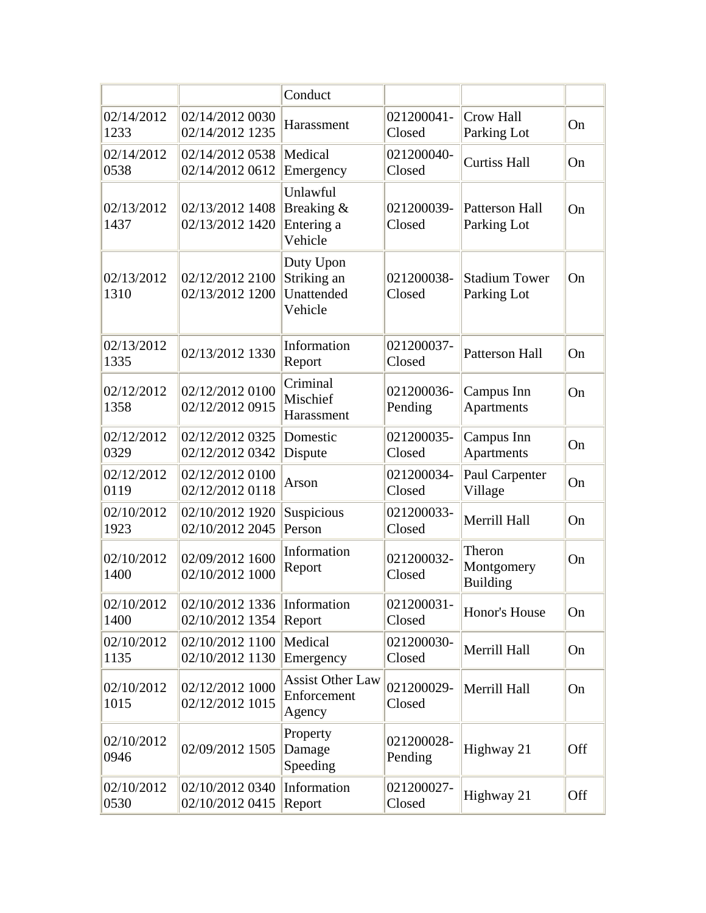| | | Conduct | | | |
|---|---|---|---|---|---|
| 02/14/2012 1233 | 02/14/2012 0030 02/14/2012 1235 | Harassment | 021200041- Closed | Crow Hall Parking Lot | On |
| 02/14/2012 0538 | 02/14/2012 0538 02/14/2012 0612 | Medical Emergency | 021200040- Closed | Curtiss Hall | On |
| 02/13/2012 1437 | 02/13/2012 1408 02/13/2012 1420 | Unlawful Breaking & Entering a Vehicle | 021200039- Closed | Patterson Hall Parking Lot | On |
| 02/13/2012 1310 | 02/12/2012 2100 02/13/2012 1200 | Duty Upon Striking an Unattended Vehicle | 021200038- Closed | Stadium Tower Parking Lot | On |
| 02/13/2012 1335 | 02/13/2012 1330 | Information Report | 021200037- Closed | Patterson Hall | On |
| 02/12/2012 1358 | 02/12/2012 0100 02/12/2012 0915 | Criminal Mischief Harassment | 021200036- Pending | Campus Inn Apartments | On |
| 02/12/2012 0329 | 02/12/2012 0325 02/12/2012 0342 | Domestic Dispute | 021200035- Closed | Campus Inn Apartments | On |
| 02/12/2012 0119 | 02/12/2012 0100 02/12/2012 0118 | Arson | 021200034- Closed | Paul Carpenter Village | On |
| 02/10/2012 1923 | 02/10/2012 1920 02/10/2012 2045 | Suspicious Person | 021200033- Closed | Merrill Hall | On |
| 02/10/2012 1400 | 02/09/2012 1600 02/10/2012 1000 | Information Report | 021200032- Closed | Theron Montgomery Building | On |
| 02/10/2012 1400 | 02/10/2012 1336 02/10/2012 1354 | Information Report | 021200031- Closed | Honor's House | On |
| 02/10/2012 1135 | 02/10/2012 1100 02/10/2012 1130 | Medical Emergency | 021200030- Closed | Merrill Hall | On |
| 02/10/2012 1015 | 02/12/2012 1000 02/12/2012 1015 | Assist Other Law Enforcement Agency | 021200029- Closed | Merrill Hall | On |
| 02/10/2012 0946 | 02/09/2012 1505 | Property Damage Speeding | 021200028- Pending | Highway 21 | Off |
| 02/10/2012 0530 | 02/10/2012 0340 02/10/2012 0415 | Information Report | 021200027- Closed | Highway 21 | Off |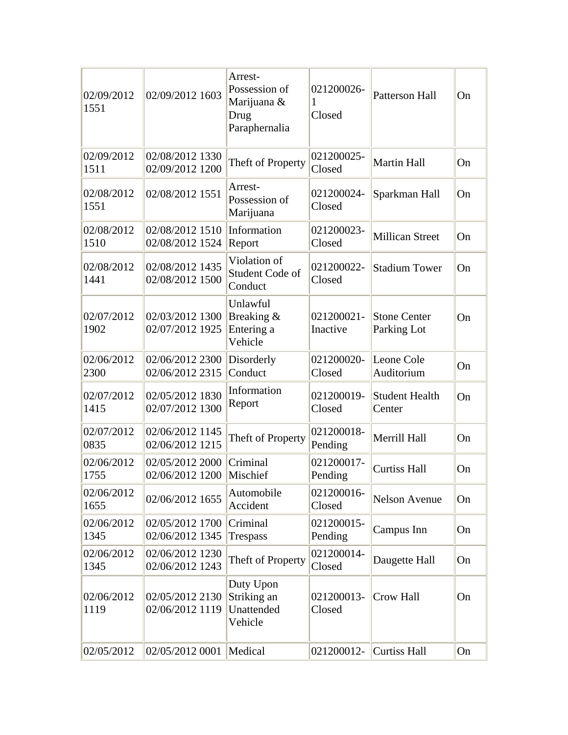| | | | | | |
|---|---|---|---|---|---|
| 02/09/2012 1551 | 02/09/2012 1603 | Arrest- Possession of Marijuana & Drug Paraphernalia | 021200026-1 Closed | Patterson Hall | On |
| 02/09/2012 1511 | 02/08/2012 1330 02/09/2012 1200 | Theft of Property | 021200025- Closed | Martin Hall | On |
| 02/08/2012 1551 | 02/08/2012 1551 | Arrest- Possession of Marijuana | 021200024- Closed | Sparkman Hall | On |
| 02/08/2012 1510 | 02/08/2012 1510 02/08/2012 1524 | Information Report | 021200023- Closed | Millican Street | On |
| 02/08/2012 1441 | 02/08/2012 1435 02/08/2012 1500 | Violation of Student Code of Conduct | 021200022- Closed | Stadium Tower | On |
| 02/07/2012 1902 | 02/03/2012 1300 02/07/2012 1925 | Unlawful Breaking & Entering a Vehicle | 021200021- Inactive | Stone Center Parking Lot | On |
| 02/06/2012 2300 | 02/06/2012 2300 02/06/2012 2315 | Disorderly Conduct | 021200020- Closed | Leone Cole Auditorium | On |
| 02/07/2012 1415 | 02/05/2012 1830 02/07/2012 1300 | Information Report | 021200019- Closed | Student Health Center | On |
| 02/07/2012 0835 | 02/06/2012 1145 02/06/2012 1215 | Theft of Property | 021200018- Pending | Merrill Hall | On |
| 02/06/2012 1755 | 02/05/2012 2000 02/06/2012 1200 | Criminal Mischief | 021200017- Pending | Curtiss Hall | On |
| 02/06/2012 1655 | 02/06/2012 1655 | Automobile Accident | 021200016- Closed | Nelson Avenue | On |
| 02/06/2012 1345 | 02/05/2012 1700 02/06/2012 1345 | Criminal Trespass | 021200015- Pending | Campus Inn | On |
| 02/06/2012 1345 | 02/06/2012 1230 02/06/2012 1243 | Theft of Property | 021200014- Closed | Daugette Hall | On |
| 02/06/2012 1119 | 02/05/2012 2130 02/06/2012 1119 | Duty Upon Striking an Unattended Vehicle | 021200013- Closed | Crow Hall | On |
| 02/05/2012 | 02/05/2012 0001 | Medical | 021200012- | Curtiss Hall | On |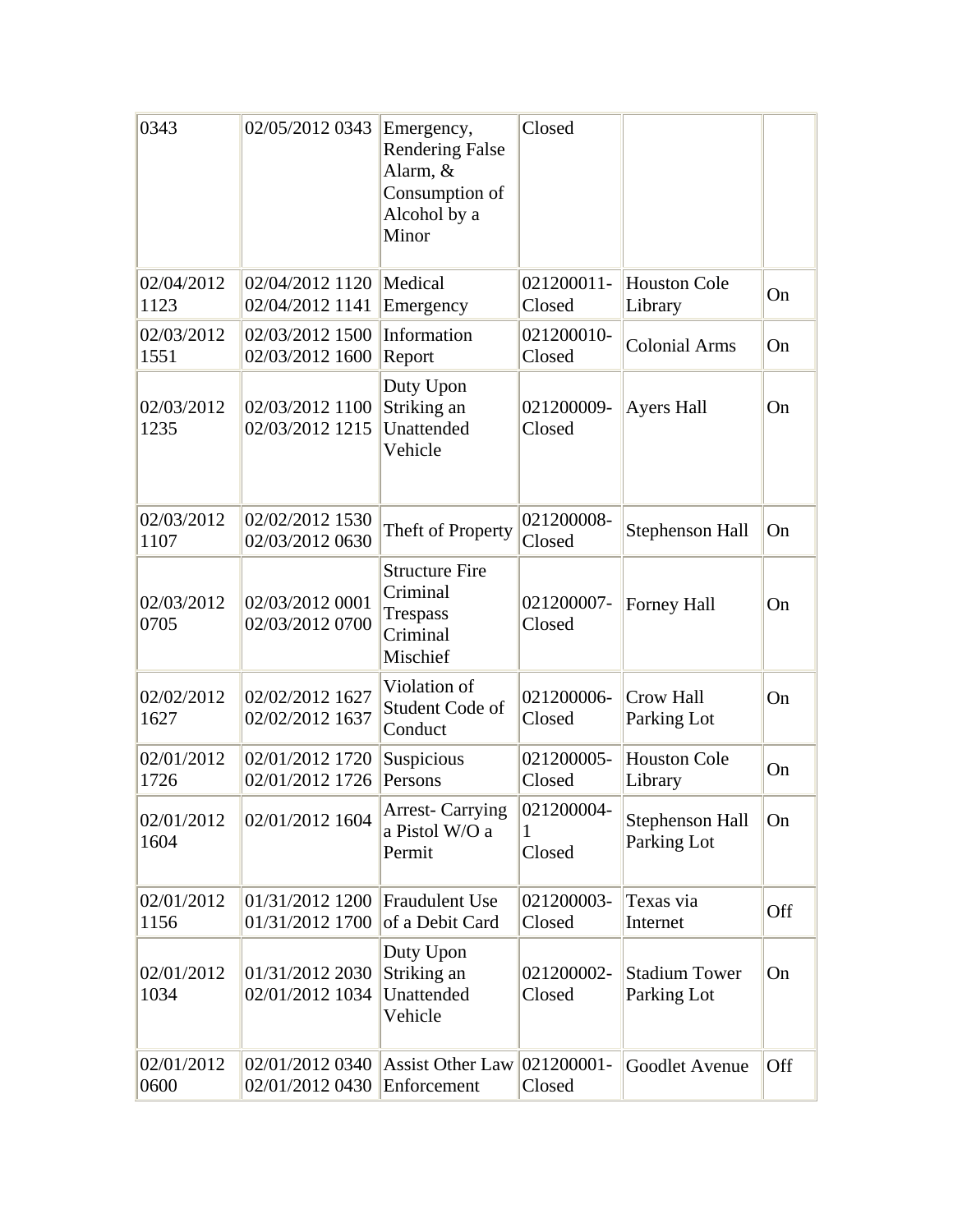| | | | | | |
|---|---|---|---|---|---|
| 0343 | 02/05/2012 0343 | Emergency, Rendering False Alarm, & Consumption of Alcohol by a Minor | Closed | | |
| 02/04/2012 1123 | 02/04/2012 1120 02/04/2012 1141 | Medical Emergency | 021200011-Closed | Houston Cole Library | On |
| 02/03/2012 1551 | 02/03/2012 1500 02/03/2012 1600 | Information Report | 021200010-Closed | Colonial Arms | On |
| 02/03/2012 1235 | 02/03/2012 1100 02/03/2012 1215 | Duty Upon Striking an Unattended Vehicle | 021200009-Closed | Ayers Hall | On |
| 02/03/2012 1107 | 02/02/2012 1530 02/03/2012 0630 | Theft of Property | 021200008-Closed | Stephenson Hall | On |
| 02/03/2012 0705 | 02/03/2012 0001 02/03/2012 0700 | Structure Fire Criminal Trespass Criminal Mischief | 021200007-Closed | Forney Hall | On |
| 02/02/2012 1627 | 02/02/2012 1627 02/02/2012 1637 | Violation of Student Code of Conduct | 021200006-Closed | Crow Hall Parking Lot | On |
| 02/01/2012 1726 | 02/01/2012 1720 02/01/2012 1726 | Suspicious Persons | 021200005-Closed | Houston Cole Library | On |
| 02/01/2012 1604 | 02/01/2012 1604 | Arrest- Carrying a Pistol W/O a Permit | 021200004-1 Closed | Stephenson Hall Parking Lot | On |
| 02/01/2012 1156 | 01/31/2012 1200 01/31/2012 1700 | Fraudulent Use of a Debit Card | 021200003-Closed | Texas via Internet | Off |
| 02/01/2012 1034 | 01/31/2012 2030 02/01/2012 1034 | Duty Upon Striking an Unattended Vehicle | 021200002-Closed | Stadium Tower Parking Lot | On |
| 02/01/2012 0600 | 02/01/2012 0340 02/01/2012 0430 | Assist Other Law Enforcement | 021200001-Closed | Goodlet Avenue | Off |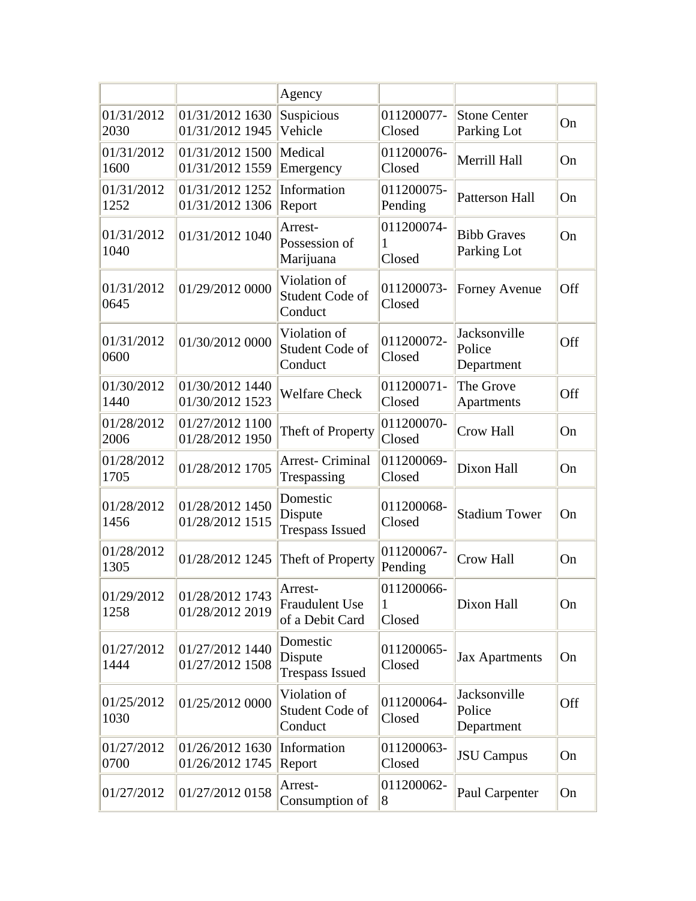| | | Agency | | | |
|---|---|---|---|---|---|
| 01/31/2012 2030 | 01/31/2012 1630 01/31/2012 1945 | Suspicious Vehicle | 011200077-Closed | Stone Center Parking Lot | On |
| 01/31/2012 1600 | 01/31/2012 1500 01/31/2012 1559 | Medical Emergency | 011200076-Closed | Merrill Hall | On |
| 01/31/2012 1252 | 01/31/2012 1252 01/31/2012 1306 | Information Report | 011200075-Pending | Patterson Hall | On |
| 01/31/2012 1040 | 01/31/2012 1040 | Arrest-Possession of Marijuana | 011200074-1 Closed | Bibb Graves Parking Lot | On |
| 01/31/2012 0645 | 01/29/2012 0000 | Violation of Student Code of Conduct | 011200073-Closed | Forney Avenue | Off |
| 01/31/2012 0600 | 01/30/2012 0000 | Violation of Student Code of Conduct | 011200072-Closed | Jacksonville Police Department | Off |
| 01/30/2012 1440 | 01/30/2012 1440 01/30/2012 1523 | Welfare Check | 011200071-Closed | The Grove Apartments | Off |
| 01/28/2012 2006 | 01/27/2012 1100 01/28/2012 1950 | Theft of Property | 011200070-Closed | Crow Hall | On |
| 01/28/2012 1705 | 01/28/2012 1705 | Arrest- Criminal Trespassing | 011200069-Closed | Dixon Hall | On |
| 01/28/2012 1456 | 01/28/2012 1450 01/28/2012 1515 | Domestic Dispute Trespass Issued | 011200068-Closed | Stadium Tower | On |
| 01/28/2012 1305 | 01/28/2012 1245 | Theft of Property | 011200067-Pending | Crow Hall | On |
| 01/29/2012 1258 | 01/28/2012 1743 01/28/2012 2019 | Arrest-Fraudulent Use of a Debit Card | 011200066-1 Closed | Dixon Hall | On |
| 01/27/2012 1444 | 01/27/2012 1440 01/27/2012 1508 | Domestic Dispute Trespass Issued | 011200065-Closed | Jax Apartments | On |
| 01/25/2012 1030 | 01/25/2012 0000 | Violation of Student Code of Conduct | 011200064-Closed | Jacksonville Police Department | Off |
| 01/27/2012 0700 | 01/26/2012 1630 01/26/2012 1745 | Information Report | 011200063-Closed | JSU Campus | On |
| 01/27/2012 | 01/27/2012 0158 | Arrest-Consumption of | 011200062-8 | Paul Carpenter | On |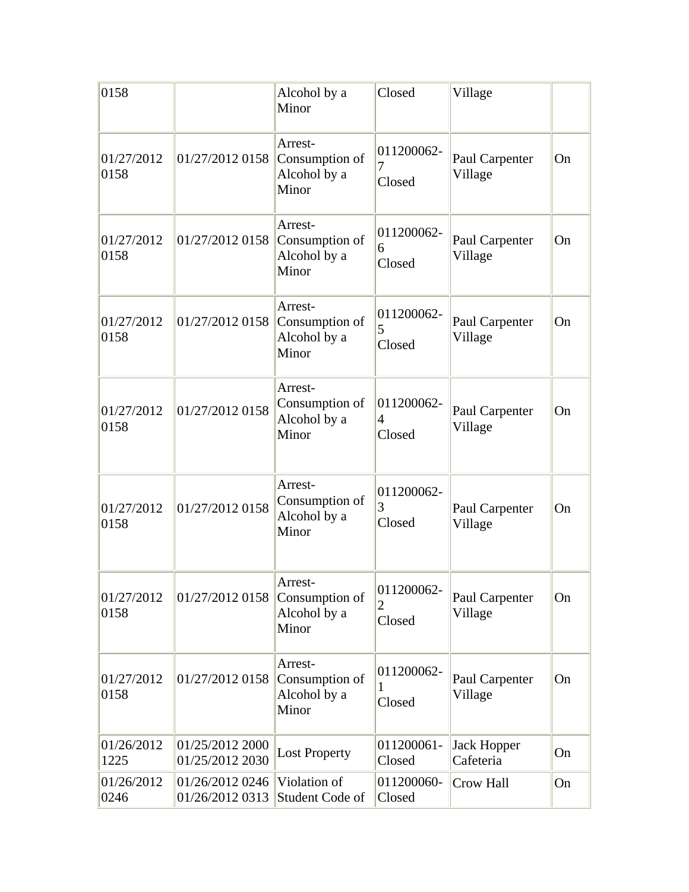| | | | | | |
|---|---|---|---|---|---|
| 0158 | | Alcohol by a Minor | Closed | Village | |
| 01/27/2012 0158 | 01/27/2012 0158 | Arrest- Consumption of Alcohol by a Minor | 011200062-7 Closed | Paul Carpenter Village | On |
| 01/27/2012 0158 | 01/27/2012 0158 | Arrest- Consumption of Alcohol by a Minor | 011200062-6 Closed | Paul Carpenter Village | On |
| 01/27/2012 0158 | 01/27/2012 0158 | Arrest- Consumption of Alcohol by a Minor | 011200062-5 Closed | Paul Carpenter Village | On |
| 01/27/2012 0158 | 01/27/2012 0158 | Arrest- Consumption of Alcohol by a Minor | 011200062-4 Closed | Paul Carpenter Village | On |
| 01/27/2012 0158 | 01/27/2012 0158 | Arrest- Consumption of Alcohol by a Minor | 011200062-3 Closed | Paul Carpenter Village | On |
| 01/27/2012 0158 | 01/27/2012 0158 | Arrest- Consumption of Alcohol by a Minor | 011200062-2 Closed | Paul Carpenter Village | On |
| 01/27/2012 0158 | 01/27/2012 0158 | Arrest- Consumption of Alcohol by a Minor | 011200062-1 Closed | Paul Carpenter Village | On |
| 01/26/2012 1225 | 01/25/2012 2000 01/25/2012 2030 | Lost Property | 011200061- Closed | Jack Hopper Cafeteria | On |
| 01/26/2012 0246 | 01/26/2012 0246 01/26/2012 0313 | Violation of Student Code of | 011200060- Closed | Crow Hall | On |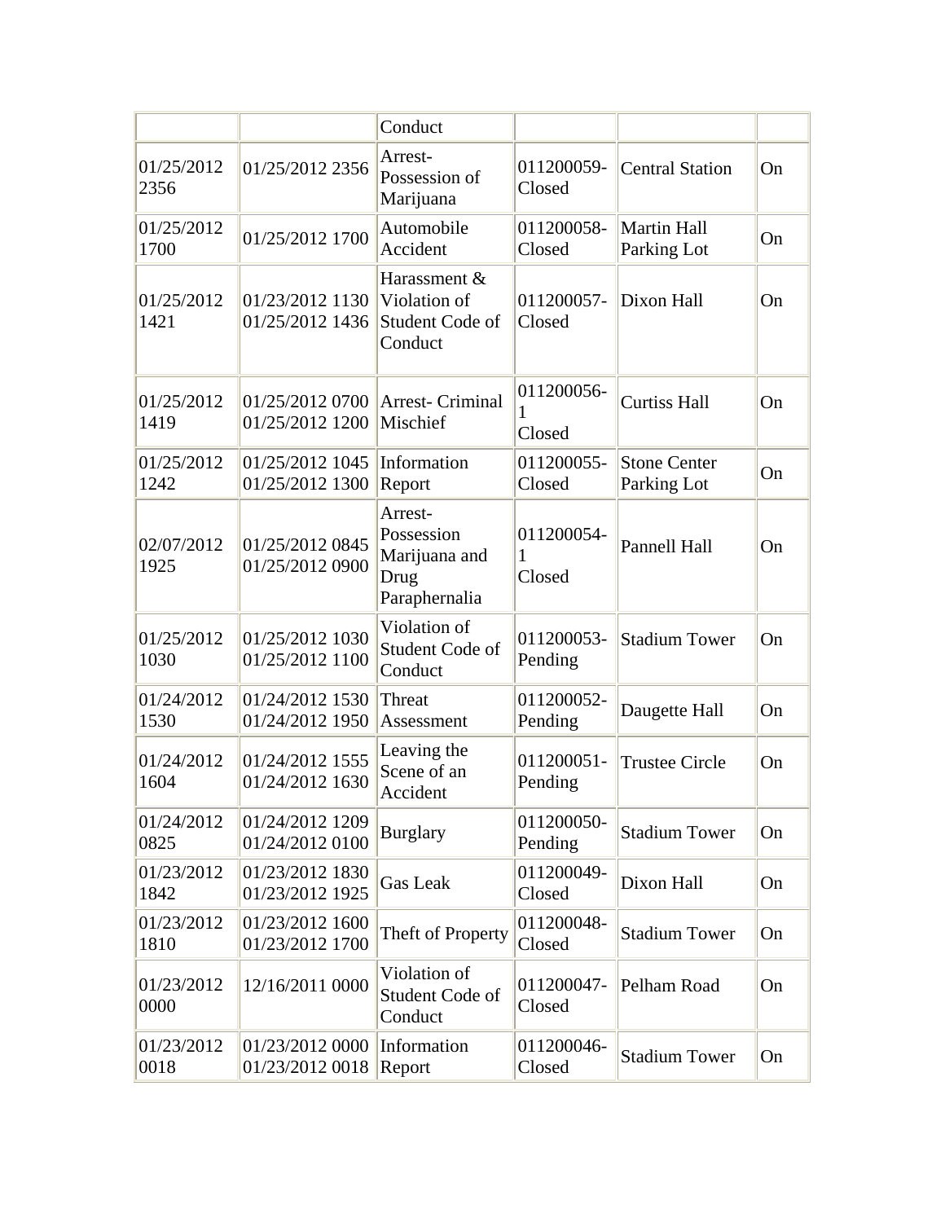|  |  | Conduct |  |  |  |
|---|---|---|---|---|---|
| 01/25/2012 2356 | 01/25/2012 2356 | Arrest- Possession of Marijuana | 011200059- Closed | Central Station | On |
| 01/25/2012 1700 | 01/25/2012 1700 | Automobile Accident | 011200058- Closed | Martin Hall Parking Lot | On |
| 01/25/2012 1421 | 01/23/2012 1130 01/25/2012 1436 | Harassment & Violation of Student Code of Conduct | 011200057- Closed | Dixon Hall | On |
| 01/25/2012 1419 | 01/25/2012 0700 01/25/2012 1200 | Arrest- Criminal Mischief | 011200056-1 Closed | Curtiss Hall | On |
| 01/25/2012 1242 | 01/25/2012 1045 01/25/2012 1300 | Information Report | 011200055- Closed | Stone Center Parking Lot | On |
| 02/07/2012 1925 | 01/25/2012 0845 01/25/2012 0900 | Arrest- Possession Marijuana and Drug Paraphernalia | 011200054-1 Closed | Pannell Hall | On |
| 01/25/2012 1030 | 01/25/2012 1030 01/25/2012 1100 | Violation of Student Code of Conduct | 011200053- Pending | Stadium Tower | On |
| 01/24/2012 1530 | 01/24/2012 1530 01/24/2012 1950 | Threat Assessment | 011200052- Pending | Daugette Hall | On |
| 01/24/2012 1604 | 01/24/2012 1555 01/24/2012 1630 | Leaving the Scene of an Accident | 011200051- Pending | Trustee Circle | On |
| 01/24/2012 0825 | 01/24/2012 1209 01/24/2012 0100 | Burglary | 011200050- Pending | Stadium Tower | On |
| 01/23/2012 1842 | 01/23/2012 1830 01/23/2012 1925 | Gas Leak | 011200049- Closed | Dixon Hall | On |
| 01/23/2012 1810 | 01/23/2012 1600 01/23/2012 1700 | Theft of Property | 011200048- Closed | Stadium Tower | On |
| 01/23/2012 0000 | 12/16/2011 0000 | Violation of Student Code of Conduct | 011200047- Closed | Pelham Road | On |
| 01/23/2012 0018 | 01/23/2012 0000 01/23/2012 0018 | Information Report | 011200046- Closed | Stadium Tower | On |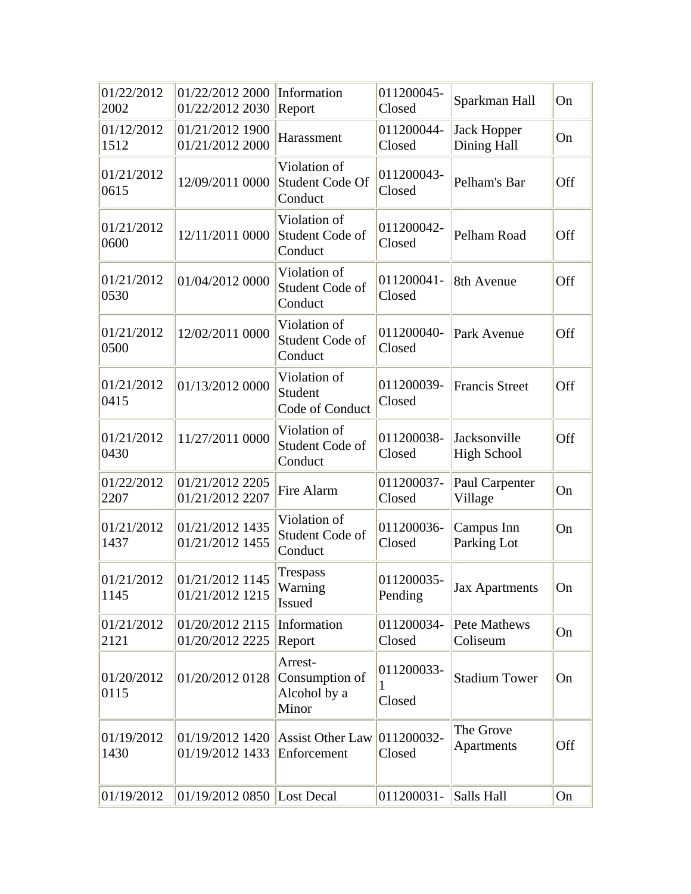| | | | | | |
|---|---|---|---|---|---|
| 01/22/2012 2002 | 01/22/2012 2000 01/22/2012 2030 | Information Report | 011200045-Closed | Sparkman Hall | On |
| 01/12/2012 1512 | 01/21/2012 1900 01/21/2012 2000 | Harassment | 011200044-Closed | Jack Hopper Dining Hall | On |
| 01/21/2012 0615 | 12/09/2011 0000 | Violation of Student Code Of Conduct | 011200043-Closed | Pelham's Bar | Off |
| 01/21/2012 0600 | 12/11/2011 0000 | Violation of Student Code of Conduct | 011200042-Closed | Pelham Road | Off |
| 01/21/2012 0530 | 01/04/2012 0000 | Violation of Student Code of Conduct | 011200041-Closed | 8th Avenue | Off |
| 01/21/2012 0500 | 12/02/2011 0000 | Violation of Student Code of Conduct | 011200040-Closed | Park Avenue | Off |
| 01/21/2012 0415 | 01/13/2012 0000 | Violation of Student Code of Conduct | 011200039-Closed | Francis Street | Off |
| 01/21/2012 0430 | 11/27/2011 0000 | Violation of Student Code of Conduct | 011200038-Closed | Jacksonville High School | Off |
| 01/22/2012 2207 | 01/21/2012 2205 01/21/2012 2207 | Fire Alarm | 011200037-Closed | Paul Carpenter Village | On |
| 01/21/2012 1437 | 01/21/2012 1435 01/21/2012 1455 | Violation of Student Code of Conduct | 011200036-Closed | Campus Inn Parking Lot | On |
| 01/21/2012 1145 | 01/21/2012 1145 01/21/2012 1215 | Trespass Warning Issued | 011200035-Pending | Jax Apartments | On |
| 01/21/2012 2121 | 01/20/2012 2115 01/20/2012 2225 | Information Report | 011200034-Closed | Pete Mathews Coliseum | On |
| 01/20/2012 0115 | 01/20/2012 0128 | Arrest-Consumption of Alcohol by a Minor | 011200033-1 Closed | Stadium Tower | On |
| 01/19/2012 1430 | 01/19/2012 1420 01/19/2012 1433 | Assist Other Law Enforcement | 011200032-Closed | The Grove Apartments | Off |
| 01/19/2012 | 01/19/2012 0850 | Lost Decal | 011200031- | Salls Hall | On |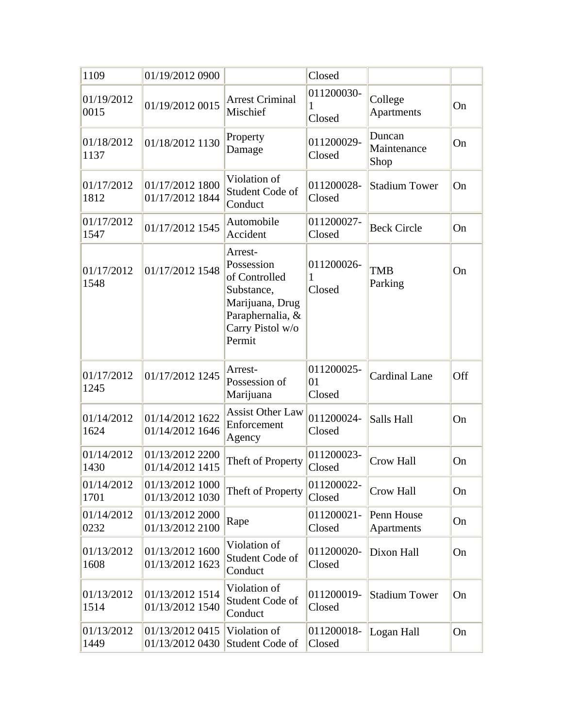| | | | | | |
|---|---|---|---|---|---|
| 1109 | 01/19/2012 0900 | | Closed | | |
| 01/19/2012 0015 | 01/19/2012 0015 | Arrest Criminal Mischief | 011200030-1 Closed | College Apartments | On |
| 01/18/2012 1137 | 01/18/2012 1130 | Property Damage | 011200029-Closed | Duncan Maintenance Shop | On |
| 01/17/2012 1812 | 01/17/2012 1800 01/17/2012 1844 | Violation of Student Code of Conduct | 011200028-Closed | Stadium Tower | On |
| 01/17/2012 1547 | 01/17/2012 1545 | Automobile Accident | 011200027-Closed | Beck Circle | On |
| 01/17/2012 1548 | 01/17/2012 1548 | Arrest-Possession of Controlled Substance, Marijuana, Drug Paraphernalia, & Carry Pistol w/o Permit | 011200026-1 Closed | TMB Parking | On |
| 01/17/2012 1245 | 01/17/2012 1245 | Arrest-Possession of Marijuana | 011200025-01 Closed | Cardinal Lane | Off |
| 01/14/2012 1624 | 01/14/2012 1622 01/14/2012 1646 | Assist Other Law Enforcement Agency | 011200024-Closed | Salls Hall | On |
| 01/14/2012 1430 | 01/13/2012 2200 01/14/2012 1415 | Theft of Property | 011200023-Closed | Crow Hall | On |
| 01/14/2012 1701 | 01/13/2012 1000 01/13/2012 1030 | Theft of Property | 011200022-Closed | Crow Hall | On |
| 01/14/2012 0232 | 01/13/2012 2000 01/13/2012 2100 | Rape | 011200021-Closed | Penn House Apartments | On |
| 01/13/2012 1608 | 01/13/2012 1600 01/13/2012 1623 | Violation of Student Code of Conduct | 011200020-Closed | Dixon Hall | On |
| 01/13/2012 1514 | 01/13/2012 1514 01/13/2012 1540 | Violation of Student Code of Conduct | 011200019-Closed | Stadium Tower | On |
| 01/13/2012 1449 | 01/13/2012 0415 01/13/2012 0430 | Violation of Student Code of | 011200018-Closed | Logan Hall | On |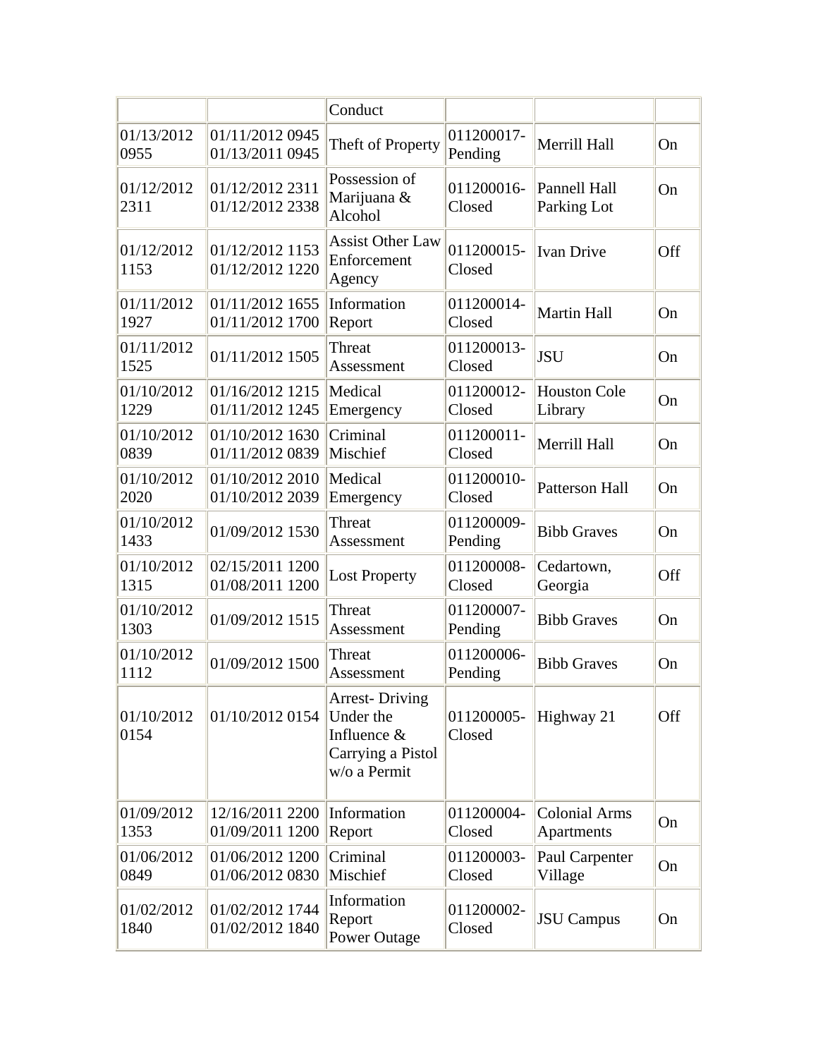| | | Conduct | | | |
|---|---|---|---|---|---|
| 01/13/2012 0955 | 01/11/2012 0945 01/13/2011 0945 | Theft of Property | 011200017-Pending | Merrill Hall | On |
| 01/12/2012 2311 | 01/12/2012 2311 01/12/2012 2338 | Possession of Marijuana & Alcohol | 011200016-Closed | Pannell Hall Parking Lot | On |
| 01/12/2012 1153 | 01/12/2012 1153 01/12/2012 1220 | Assist Other Law Enforcement Agency | 011200015-Closed | Ivan Drive | Off |
| 01/11/2012 1927 | 01/11/2012 1655 01/11/2012 1700 | Information Report | 011200014-Closed | Martin Hall | On |
| 01/11/2012 1525 | 01/11/2012 1505 | Threat Assessment | 011200013-Closed | JSU | On |
| 01/10/2012 1229 | 01/16/2012 1215 01/11/2012 1245 | Medical Emergency | 011200012-Closed | Houston Cole Library | On |
| 01/10/2012 0839 | 01/10/2012 1630 01/11/2012 0839 | Criminal Mischief | 011200011-Closed | Merrill Hall | On |
| 01/10/2012 2020 | 01/10/2012 2010 01/10/2012 2039 | Medical Emergency | 011200010-Closed | Patterson Hall | On |
| 01/10/2012 1433 | 01/09/2012 1530 | Threat Assessment | 011200009-Pending | Bibb Graves | On |
| 01/10/2012 1315 | 02/15/2011 1200 01/08/2011 1200 | Lost Property | 011200008-Closed | Cedartown, Georgia | Off |
| 01/10/2012 1303 | 01/09/2012 1515 | Threat Assessment | 011200007-Pending | Bibb Graves | On |
| 01/10/2012 1112 | 01/09/2012 1500 | Threat Assessment | 011200006-Pending | Bibb Graves | On |
| 01/10/2012 0154 | 01/10/2012 0154 | Arrest- Driving Under the Influence & Carrying a Pistol w/o a Permit | 011200005-Closed | Highway 21 | Off |
| 01/09/2012 1353 | 12/16/2011 2200 01/09/2011 1200 | Information Report | 011200004-Closed | Colonial Arms Apartments | On |
| 01/06/2012 0849 | 01/06/2012 1200 01/06/2012 0830 | Criminal Mischief | 011200003-Closed | Paul Carpenter Village | On |
| 01/02/2012 1840 | 01/02/2012 1744 01/02/2012 1840 | Information Report Power Outage | 011200002-Closed | JSU Campus | On |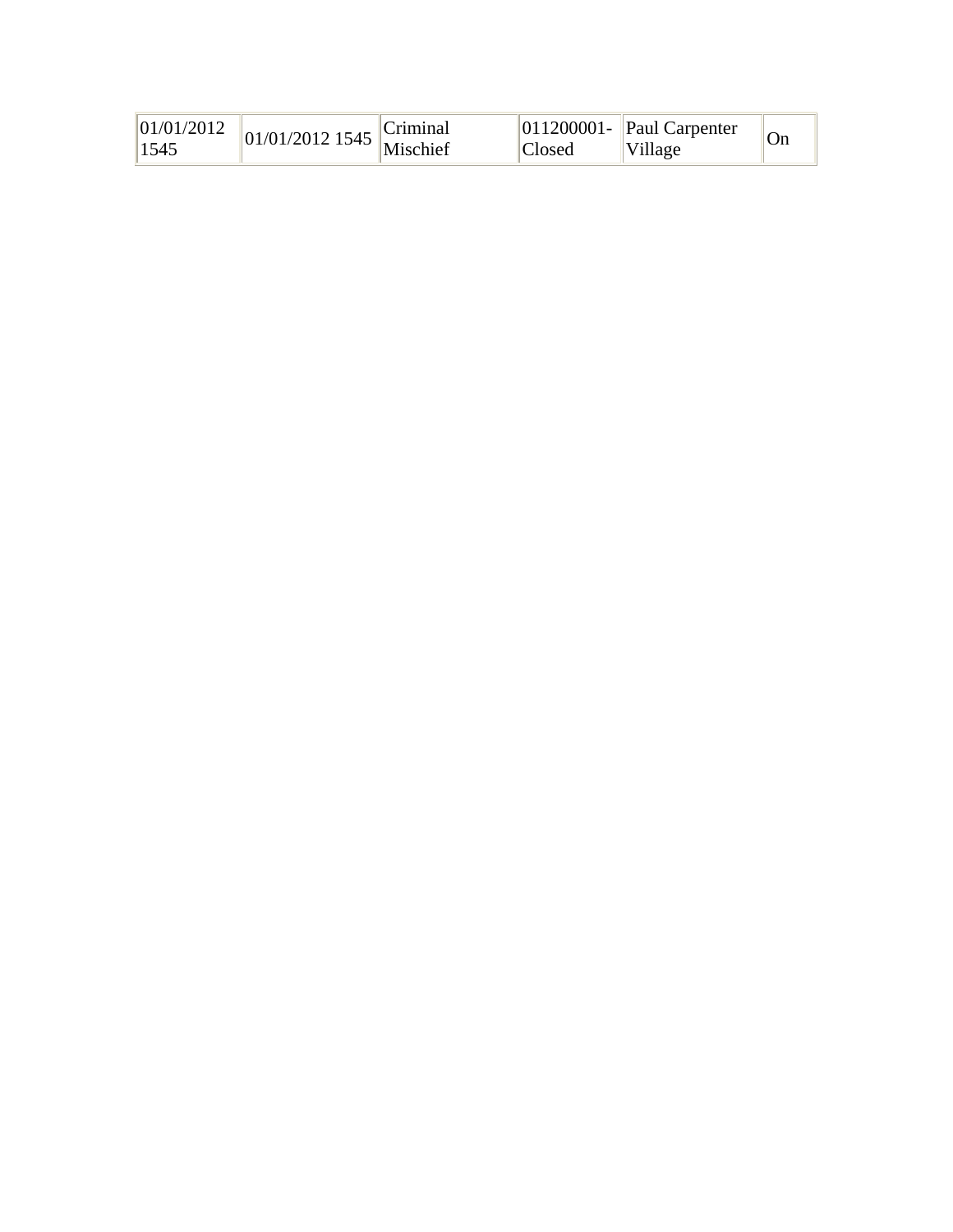| | | | | | |
|---|---|---|---|---|---|
| 01/01/2012 1545 | 01/01/2012 1545 | Criminal Mischief | 011200001- Closed | Paul Carpenter Village | On |